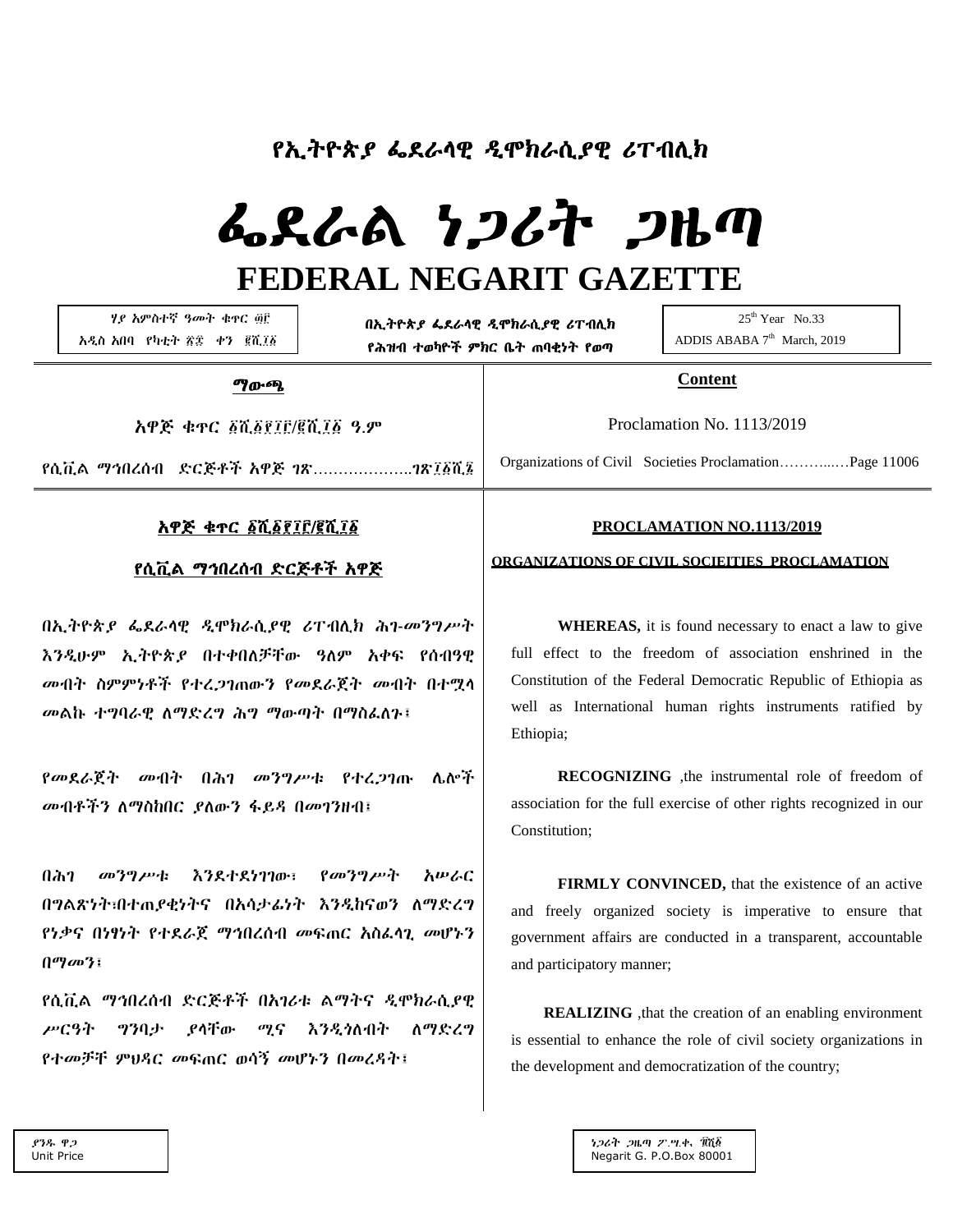# የኢትዮጵያ ፌደራላዊ ዲሞክራሲያዊ ሪፐብሊክ

# ፌደራል ነጋሪት ጋዜጣ

# FEDERAL NEGARIT GAZETTE

ሃያ አምስተኛ ዓመት ቁጥር ፴፫
አዲስ አበባ የካቲት ፳፰ ቀን ፪ሺ፲፩

በኢትዮጵያ ፌደራላዊ ዲሞክራሲያዊ ሪፐብሊክ
የሕዝብ ተወካዮች ምክር ቤት ጠባቂነት የወጣ

25th Year No.33
ADDIS ABABA 7th March, 2019

**ማውጫ**

አዋጅ ቁጥር ፩ሺ፩፻፲፫/፪ሺ፲፩ ዓ.ም

የሲቪል ማኅበረሰብ ድርጅቶች አዋጅ ገጽ………………..ገጽ፲፩ሺ፮

**Content**

Proclamation No. 1113/2019

Organizations of Civil Societies Proclamation………...…Page 11006

**አዋጅ ቁጥር ፩ሺ፩፻፲፫/፪ሺ፲፩**

**የሲቪል ማኅበረሰብ ድርጅቶች አዋጅ**

በኢትዮጵያ ፌደራላዊ ዲሞክራሲያዊ ሪፐብሊክ ሕገ-መንግሥት እንዲሁም ኢትዮጵያ በተቀበለቻቸው ዓለም አቀፍ የሰብዓዊ መብት ስምምነቶች የተረጋገጠውን የመደራጀት መብት በተሟላ መልኩ ተግባራዊ ለማድረግ ሕግ ማውጣት በማስፈለጉ፤

የመደራጀት መብት በሕገ መንግሥቱ የተረጋገጡ ሌሎች መብቶችን ለማስከበር ያለውን ፋይዳ በመገንዘብ፤

በሕገ መንግሥቱ እንደተደነገገው፣ የመንግሥት አሠራር በግልጽነት፣በተጠያቂነትና በአሳታፊነት እንዲከናወን ለማድረግ የነቃና በነፃነት የተደራጀ ማኅበረሰብ መፍጠር አስፈላጊ መሆኑን በማመን፤

የሲቪል ማኅበረሰብ ድርጅቶች በአገሪቱ ልማትና ዲሞክራሲያዊ ሥርዓት ግንባታ ያላቸው ሚና እንዲጎለብት ለማድረግ የተመቻቸ ምህዳር መፍጠር ወሳኝ መሆኑን በመረዳት፤

**PROCLAMATION NO.1113/2019**

**ORGANIZATIONS OF CIVIL SOCIEITIES PROCLAMATION**

**WHEREAS,** it is found necessary to enact a law to give full effect to the freedom of association enshrined in the Constitution of the Federal Democratic Republic of Ethiopia as well as International human rights instruments ratified by Ethiopia;

**RECOGNIZING** ,the instrumental role of freedom of association for the full exercise of other rights recognized in our Constitution;

**FIRMLY CONVINCED,** that the existence of an active and freely organized society is imperative to ensure that government affairs are conducted in a transparent, accountable and participatory manner;

**REALIZING** ,that the creation of an enabling environment is essential to enhance the role of civil society organizations in the development and democratization of the country;

ያንዱ ዋጋ
Unit Price

ነጋሪት ጋዜጣ ፖ.ሣ.ቁ. ፹ሺ፩
Negarit G. P.O.Box 80001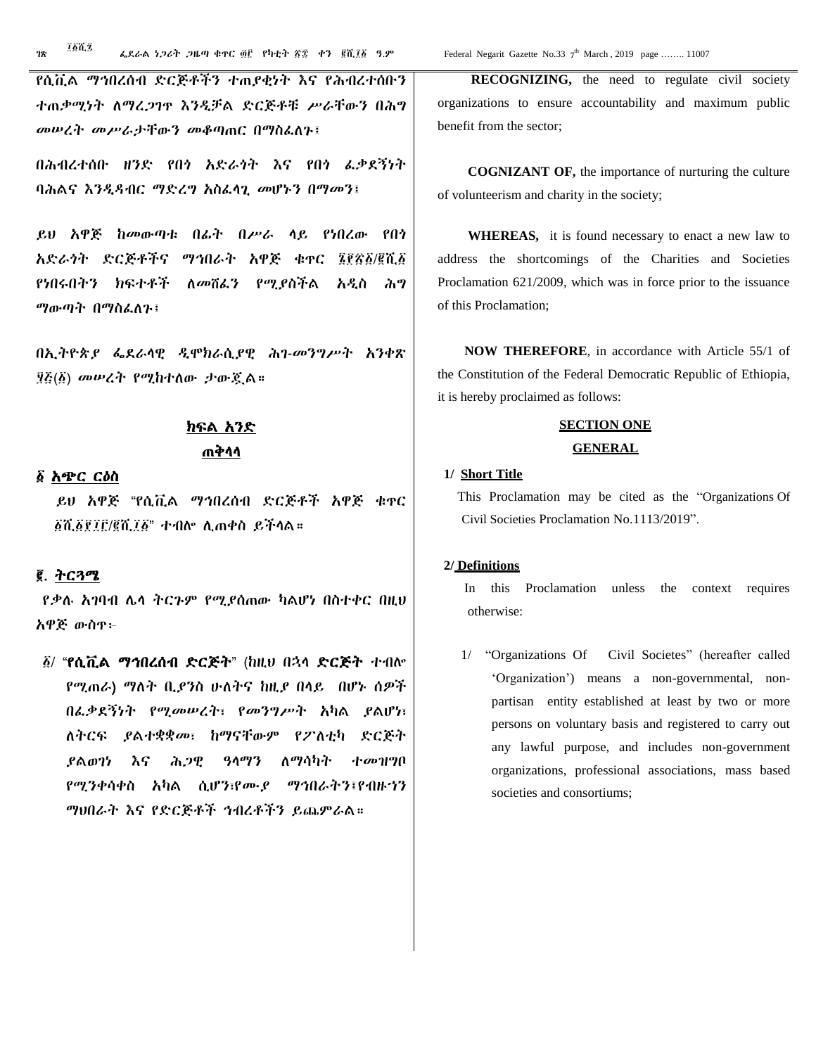የሲቪል ማኅበረሰብ ድርጅቶችን ተጠያቂነት እና የሕብረተሰቡን ተጠቃሚነት ለማረጋገጥ እንዲቻል ድርጅቶቹ ሥራቸውን በሕግ መሠረት መሥራታቸውን መቆጣጠር በማስፈለጉ፤

በሕብረተሰቡ ዘንድ የበጎ አድራጎት እና የበጎ ፈቃደኝነት ባሕልና እንዲዳብር ማድረግ አስፈላጊ መሆኑን በማመን፤

ይህ አዋጅ ከመውጣቱ በፊት በሥራ ላይ የነበረው የበጎ አድራጎት ድርጅቶችና ማኅበራት አዋጅ ቁጥር ፮፻፳፩/፪ሺ፩ የነበሩበትን ክፍተቶች ለመሸፈን የሚያስችል አዲስ ሕግ ማውጣት በማስፈለጉ፤

በኢትዮጵያ ፌደራላዊ ዲሞክራሲያዊ ሕገ-መንግሥት አንቀጽ ፶፭(፩) መሠረት የሚከተለው ታውጇል።

## ክፍል አንድ
## ጠቅላላ

**፩ አጭር ርዕስ**

ይህ አዋጅ "የሲቪል ማኅበረሰብ ድርጅቶች አዋጅ ቁጥር ፩ሺ፩፻፲፫/፪ሺ፲፩" ተብሎ ሊጠቀስ ይችላል።

**፪. ትርጓሜ**

የቃሉ አገባብ ሌላ ትርጉም የሚያሰጠው ካልሆነ በስተቀር በዚህ አዋጅ ውስጥ፦

፩/ "**የሲቪል ማኅበረሰብ ድርጅት**" (ከዚህ በኋላ **ድርጅት** ተብሎ የሚጠራ) ማለት ቢያንስ ሁለትና ከዚያ በላይ በሆኑ ሰዎች በፈቃደኝነት የሚመሠረት፣ የመንግሥት አካል ያልሆነ፣ ለትርፍ ያልተቋቋመ፣ ከማናቸውም የፖለቲካ ድርጅት ያልወገነ እና ሕጋዊ ዓላማን ለማሳካት ተመዝግቦ የሚንቀሳቀስ አካል ሲሆን፣የሙያ ማኅበራትን፣የብዙኀን ማህበራት እና የድርጅቶች ኅብረቶችን ይጨምራል።

**RECOGNIZING,** the need to regulate civil society organizations to ensure accountability and maximum public benefit from the sector;

**COGNIZANT OF,** the importance of nurturing the culture of volunteerism and charity in the society;

**WHEREAS,** it is found necessary to enact a new law to address the shortcomings of the Charities and Societies Proclamation 621/2009, which was in force prior to the issuance of this Proclamation;

**NOW THEREFORE**, in accordance with Article 55/1 of the Constitution of the Federal Democratic Republic of Ethiopia, it is hereby proclaimed as follows:

## SECTION ONE
## GENERAL

**1/ Short Title**

This Proclamation may be cited as the "Organizations Of Civil Societies Proclamation No.1113/2019".

**2/ Definitions**

In this Proclamation unless the context requires otherwise:

1/ "Organizations Of Civil Societes" (hereafter called 'Organization') means a non-governmental, non-partisan entity established at least by two or more persons on voluntary basis and registered to carry out any lawful purpose, and includes non-government organizations, professional associations, mass based societies and consortiums;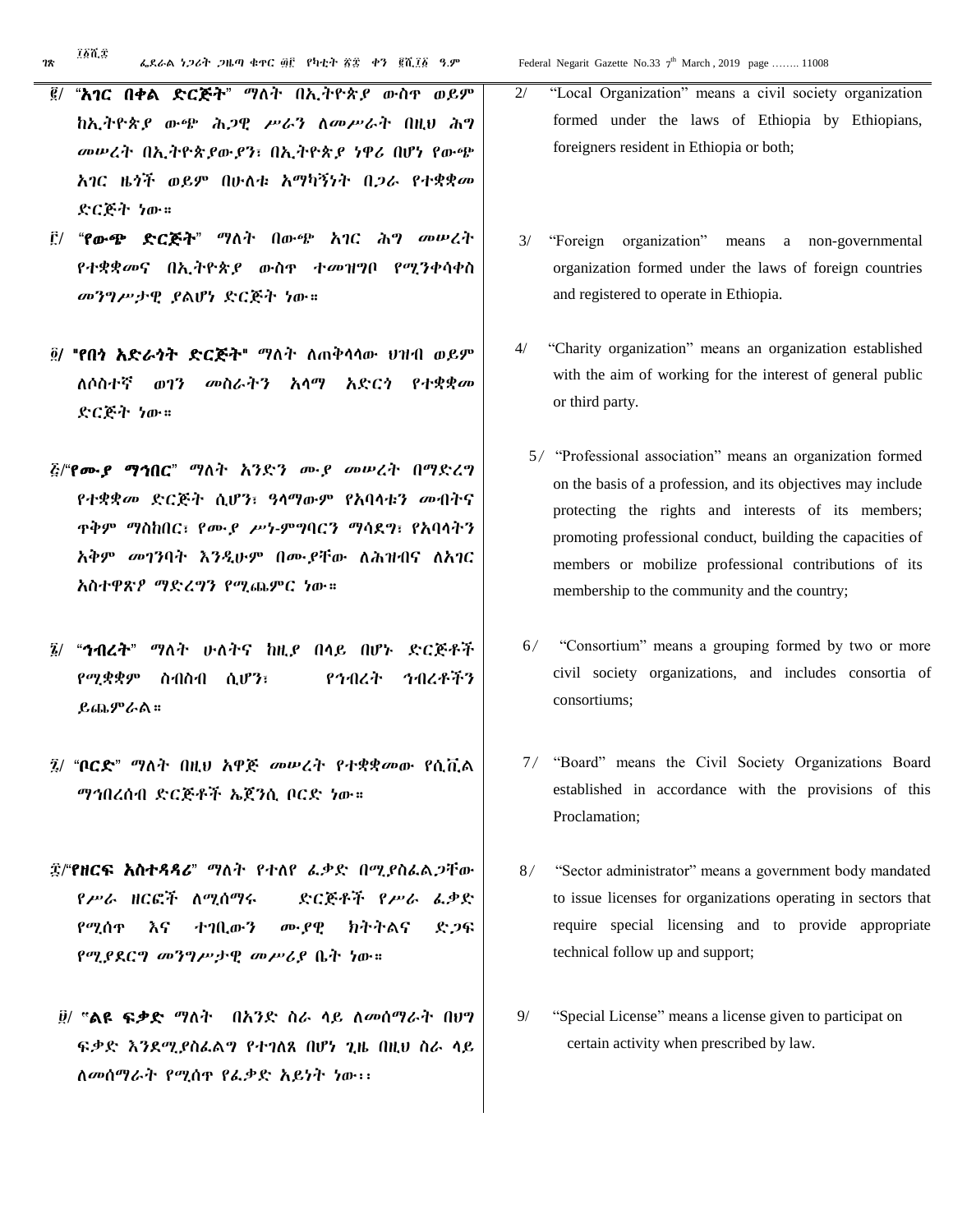፪/ "**አገር በቀል ድርጅት**" ማለት በኢትዮጵያ ውስጥ ወይም ከኢትዮጵያ ውጭ ሕጋዊ ሥራን ለመሥራት በዚህ ሕግ መሠረት በኢትዮጵያውያን፣ በኢትዮጵያ ነዋሪ በሆነ የውጭ አገር ዜጎች ወይም በሁለቱ አማካኝነት በጋራ የተቋቋመ ድርጅት ነው።

፫/ "**የውጭ ድርጅት**" ማለት በውጭ አገር ሕግ መሠረት የተቋቋመና በኢትዮጵያ ውስጥ ተመዝግቦ የሚንቀሳቀስ መንግሥታዊ ያልሆነ ድርጅት ነው።

፬/ "**የበጎ አድራጎት ድርጅት**" ማለት ለጠቅላላው ህዝብ ወይም ለሶስተኛ ወገን መስራትን አላማ አድርጎ የተቋቋመ ድርጅት ነው።

፭/"**የሙያ ማኅበር**" ማለት አንድን ሙያ መሠረት በማድረግ የተቋቋመ ድርጅት ሲሆን፣ ዓላማውም የአባላቱን መብትና ጥቅም ማስከበር፣ የሙያ ሥነ-ምግባርን ማሳደግ፣ የአባላትን አቅም መገንባት እንዲሁም በሙያቸው ለሕዝብና ለአገር አስተዋጽዖ ማድረግን የሚጨምር ነው።

፮/ "**ኅብረት**" ማለት ሁለትና ከዚያ በላይ በሆኑ ድርጅቶች የሚቋቋም ስብስብ ሲሆን፣ የኅብረት ኅብረቶችን ይጨምራል።

፯/ "**ቦርድ**" ማለት በዚህ አዋጅ መሠረት የተቋቋመው የሲቪል ማኅበረሰብ ድርጅቶች ኤጀንሲ ቦርድ ነው።

፰/"**የዘርፍ አስተዳዳሪ**" ማለት የተለየ ፈቃድ በሚያስፈልጋቸው የሥራ ዘርፎች ለሚሰማሩ ድርጅቶች የሥራ ፈቃድ የሚሰጥ እና ተገቢውን ሙያዊ ክትትልና ድጋፍ የሚያደርግ መንግሥታዊ መሥሪያ ቤት ነው።

፱/ "**ልዩ ፍቃድ** ማለት በአንድ ስራ ላይ ለመሰማራት በህግ ፍቃድ እንደሚያስፈልግ የተገለጸ በሆነ ጊዜ በዚህ ስራ ላይ ለመሰማራት የሚሰጥ የፈቃድ አይነት ነው፡፡

2/ "Local Organization" means a civil society organization formed under the laws of Ethiopia by Ethiopians, foreigners resident in Ethiopia or both;

3/ "Foreign organization" means a non-governmental organization formed under the laws of foreign countries and registered to operate in Ethiopia.

4/ "Charity organization" means an organization established with the aim of working for the interest of general public or third party.

5/ "Professional association" means an organization formed on the basis of a profession, and its objectives may include protecting the rights and interests of its members; promoting professional conduct, building the capacities of members or mobilize professional contributions of its membership to the community and the country;

6/ "Consortium" means a grouping formed by two or more civil society organizations, and includes consortia of consortiums;

7/ "Board" means the Civil Society Organizations Board established in accordance with the provisions of this Proclamation;

8/ "Sector administrator" means a government body mandated to issue licenses for organizations operating in sectors that require special licensing and to provide appropriate technical follow up and support;

9/ "Special License" means a license given to participat on certain activity when prescribed by law.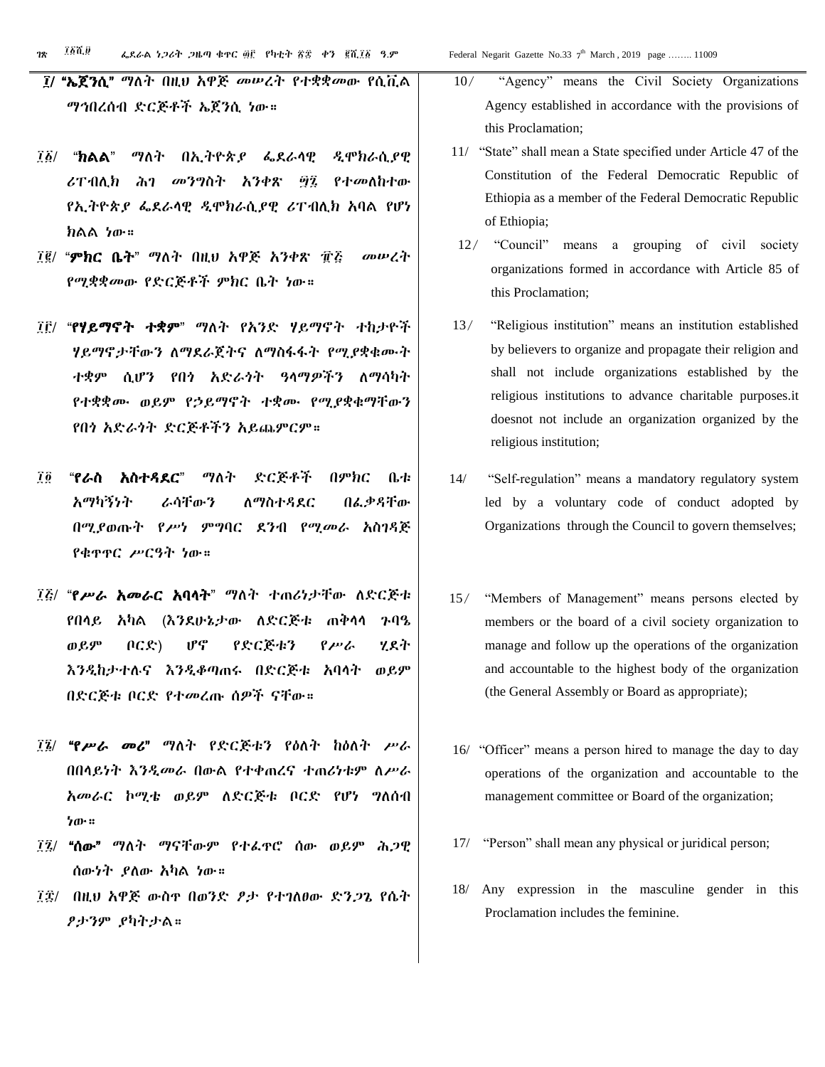፲/ **"ኤጀንሲ"** ማለት በዚህ አዋጅ መሠረት የተቋቋመው የሲቪል ማኅበረሰብ ድርጅቶች ኤጀንሲ ነው።

፲፩/ "**ክልል**" ማለት በኢትዮጵያ ፌደራላዊ ዲሞክራሲያዊ ሪፐብሊክ ሕገ መንግስት አንቀጽ ፵፯ የተመለከተው የኢትዮጵያ ፌደራላዊ ዲሞክራሲያዊ ሪፐብሊክ አባል የሆነ ክልል ነው።

፲፪/ "**ምክር ቤት**" ማለት በዚህ አዋጅ አንቀጽ ፹፭ መሠረት የሚቋቋመው የድርጅቶች ምክር ቤት ነው።

፲፫/ "**የሃይማኖት ተቋም**" ማለት የአንድ ሃይማኖት ተከታዮች ሃይማኖታቸውን ለማደራጀትና ለማስፋፋት የሚያቋቁሙት ተቋም ሲሆን የበጎ አድራጎት ዓላማዎችን ለማሳካት የተቋቋሙ ወይም የኃይማኖት ተቋሙ የሚያቋቁማቸውን የበጎ አድራጎት ድርጅቶችን አይጨምርም።

፲፬ "**የራስ አስተዳደር**" ማለት ድርጅቶች በምክር ቤቱ አማካኝነት ራሳቸውን ለማስተዳደር በፈቃዳቸው በሚያወጡት የሥነ ምግባር ደንብ የሚመራ አስገዳጅ የቁጥጥር ሥርዓት ነው።

፲፭/ "**የሥራ አመራር አባላት**" ማለት ተጠሪነታቸው ለድርጅቱ የበላይ አካል (እንደሁኔታው ለድርጅቱ ጠቅላላ ጉባዔ ወይም ቦርድ) ሆኖ የድርጅቱን የሥራ ሂደት እንዲከታተሉና እንዲቆጣጠሩ በድርጅቱ አባላት ወይም በድርጅቱ ቦርድ የተመረጡ ሰዎች ናቸው።

፲፮/ **"የሥራ መሪ"** ማለት የድርጅቱን የዕለት ከዕለት ሥራ በበላይነት እንዲመራ በውል የተቀጠረና ተጠሪነቱም ለሥራ አመራር ኮሚቴ ወይም ለድርጅቱ ቦርድ የሆነ ግለሰብ ነው።

፲፯/ **"ሰው"** ማለት ማናቸውም የተፈጥሮ ሰው ወይም ሕጋዊ ሰውነት ያለው አካል ነው።

፲፰/ በዚህ አዋጅ ውስጥ በወንድ ፆታ የተገለፀው ድንጋጌ የሴት ፆታንም ያካትታል።

10/ "Agency" means the Civil Society Organizations Agency established in accordance with the provisions of this Proclamation;

11/ "State" shall mean a State specified under Article 47 of the Constitution of the Federal Democratic Republic of Ethiopia as a member of the Federal Democratic Republic of Ethiopia;

12/ "Council" means a grouping of civil society organizations formed in accordance with Article 85 of this Proclamation;

13/ "Religious institution" means an institution established by believers to organize and propagate their religion and shall not include organizations established by the religious institutions to advance charitable purposes.it doesnot not include an organization organized by the religious institution;

14/ "Self-regulation" means a mandatory regulatory system led by a voluntary code of conduct adopted by Organizations through the Council to govern themselves;

15/ "Members of Management" means persons elected by members or the board of a civil society organization to manage and follow up the operations of the organization and accountable to the highest body of the organization (the General Assembly or Board as appropriate);

16/ "Officer" means a person hired to manage the day to day operations of the organization and accountable to the management committee or Board of the organization;

17/ "Person" shall mean any physical or juridical person;

18/ Any expression in the masculine gender in this Proclamation includes the feminine.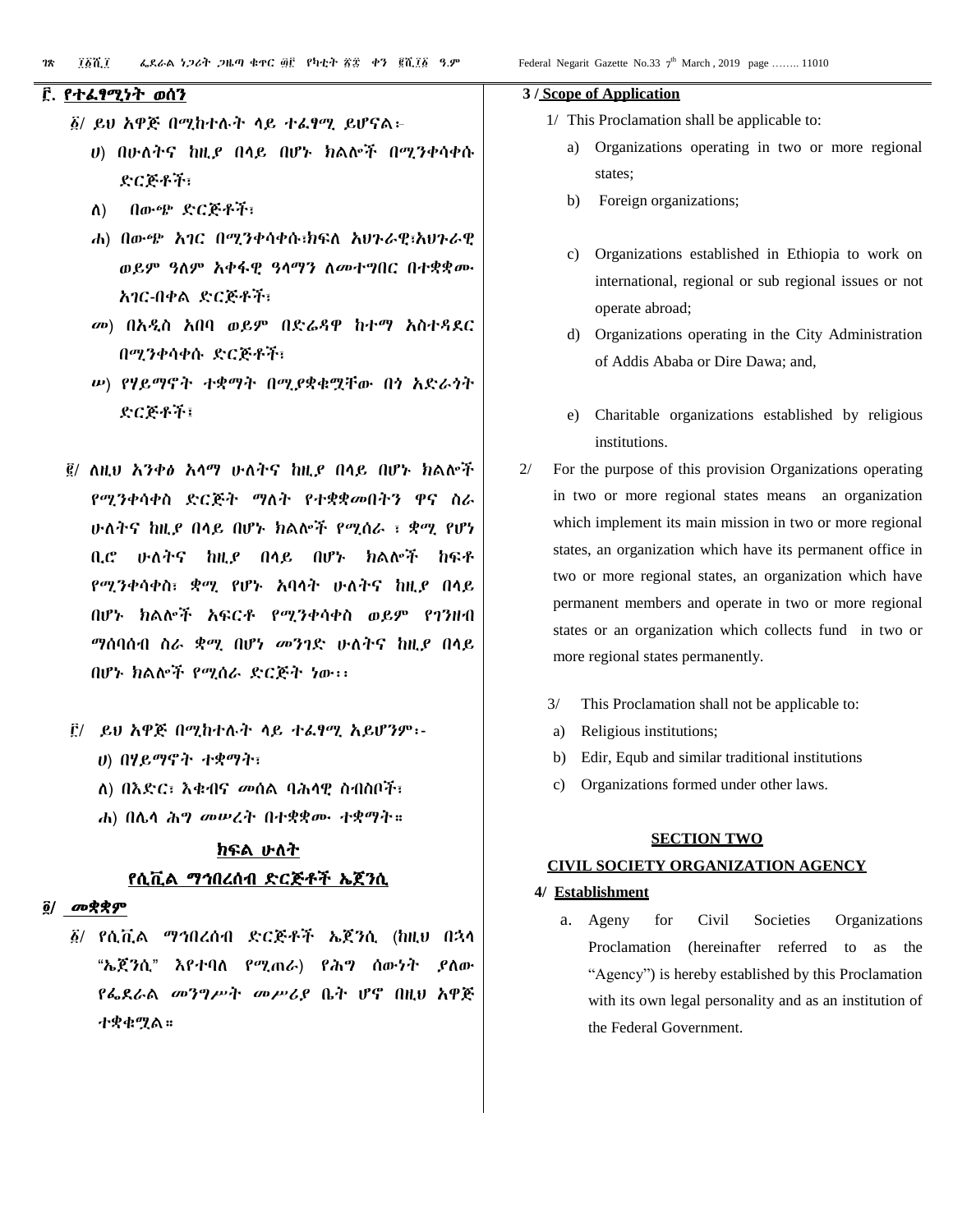## ፫. የተፈፃሚነት ወሰን

፩/ ይህ አዋጅ በሚከተሉት ላይ ተፈፃሚ ይሆናል፦

ሀ) በሁለትና ከዚያ በላይ በሆኑ ክልሎች በሚንቀሳቀሱ ድርጅቶች፣

ለ) በውጭ ድርጅቶች፣

ሐ) በውጭ አገር በሚንቀሳቀሱ፣ክፍለ አህጉራዊ፣አህጉራዊ ወይም ዓለም አቀፋዊ ዓላማን ለመተግበር በተቋቋሙ አገር-በቀል ድርጅቶች፣

መ) በአዲስ አበባ ወይም በድሬዳዋ ከተማ አስተዳደር በሚንቀሳቀሱ ድርጅቶች፣

ሠ) የሃይማኖት ተቋማት በሚያቋቁሟቸው በጎ አድራጎት ድርጅቶች፤

፪/ ለዚህ አንቀፅ አላማ ሁለትና ከዚያ በላይ በሆኑ ክልሎች የሚንቀሳቀስ ድርጅት ማለት የተቋቋመበትን ዋና ስራ ሁለትና ከዚያ በላይ በሆኑ ክልሎች የሚሰራ ፣ ቋሚ የሆነ ቢሮ ሁለትና ከዚያ በላይ በሆኑ ክልሎች ከፍቶ የሚንቀሳቀስ፣ ቋሚ የሆኑ አባላት ሁለትና ከዚያ በላይ በሆኑ ክልሎች አፍርቶ የሚንቀሳቀስ ወይም የገንዘብ ማሰባሰብ ስራ ቋሚ በሆነ መንገድ ሁለትና ከዚያ በላይ በሆኑ ክልሎች የሚሰራ ድርጅት ነው፡፡

፫/ ይህ አዋጅ በሚከተሉት ላይ ተፈፃሚ አይሆንም፡-

ሀ) በሃይማኖት ተቋማት፣

ለ) በእድር፣ እቁብና መሰል ባሕላዊ ስብስቦች፣

ሐ) በሌላ ሕግ መሠረት በተቋቋሙ ተቋማት።

## ክፍል ሁለት

## የሲቪል ማኅበረሰብ ድርጅቶች ኤጀንሲ

### ፬/ መቋቋም

፩/ የሲቪል ማኅበረሰብ ድርጅቶች ኤጀንሲ (ከዚህ በኋላ "ኤጀንሲ" እየተባለ የሚጠራ) የሕግ ሰውነት ያለው የፌደራል መንግሥት መሥሪያ ቤት ሆኖ በዚህ አዋጅ ተቋቁሟል።

---

### 3 / Scope of Application

1/ This Proclamation shall be applicable to:

a) Organizations operating in two or more regional states;

b) Foreign organizations;

c) Organizations established in Ethiopia to work on international, regional or sub regional issues or not operate abroad;

d) Organizations operating in the City Administration of Addis Ababa or Dire Dawa; and,

e) Charitable organizations established by religious institutions.

2/ For the purpose of this provision Organizations operating in two or more regional states means an organization which implement its main mission in two or more regional states, an organization which have its permanent office in two or more regional states, an organization which have permanent members and operate in two or more regional states or an organization which collects fund in two or more regional states permanently.

3/ This Proclamation shall not be applicable to:

a) Religious institutions;

b) Edir, Equb and similar traditional institutions

c) Organizations formed under other laws.

## SECTION TWO

## CIVIL SOCIETY ORGANIZATION AGENCY

### 4/ Establishment

a. Ageny for Civil Societies Organizations Proclamation (hereinafter referred to as the "Agency") is hereby established by this Proclamation with its own legal personality and as an institution of the Federal Government.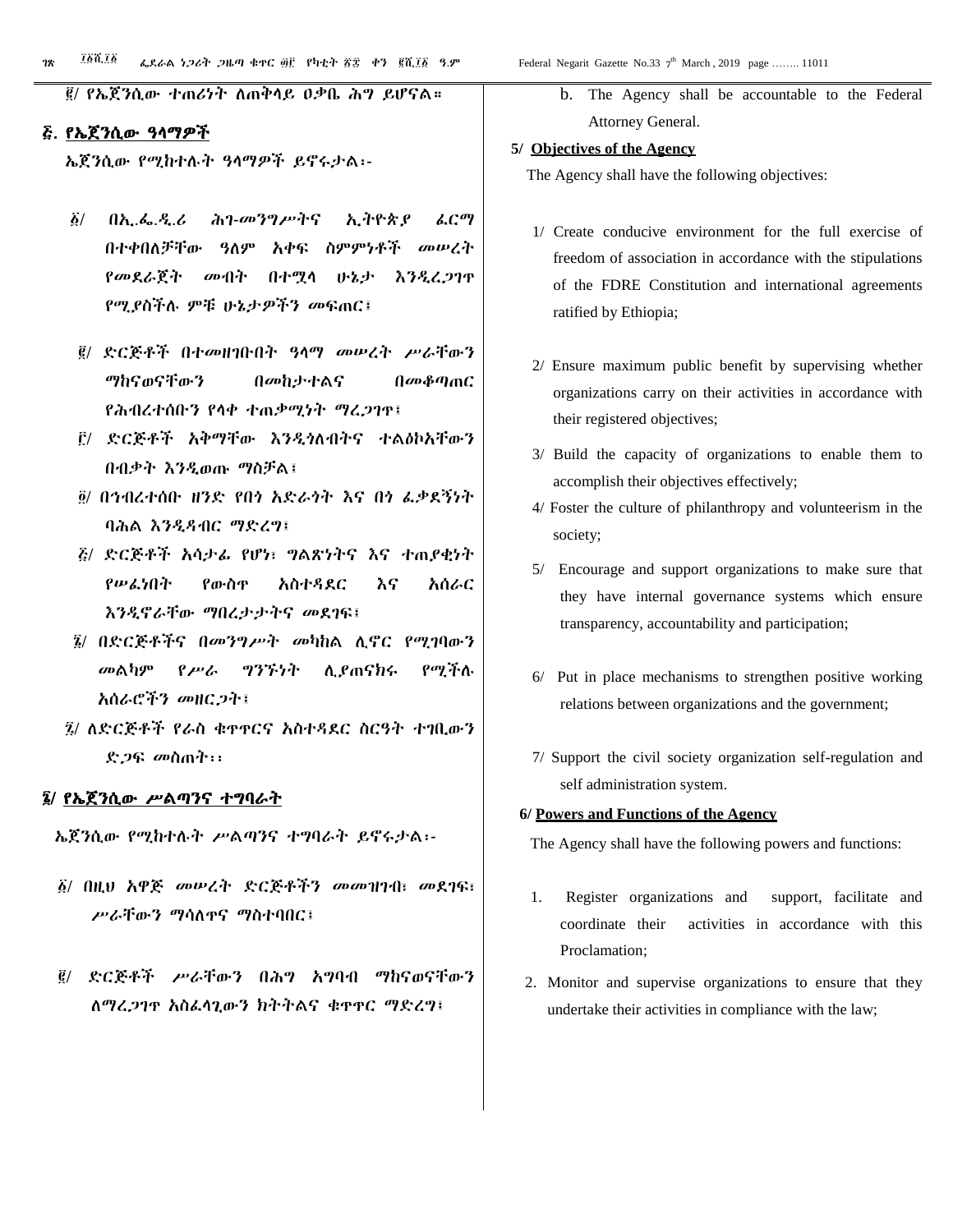፪/ የኤጀንሲው ተጠሪነት ለጠቅላይ ዐቃቤ ሕግ ይሆናል፡፡

## ፭. የኤጀንሲው ዓላማዎች

ኤጀንሲው የሚከተሉት ዓላማዎች ይኖሩታል፡-

፩/ በኢ.ፌ.ዲ.ሪ ሕገ-መንግሥትና ኢትዮጵያ ፈርማ በተቀበለቻቸው ዓለም አቀፍ ስምምነቶች መሠረት የመደራጀት መብት በተሟላ ሁኔታ እንዲረጋገጥ የሚያስችሉ ምቹ ሁኔታዎችን መፍጠር፤

፪/ ድርጅቶች በተመዘገቡበት ዓላማ መሠረት ሥራቸውን ማከናወናቸውን በመከታተልና በመቆጣጠር የሕብረተሰቡን የላቀ ተጠቃሚነት ማረጋገጥ፤

፫/ ድርጅቶች አቅማቸው እንዲጎለብትና ተልዕኮአቸውን በብቃት እንዲወጡ ማስቻል፤

፬/ በኅብረተሰቡ ዘንድ የበጎ አድራጎት እና በጎ ፈቃደኝነት ባሕል እንዲዳብር ማድረግ፤

፭/ ድርጅቶች አሳታፊ የሆነ፣ ግልጽነትና እና ተጠያቂነት የሠፈነበት የውስጥ አስተዳደር እና አሰራር እንዲኖራቸው ማበረታታትና መደገፍ፤

፮/ በድርጅቶችና በመንግሥት መካከል ሊኖር የሚገባውን መልካም የሥራ ግንኙነት ሊያጠናክሩ የሚችሉ አሰራሮችን መዘርጋት፤

፯/ ለድርጅቶች የራስ ቁጥጥርና አስተዳደር ስርዓት ተገቢውን ድጋፍ መስጠት፡፡

## ፮/ የኤጀንሲው ሥልጣንና ተግባራት

ኤጀንሲው የሚከተሉት ሥልጣንና ተግባራት ይኖሩታል፡-

፩/ በዚህ አዋጅ መሠረት ድርጅቶችን መመዝገብ፣ መደገፍ፣ ሥራቸውን ማሳለጥና ማስተባበር፤

፪/ ድርጅቶች ሥራቸውን በሕግ አግባብ ማከናወናቸውን ለማረጋገጥ አስፈላጊውን ክትትልና ቁጥጥር ማድረግ፤

b. The Agency shall be accountable to the Federal Attorney General.

## 5/ Objectives of the Agency

The Agency shall have the following objectives:

1/ Create conducive environment for the full exercise of freedom of association in accordance with the stipulations of the FDRE Constitution and international agreements ratified by Ethiopia;

2/ Ensure maximum public benefit by supervising whether organizations carry on their activities in accordance with their registered objectives;

3/ Build the capacity of organizations to enable them to accomplish their objectives effectively;

4/ Foster the culture of philanthropy and volunteerism in the society;

5/ Encourage and support organizations to make sure that they have internal governance systems which ensure transparency, accountability and participation;

6/ Put in place mechanisms to strengthen positive working relations between organizations and the government;

7/ Support the civil society organization self-regulation and self administration system.

## 6/ Powers and Functions of the Agency

The Agency shall have the following powers and functions:

1. Register organizations and support, facilitate and coordinate their activities in accordance with this Proclamation;

2. Monitor and supervise organizations to ensure that they undertake their activities in compliance with the law;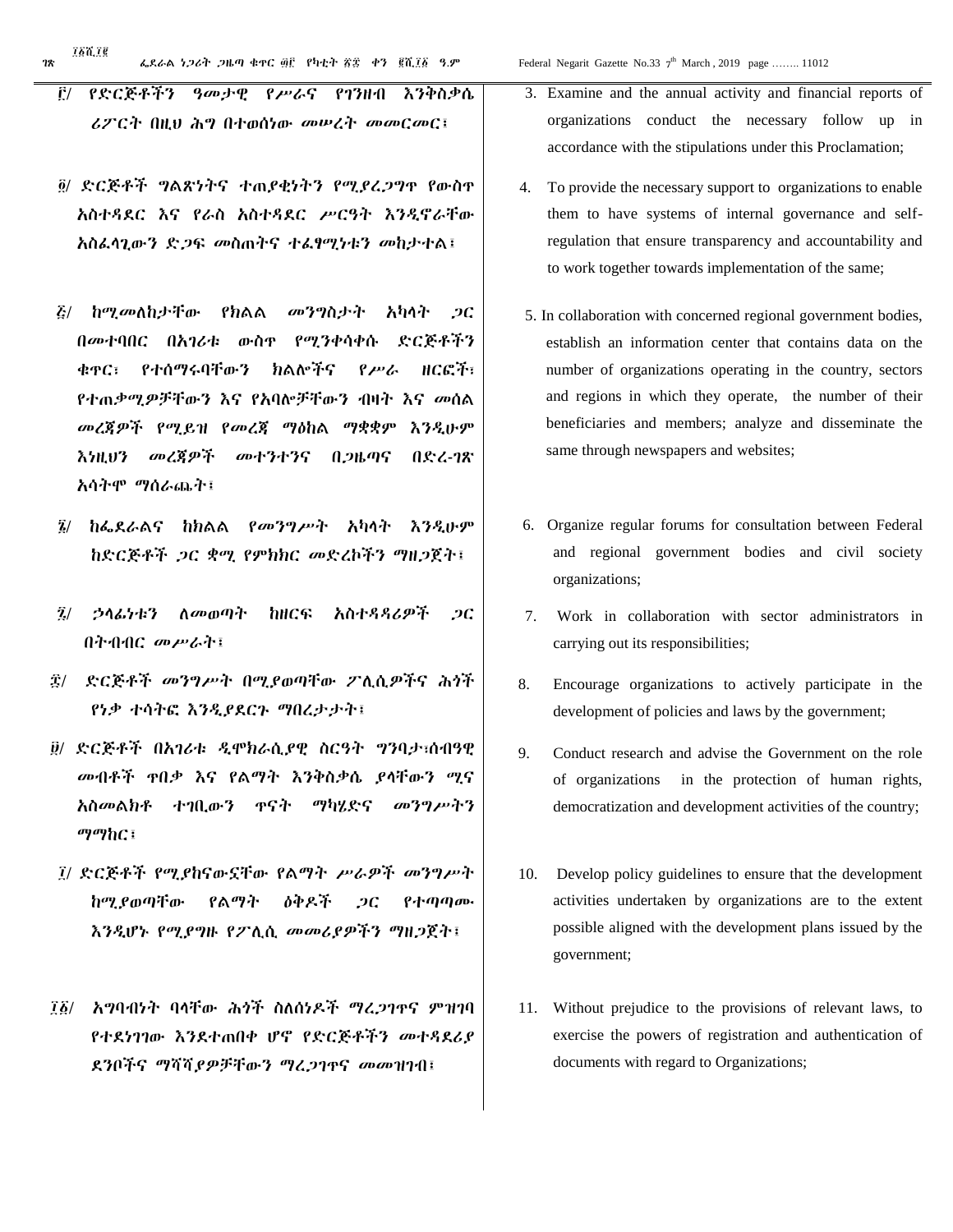፫/ የድርጅቶችን ዓመታዊ የሥራና የገንዘብ እንቅስቃሴ ሪፖርት በዚህ ሕግ በተወሰነው መሠረት መመርመር፣

፬/ ድርጅቶች ግልጽነትና ተጠያቂነትን የሚያረጋግጥ የውስጥ አስተዳደር እና የራስ አስተዳደር ሥርዓት እንዲኖራቸው አስፈላጊውን ድጋፍ መስጠትና ተፈፃሚነቱን መከታተል፣

፭/ ከሚመለከታቸው የክልል መንግስታት አካላት ጋር በመተባበር በአገሪቱ ውስጥ የሚንቀሳቀሱ ድርጅቶችን ቁጥር፣ የተሰማሩባቸውን ክልሎችና የሥራ ዘርፎች፣ የተጠቃሚዎቻቸውን እና የአባሎቻቸውን ብዛት እና መሰል መረጃዎች የሚይዝ የመረጃ ማዕከል ማቋቋም እንዲሁም እነዚህን መረጃዎች መተንተንና በጋዜጣና በድረ-ገጽ አሳትሞ ማሰራጨት፣

፮/ ከፌደራልና ከክልል የመንግሥት አካላት እንዲሁም ከድርጅቶች ጋር ቋሚ የምክክር መድረኮችን ማዘጋጀት፣

፯/ ኃላፊነቱን ለመወጣት ከዘርፍ አስተዳዳሪዎች ጋር በትብብር መሥራት፣

፰/ ድርጅቶች መንግሥት በሚያወጣቸው ፖሊሲዎችና ሕጎች የነቃ ተሳትፎ እንዲያደርጉ ማበረታታት፣

፱/ ድርጅቶች በአገሪቱ ዲሞክራሲያዊ ስርዓት ግንባታ፣ሰብዓዊ መብቶች ጥበቃ እና የልማት እንቅስቃሴ ያላቸውን ሚና አስመልክቶ ተገቢውን ጥናት ማካሄድና መንግሥትን ማማከር፣

፲/ ድርጅቶች የሚያከናውኗቸው የልማት ሥራዎች መንግሥት ከሚያወጣቸው የልማት ዕቅዶች ጋር የተጣጣሙ እንዲሆኑ የሚያግዙ የፖሊሲ መመሪያዎችን ማዘጋጀት፣

፲፩/ አግባብነት ባላቸው ሕጎች ስለሰነዶች ማረጋገጥና ምዝገባ የተደነገገው እንደተጠበቀ ሆኖ የድርጅቶችን መተዳደሪያ ደንቦችና ማሻሻያዎቻቸውን ማረጋገጥና መመዝገብ፣

3. Examine and the annual activity and financial reports of organizations conduct the necessary follow up in accordance with the stipulations under this Proclamation;

4. To provide the necessary support to organizations to enable them to have systems of internal governance and self-regulation that ensure transparency and accountability and to work together towards implementation of the same;

5. In collaboration with concerned regional government bodies, establish an information center that contains data on the number of organizations operating in the country, sectors and regions in which they operate, the number of their beneficiaries and members; analyze and disseminate the same through newspapers and websites;

6. Organize regular forums for consultation between Federal and regional government bodies and civil society organizations;

7. Work in collaboration with sector administrators in carrying out its responsibilities;

8. Encourage organizations to actively participate in the development of policies and laws by the government;

9. Conduct research and advise the Government on the role of organizations in the protection of human rights, democratization and development activities of the country;

10. Develop policy guidelines to ensure that the development activities undertaken by organizations are to the extent possible aligned with the development plans issued by the government;

11. Without prejudice to the provisions of relevant laws, to exercise the powers of registration and authentication of documents with regard to Organizations;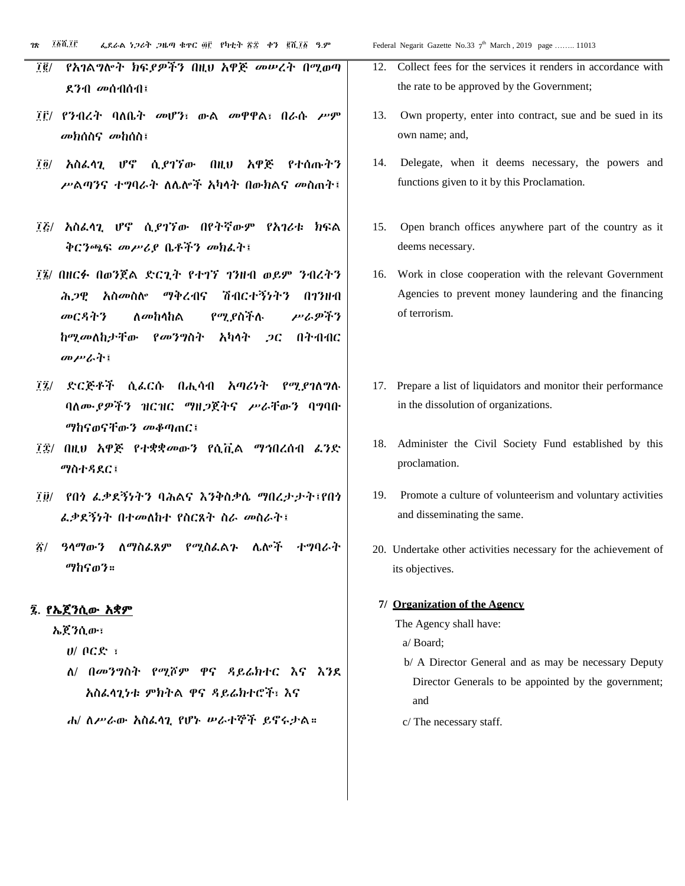፲፪/ የአገልግሎት ክፍያዎችን በዚህ አዋጅ መሠረት በሚወጣ ደንብ መሰብሰብ፤

፲፫/ የንብረት ባለቤት መሆን፣ ውል መዋዋል፣ በራሱ ሥም መክሰስና መከሰስ፤

፲፬/ አስፈላጊ ሆኖ ሲያገኘው በዚህ አዋጅ የተሰጡትን ሥልጣንና ተግባራት ለሌሎች አካላት በውክልና መስጠት፤

፲፭/ አስፈላጊ ሆኖ ሲያገኘው በየትኛውም የአገሪቱ ክፍል ቅርንጫፍ መሥሪያ ቤቶችን መክፈት፤

፲፮/ በዘርፉ በወንጀል ድርጊት የተገኘ ገንዘብ ወይም ንብረትን ሕጋዊ አስመስሎ ማቅረብና ሽብርተኝነትን በገንዘብ መርዳትን ለመከላከል የሚያስችሉ ሥራዎችን ከሚመለከታቸው የመንግስት አካላት ጋር በትብብር መሥራት፤

፲፯/ ድርጅቶች ሲፈርሱ በሒሳብ አጣሪነት የሚያገለግሉ ባለሙያዎችን ዝርዝር ማዘጋጀትና ሥራቸውን ባግባቡ ማከናወናቸውን መቆጣጠር፤

፲፰/ በዚህ አዋጅ የተቋቋመውን የሲቪል ማኅበረሰብ ፈንድ ማስተዳደር፤

፲፱/ የበጎ ፈቃደኝነትን ባሕልና እንቅስቃሴ ማበረታታት፤የበጎ ፈቃደኝነት በተመለከተ የስርጸት ስራ መስራት፤

፳/ ዓላማውን ለማስፈጸም የሚያስፈልጉ ሌሎች ተግባራት ማከናወን።

**፯. የኤጀንሲው አቋም**

ኤጀንሲው፣

ሀ/ ቦርድ ፤

ለ/ በመንግስት የሚሾም ዋና ዳይሬክተር እና እንደ አስፈላጊነቱ ምክትል ዋና ዳይሬክተሮች፣ እና

ሐ/ ለሥራው አስፈላጊ የሆኑ ሠራተኞች ይኖሩታል።

12. Collect fees for the services it renders in accordance with the rate to be approved by the Government;

13. Own property, enter into contract, sue and be sued in its own name; and,

14. Delegate, when it deems necessary, the powers and functions given to it by this Proclamation.

15. Open branch offices anywhere part of the country as it deems necessary.

16. Work in close cooperation with the relevant Government Agencies to prevent money laundering and the financing of terrorism.

17. Prepare a list of liquidators and monitor their performance in the dissolution of organizations.

18. Administer the Civil Society Fund established by this proclamation.

19. Promote a culture of volunteerism and voluntary activities and disseminating the same.

20. Undertake other activities necessary for the achievement of its objectives.

**7/ Organization of the Agency**

The Agency shall have:

a/ Board;

b/ A Director General and as may be necessary Deputy Director Generals to be appointed by the government; and

c/ The necessary staff.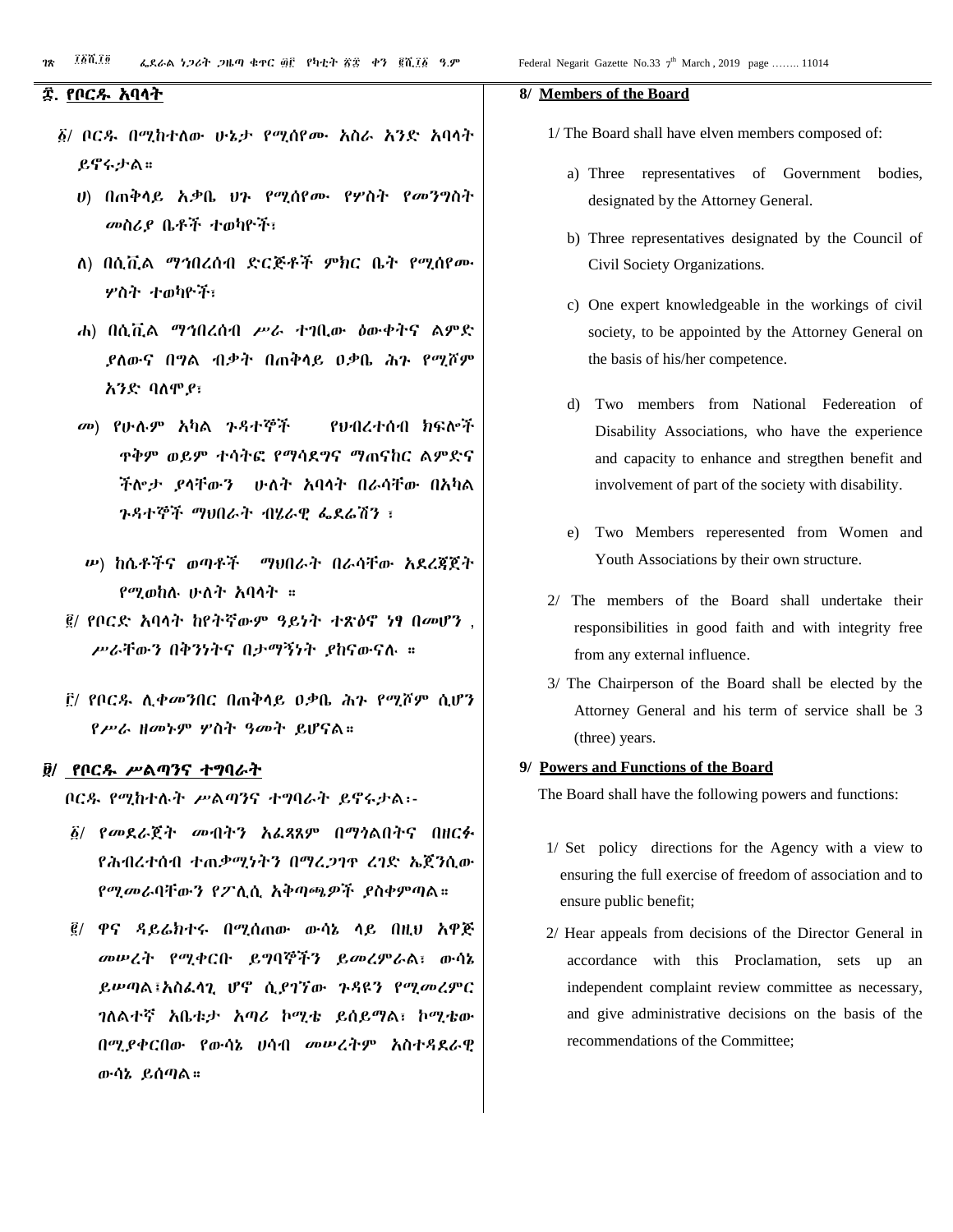## ፰. የቦርዱ አባላት

፩/ ቦርዱ በሚከተለው ሁኔታ የሚሰየሙ አስራ አንድ አባላት ይኖሩታል።

ሀ) በጠቅላይ አቃቤ ህጉ የሚሰየሙ የሦስት የመንግስት መስሪያ ቤቶች ተወካዮች፣

ለ) በሲቪል ማኅበረሰብ ድርጅቶች ምክር ቤት የሚሰየሙ ሦስት ተወካዮች፣

ሐ) በሲቪል ማኅበረሰብ ሥራ ተገቢው ዕውቀትና ልምድ ያለውና በግል ብቃት በጠቅላይ ዐቃቤ ሕጉ የሚሾም አንድ ባለሞያ፣

መ) የሁሉም አካል ጉዳተኞች የህብረተሰብ ክፍሎች ጥቅም ወይም ተሳትፎ የማሳደግና ማጠናከር ልምድና ችሎታ ያላቸውን ሁለት አባላት በራሳቸው በአካል ጉዳተኞች ማህበራት ብሄራዊ ፌደሬሽን ፣

ሠ) ከሴቶችና ወጣቶች ማህበራት በራሳቸው አደረጃጀት የሚወከሉ ሁለት አባላት ።

፪/ የቦርድ አባላት ከየትኛውም ዓይነት ተጽዕኖ ነፃ በመሆን ፣ ሥራቸውን በቅንነትና በታማኝነት ያከናውናሉ ።

፫/ የቦርዱ ሊቀመንበር በጠቅላይ ዐቃቤ ሕጉ የሚሾም ሲሆን የሥራ ዘመኑም ሦስት ዓመት ይሆናል።

## ፱/ የቦርዱ ሥልጣንና ተግባራት

ቦርዱ የሚከተሉት ሥልጣንና ተግባራት ይኖሩታል፡-

፩/ የመደራጀት መብትን አፈጻጸም በማጎልበትና በዘርፉ የሕብረተሰብ ተጠቃሚነትን በማረጋገጥ ረገድ ኤጀንሲው የሚመራባቸውን የፖሊሲ አቅጣጫዎች ያስቀምጣል።

፪/ ዋና ዳይሬክተሩ በሚሰጠው ውሳኔ ላይ በዚህ አዋጅ መሠረት የሚቀርቡ ይግባኞችን ይመረምራል፣ ውሳኔ ይሠጣል፤አስፈላጊ ሆኖ ሲያገኘው ጉዳዩን የሚመረምር ገለልተኛ አቤቱታ አጣሪ ኮሚቴ ይሰይማል፣ ኮሚቴው በሚያቀርበው የውሳኔ ሀሳብ መሠረትም አስተዳደራዊ ውሳኔ ይሰጣል።

## 8/ Members of the Board

1/ The Board shall have elven members composed of:

a) Three representatives of Government bodies, designated by the Attorney General.

b) Three representatives designated by the Council of Civil Society Organizations.

c) One expert knowledgeable in the workings of civil society, to be appointed by the Attorney General on the basis of his/her competence.

d) Two members from National Federeation of Disability Associations, who have the experience and capacity to enhance and stregthen benefit and involvement of part of the society with disability.

e) Two Members reperesented from Women and Youth Associations by their own structure.

2/ The members of the Board shall undertake their responsibilities in good faith and with integrity free from any external influence.

3/ The Chairperson of the Board shall be elected by the Attorney General and his term of service shall be 3 (three) years.

## 9/ Powers and Functions of the Board

The Board shall have the following powers and functions:

1/ Set policy directions for the Agency with a view to ensuring the full exercise of freedom of association and to ensure public benefit;

2/ Hear appeals from decisions of the Director General in accordance with this Proclamation, sets up an independent complaint review committee as necessary, and give administrative decisions on the basis of the recommendations of the Committee;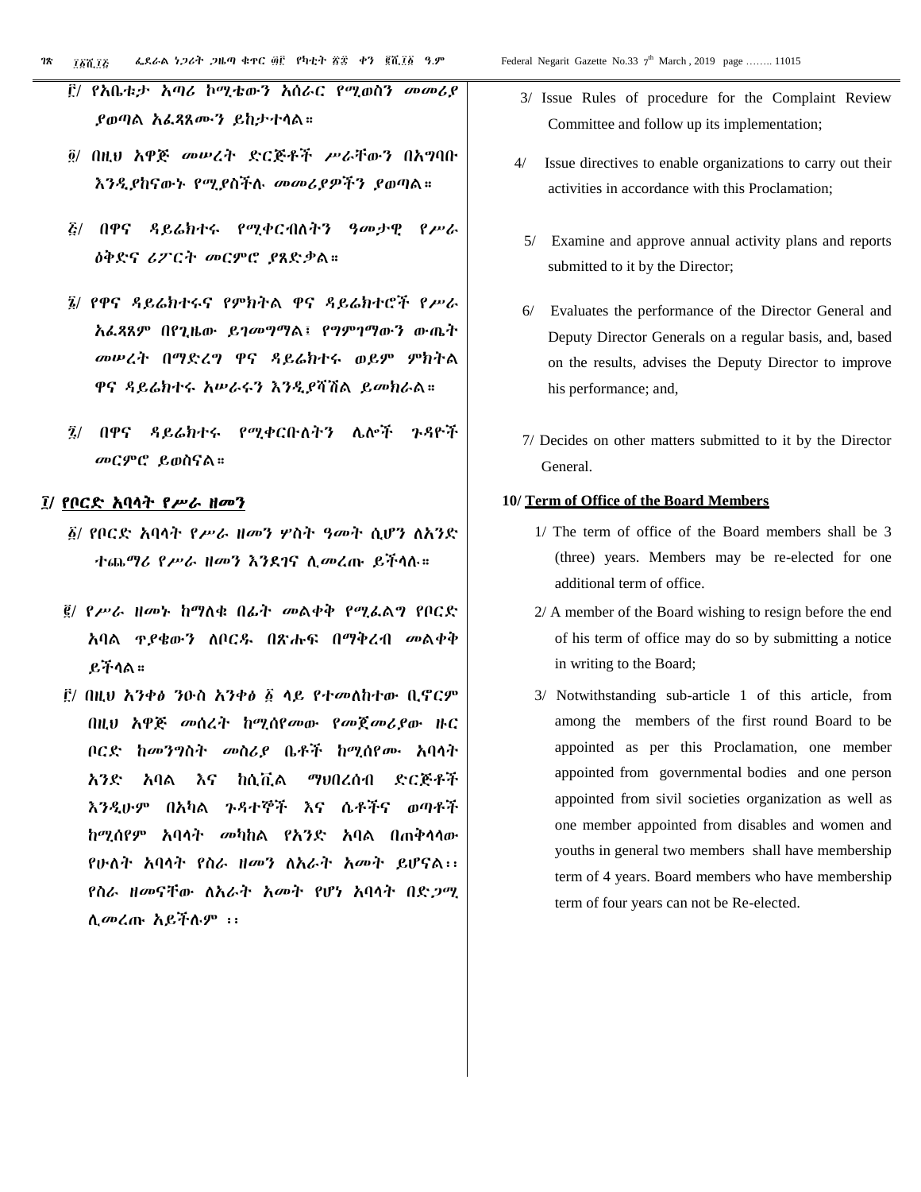፫/ የአቤቱታ አጣሪ ኮሚቴውን አሰራር የሚወስን መመሪያ ያወጣል አፈጻጸሙን ይከታተላል።

፬/ በዚህ አዋጅ መሠረት ድርጅቶች ሥራቸውን በአግባቡ እንዲያከናውኑ የሚያስችሉ መመሪያዎችን ያወጣል።

፭/ በዋና ዳይሬክተሩ የሚቀርብለትን ዓመታዊ የሥራ ዕቅድና ሪፖርት መርምሮ ያጸድቃል።

፮/ የዋና ዳይሬክተሩና የምክትል ዋና ዳይሬክተሮች የሥራ አፈጻጸም በየጊዜው ይገመግማል፣ የግምገማውን ውጤት መሠረት በማድረግ ዋና ዳይሬክተሩ ወይም ምክትል ዋና ዳይሬክተሩ አሠራሩን እንዲያሻሽል ይመክራል።

፯/ በዋና ዳይሬክተሩ የሚቀርቡለትን ሌሎች ጉዳዮች መርምሮ ይወስናል።

**፲/ የቦርድ አባላት የሥራ ዘመን**

፩/ የቦርድ አባላት የሥራ ዘመን ሦስት ዓመት ሲሆን ለአንድ ተጨማሪ የሥራ ዘመን እንደገና ሊመረጡ ይችላሉ።

፪/ የሥራ ዘመኑ ከማለቁ በፊት መልቀቅ የሚፈልግ የቦርድ አባል ጥያቄውን ለቦርዱ በጽሑፍ በማቅረብ መልቀቅ ይችላል።

፫/ በዚህ አንቀፅ ንዑስ አንቀፅ ፩ ላይ የተመለከተው ቢኖርም በዚህ አዋጅ መሰረት ከሚሰየመው የመጀመሪያው ዙር ቦርድ ከመንግስት መስሪያ ቤቶች ከሚሰየሙ አባላት አንድ አባል እና ከሲቪል ማህበረሰብ ድርጅቶች እንዲሁም በአካል ጉዳተኞች እና ሴቶችና ወጣቶች ከሚሰየም አባላት መካከል የአንድ አባል በጠቅላላው የሁለት አባላት የስራ ዘመን ለአራት አመት ይሆናል፡፡ የስራ ዘመናቸው ለአራት አመት የሆነ አባላት በድጋሚ ሊመረጡ አይችሉም ፡፡

3/ Issue Rules of procedure for the Complaint Review Committee and follow up its implementation;

4/ Issue directives to enable organizations to carry out their activities in accordance with this Proclamation;

5/ Examine and approve annual activity plans and reports submitted to it by the Director;

6/ Evaluates the performance of the Director General and Deputy Director Generals on a regular basis, and, based on the results, advises the Deputy Director to improve his performance; and,

7/ Decides on other matters submitted to it by the Director General.

**10/ Term of Office of the Board Members**

1/ The term of office of the Board members shall be 3 (three) years. Members may be re-elected for one additional term of office.

2/ A member of the Board wishing to resign before the end of his term of office may do so by submitting a notice in writing to the Board;

3/ Notwithstanding sub-article 1 of this article, from among the members of the first round Board to be appointed as per this Proclamation, one member appointed from governmental bodies and one person appointed from sivil societies organization as well as one member appointed from disables and women and youths in general two members shall have membership term of 4 years. Board members who have membership term of four years can not be Re-elected.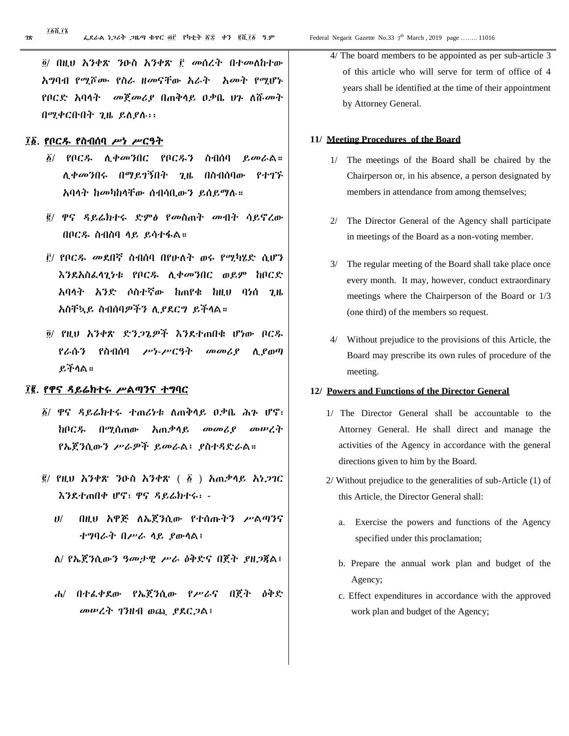፬/ በዚህ አንቀጽ ንዑስ አንቀጽ ፫ መሰረት በተመለከተው አግባብ የሚሾሙ የስራ ዘመናቸው አራት አመት የሚሆኑ የቦርድ አባላት መጀመሪያ በጠቅላይ ዐቃቤ ህጉ ለሹመት በሚቀርቡበት ጊዜ ይለያሉ፡፡

## ፲፩. የቦርዱ የስብሰባ ሥነ ሥርዓት

፩/ የቦርዱ ሊቀመንበር የቦርዱን ስብሰባ ይመራል። ሊቀመንበሩ በማይገኝበት ጊዜ በስብሰባው የተገኙ አባላት ከመካከላቸው ሰብሳቢውን ይሰይማሉ።

፪/ ዋና ዳይሬክተሩ ድምፅ የመስጠት መብት ሳይኖረው በቦርዱ ስብሰባ ላይ ይሳተፋል።

፫/ የቦርዱ መደበኛ ስብሰባ በየሁለት ወሩ የሚካሄድ ሲሆን እንደአስፈላጊነቱ የቦርዱ ሊቀመንበር ወይም ከቦርድ አባላት አንድ ሶስተኛው ከጠየቁ ከዚህ ባነሰ ጊዜ አስቸኳይ ስብሰባዎችን ሊያደርግ ይችላል።

፬/ የዚህ አንቀጽ ድንጋጌዎች እንደተጠበቁ ሆነው ቦርዱ የራሱን የስብሰባ ሥነ-ሥርዓት መመሪያ ሊያወጣ ይችላል።

## ፲፪. የዋና ዳይሬክተሩ ሥልጣንና ተግባር

፩/ ዋና ዳይሬክተሩ ተጠሪነቱ ለጠቅላይ ዐቃቤ ሕጉ ሆኖ፣ ከቦርዱ በሚሰጠው አጠቃላይ መመሪያ መሠረት የኤጀንሲውን ሥራዎች ይመራል፣ ያስተዳድራል።

፪/ የዚህ አንቀጽ ንዑስ አንቀጽ ( ፩ ) አጠቃላይ አነጋገር እንደተጠበቀ ሆኖ፣ ዋና ዳይሬክተሩ፡ -

ሀ/ በዚህ አዋጅ ለኤጀንሲው የተሰጡትን ሥልጣንና ተግባራት በሥራ ላይ ያውላል፣

ለ/ የኤጀንሲውን ዓመታዊ ሥራ ዕቅድና በጀት ያዘጋጃል፣

ሐ/ በተፈቀደው የኤጀንሲው የሥራና በጀት ዕቅድ መሠረት ገንዘብ ወጪ ያደርጋል፣

4/ The board members to be appointed as per sub-article 3 of this article who will serve for term of office of 4 years shall be identified at the time of their appointment by Attorney General.

## 11/ Meeting Procedures of the Board

1/ The meetings of the Board shall be chaired by the Chairperson or, in his absence, a person designated by members in attendance from among themselves;

2/ The Director General of the Agency shall participate in meetings of the Board as a non-voting member.

3/ The regular meeting of the Board shall take place once every month. It may, however, conduct extraordinary meetings where the Chairperson of the Board or 1/3 (one third) of the members so request.

4/ Without prejudice to the provisions of this Article, the Board may prescribe its own rules of procedure of the meeting.

## 12/ Powers and Functions of the Director General

1/ The Director General shall be accountable to the Attorney General. He shall direct and manage the activities of the Agency in accordance with the general directions given to him by the Board.

2/ Without prejudice to the generalities of sub-Article (1) of this Article, the Director General shall:

a. Exercise the powers and functions of the Agency specified under this proclamation;

b. Prepare the annual work plan and budget of the Agency;

c. Effect expenditures in accordance with the approved work plan and budget of the Agency;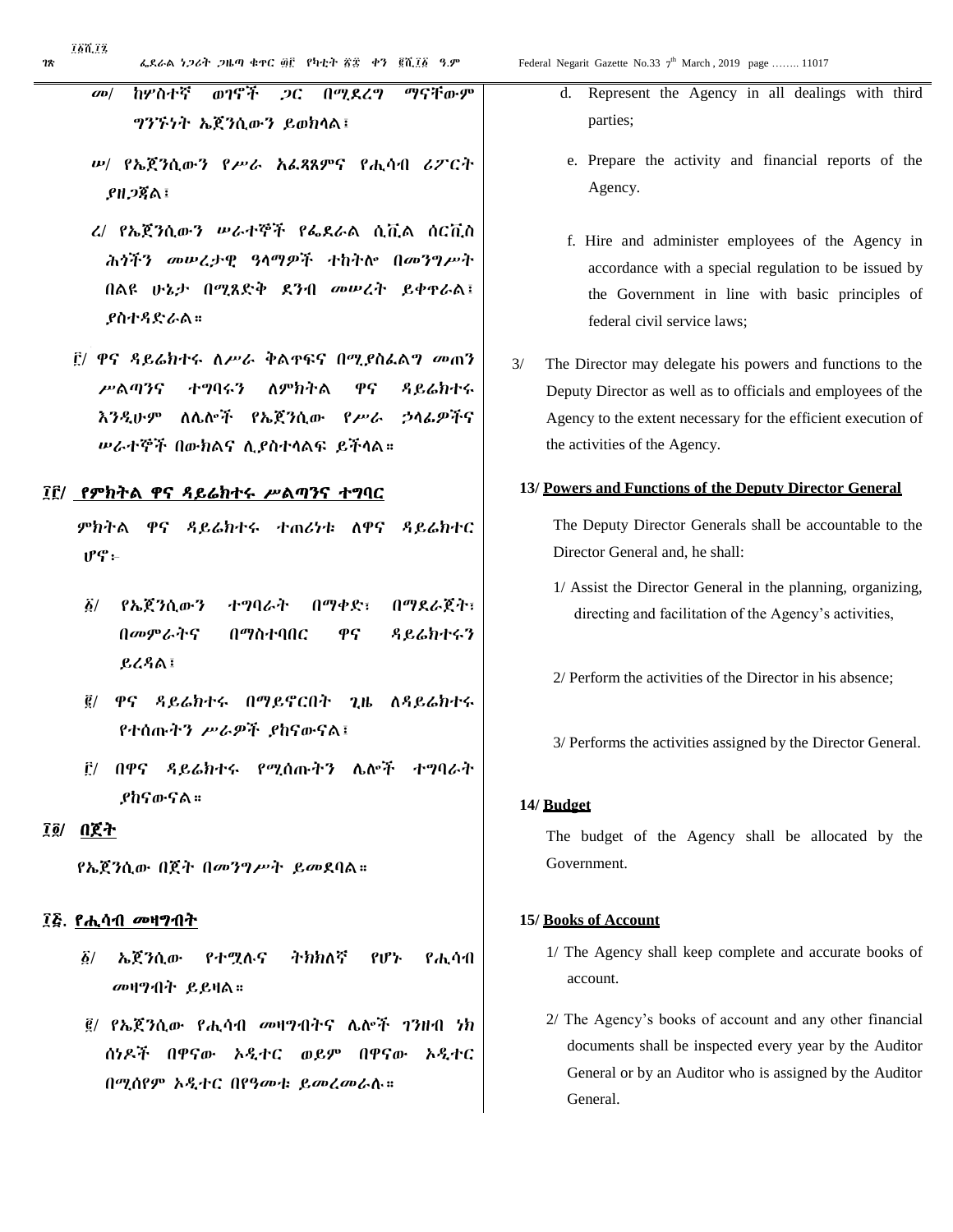መ/ ከሦስተኛ ወገኖች ጋር በሚደረግ ማናቸውም ግንኙነት ኤጀንሲውን ይወክላል፤

ሠ/ የኤጀንሲውን የሥራ አፈጻጸምና የሒሳብ ሪፖርት ያዘጋጃል፤

ረ/ የኤጀንሲውን ሠራተኞች የፌደራል ሲቪል ሰርቪስ ሕጎችን መሠረታዊ ዓላማዎች ተከትሎ በመንግሥት በልዩ ሁኔታ በሚጸድቅ ደንብ መሠረት ይቀጥራል፤ ያስተዳድራል።

፫/ ዋና ዳይሬክተሩ ለሥራ ቅልጥፍና በሚያስፈልግ መጠን ሥልጣንና ተግባሩን ለምክትል ዋና ዳይሬክተሩ እንዲሁም ለሌሎች የኤጀንሲው የሥራ ኃላፊዎችና ሠራተኞች በውክልና ሊያስተላልፍ ይችላል።

## ፲፫/ የምክትል ዋና ዳይሬክተሩ ሥልጣንና ተግባር

ምክትል ዋና ዳይሬክተሩ ተጠሪነቱ ለዋና ዳይሬክተር ሆኖ፡-

፩/ የኤጀንሲውን ተግባራት በማቀድ፣ በማደራጀት፣ በመምራትና በማስተባበር ዋና ዳይሬክተሩን ይረዳል፤

፪/ ዋና ዳይሬክተሩ በማይኖርበት ጊዜ ለዳይሬክተሩ የተሰጡትን ሥራዎች ያከናውናል፤

፫/ በዋና ዳይሬክተሩ የሚሰጡትን ሌሎች ተግባራት ያከናውናል።

## ፲፬/ በጀት

የኤጀንሲው በጀት በመንግሥት ይመደባል።

## ፲፭. የሒሳብ መዛግብት

፩/ ኤጀንሲው የተሟሉና ትክክለኛ የሆኑ የሒሳብ መዛግብት ይይዛል።

፪/ የኤጀንሲው የሒሳብ መዛግብትና ሌሎች ገንዘብ ነክ ሰነዶች በዋናው ኦዲተር ወይም በዋናው ኦዲተር በሚሰየም ኦዲተር በየዓመቱ ይመረመራሉ።

d. Represent the Agency in all dealings with third parties;

e. Prepare the activity and financial reports of the Agency.

f. Hire and administer employees of the Agency in accordance with a special regulation to be issued by the Government in line with basic principles of federal civil service laws;

3/ The Director may delegate his powers and functions to the Deputy Director as well as to officials and employees of the Agency to the extent necessary for the efficient execution of the activities of the Agency.

## 13/ Powers and Functions of the Deputy Director General

The Deputy Director Generals shall be accountable to the Director General and, he shall:

1/ Assist the Director General in the planning, organizing, directing and facilitation of the Agency's activities,

2/ Perform the activities of the Director in his absence;

3/ Performs the activities assigned by the Director General.

## 14/ Budget

The budget of the Agency shall be allocated by the Government.

## 15/ Books of Account

1/ The Agency shall keep complete and accurate books of account.

2/ The Agency's books of account and any other financial documents shall be inspected every year by the Auditor General or by an Auditor who is assigned by the Auditor General.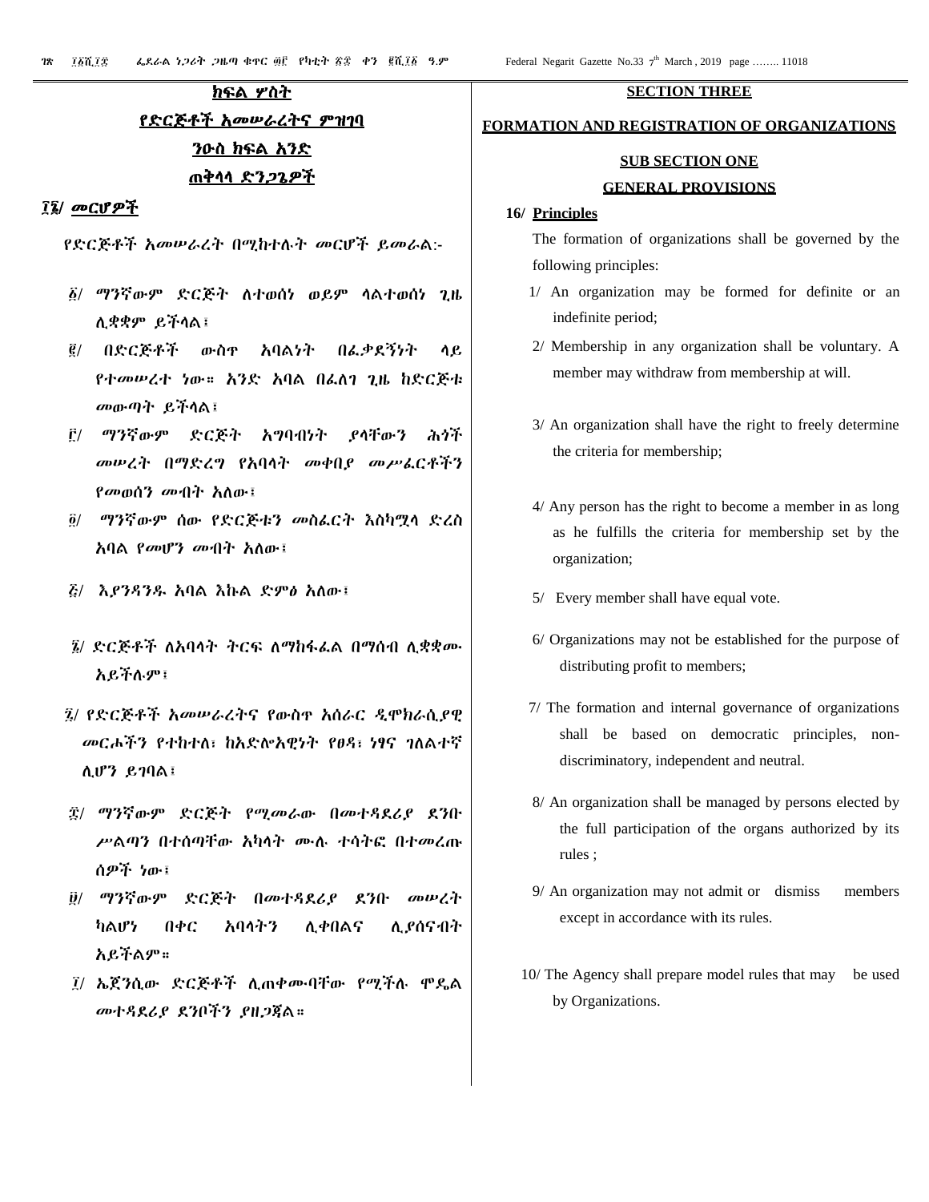## ክፍል ሦስት

## የድርጅቶች አመሠራረትና ምዝገባ

### ንዑስ ክፍል አንድ

### ጠቅላላ ድንጋጌዎች

**፲፮/ መርሆዎች**

የድርጅቶች አመሠራረት በሚከተሉት መርሆች ይመራል:-

፩/ ማንኛውም ድርጅት ለተወሰነ ወይም ላልተወሰነ ጊዜ ሊቋቋም ይችላል፤

፪/ በድርጅቶች ውስጥ አባልነት በፈቃደኝነት ላይ የተመሠረተ ነው። አንድ አባል በፈለገ ጊዜ ከድርጅቱ መውጣት ይችላል፤

፫/ ማንኛውም ድርጅት አግባብነት ያላቸውን ሕጎች መሠረት በማድረግ የአባላት መቀበያ መሥፈርቶችን የመወሰን መብት አለው፤

፬/ ማንኛውም ሰው የድርጅቱን መስፈርት እስካሟላ ድረስ አባል የመሆን መብት አለው፤

፭/ እያንዳንዱ አባል እኩል ድምፅ አለው፤

፮/ ድርጅቶች ለአባላት ትርፍ ለማከፋፈል በማሰብ ሊቋቋሙ አይችሉም፤

፯/ የድርጅቶች አመሠራረትና የውስጥ አሰራር ዲሞክራሲያዊ መርሖችን የተከተለ፣ ከአድሎአዊነት የፀዳ፣ ነፃና ገለልተኛ ሊሆን ይገባል፤

፰/ ማንኛውም ድርጅት የሚመራው በመተዳደሪያ ደንቡ ሥልጣን በተሰጣቸው አካላት ሙሉ ተሳትፎ በተመረጡ ሰዎች ነው፤

፱/ ማንኛውም ድርጅት በመተዳደሪያ ደንቡ መሠረት ካልሆነ በቀር አባላትን ሊቀበልና ሊያሰናብት አይችልም።

፲/ ኤጀንሲው ድርጅቶች ሊጠቀሙባቸው የሚችሉ ሞዴል መተዳደሪያ ደንቦችን ያዘጋጃል።

## SECTION THREE

## FORMATION AND REGISTRATION OF ORGANIZATIONS

### SUB SECTION ONE

### GENERAL PROVISIONS

**16/ Principles**

The formation of organizations shall be governed by the following principles:

1/ An organization may be formed for definite or an indefinite period;

2/ Membership in any organization shall be voluntary. A member may withdraw from membership at will.

3/ An organization shall have the right to freely determine the criteria for membership;

4/ Any person has the right to become a member in as long as he fulfills the criteria for membership set by the organization;

5/ Every member shall have equal vote.

6/ Organizations may not be established for the purpose of distributing profit to members;

7/ The formation and internal governance of organizations shall be based on democratic principles, non-discriminatory, independent and neutral.

8/ An organization shall be managed by persons elected by the full participation of the organs authorized by its rules ;

9/ An organization may not admit or dismiss members except in accordance with its rules.

10/ The Agency shall prepare model rules that may be used by Organizations.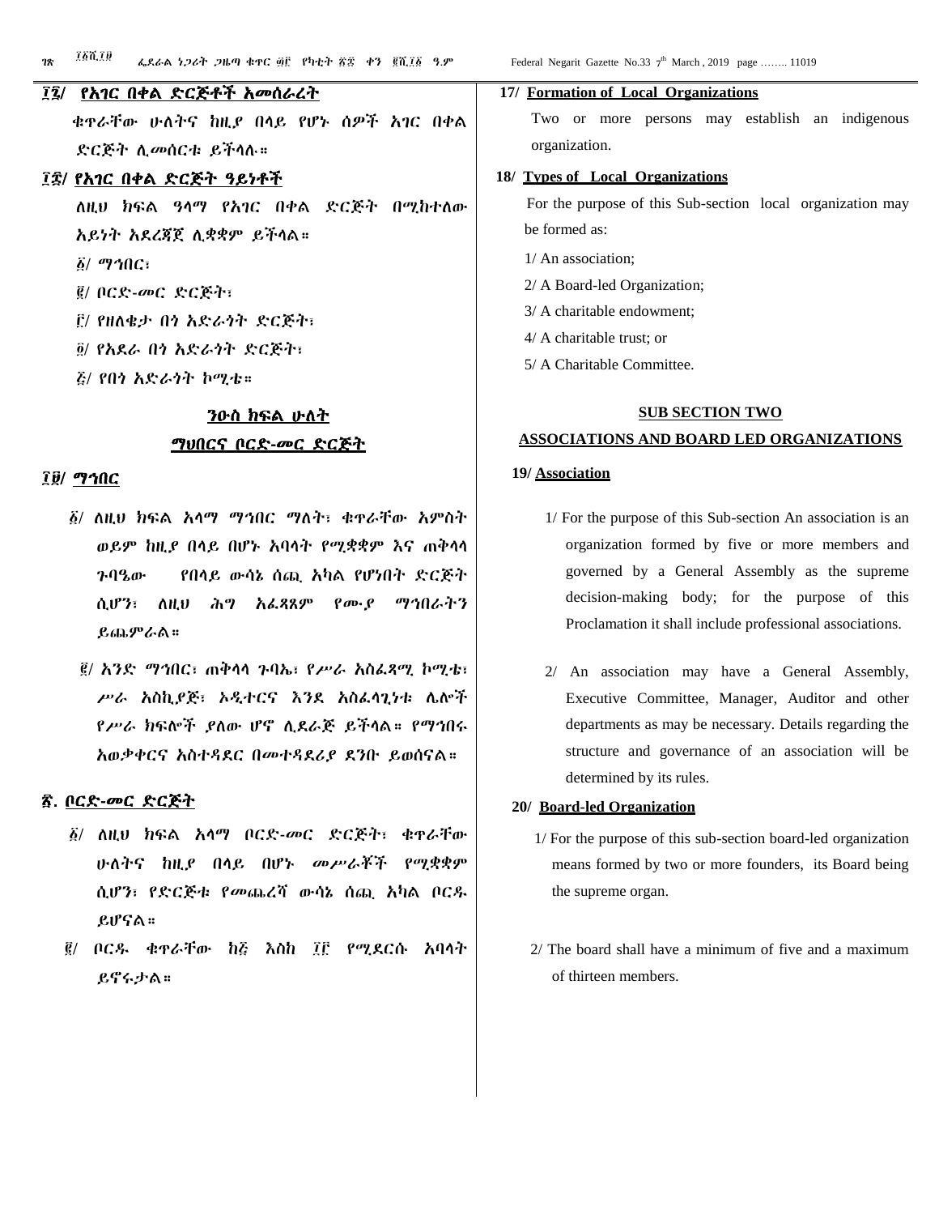## ፲፯/ የአገር በቀል ድርጅቶች አመሰራረት

ቁጥራቸው ሁለትና ከዚያ በላይ የሆኑ ሰዎች አገር በቀል ድርጅት ሊመሰርቱ ይችላሉ።

## ፲፰/ የአገር በቀል ድርጅት ዓይነቶች

ለዚህ ክፍል ዓላማ የአገር በቀል ድርጅት በሚከተለው አይነት አደረጃጀት ሊቋቋም ይችላል።

፩/ ማኅበር፣

፪/ ቦርድ-መር ድርጅት፣

፫/ የዘለቄታ በጎ አድራጎት ድርጅት፣

፬/ የአደራ በጎ አድራጎት ድርጅት፣

፭/ የበጎ አድራጎት ኮሚቴ።

## ንዑስ ክፍል ሁለት
## ማህበርና ቦርድ-መር ድርጅት

## ፲፱/ ማኅበር

፩/ ለዚህ ክፍል አላማ ማኅበር ማለት፣ ቁጥራቸው አምስት ወይም ከዚያ በላይ በሆኑ አባላት የሚቋቋም እና ጠቅላላ ጉባዔው የበላይ ውሳኔ ሰጪ አካል የሆነበት ድርጅት ሲሆን፣ ለዚህ ሕግ አፈጻጸም የሙያ ማኅበራትን ይጨምራል።

፪/ አንድ ማኅበር፣ ጠቅላላ ጉባኤ፣ የሥራ አስፈጻሚ ኮሚቴ፣ ሥራ አስኪያጅ፣ ኦዲተርና እንደ አስፈላጊነቱ ሌሎች የሥራ ክፍሎች ያለው ሆኖ ሊደራጅ ይችላል። የማኅበሩ አወቃቀርና አስተዳደር በመተዳደሪያ ደንቡ ይወሰናል።

## ፳. ቦርድ-መር ድርጅት

፩/ ለዚህ ክፍል አላማ ቦርድ-መር ድርጅት፣ ቁጥራቸው ሁለትና ከዚያ በላይ በሆኑ መሥራቾች የሚቋቋም ሲሆን፣ የድርጅቱ የመጨረሻ ውሳኔ ሰጪ አካል ቦርዱ ይሆናል።

፪/ ቦርዱ ቁጥራቸው ከ፭ እስከ ፲፫ የሚደርሱ አባላት ይኖሩታል።

## 17/ Formation of Local Organizations

Two or more persons may establish an indigenous organization.

## 18/ Types of Local Organizations

For the purpose of this Sub-section local organization may be formed as:

1/ An association;

2/ A Board-led Organization;

3/ A charitable endowment;

4/ A charitable trust; or

5/ A Charitable Committee.

## SUB SECTION TWO
## ASSOCIATIONS AND BOARD LED ORGANIZATIONS

## 19/ Association

1/ For the purpose of this Sub-section An association is an organization formed by five or more members and governed by a General Assembly as the supreme decision-making body; for the purpose of this Proclamation it shall include professional associations.

2/ An association may have a General Assembly, Executive Committee, Manager, Auditor and other departments as may be necessary. Details regarding the structure and governance of an association will be determined by its rules.

## 20/ Board-led Organization

1/ For the purpose of this sub-section board-led organization means formed by two or more founders, its Board being the supreme organ.

2/ The board shall have a minimum of five and a maximum of thirteen members.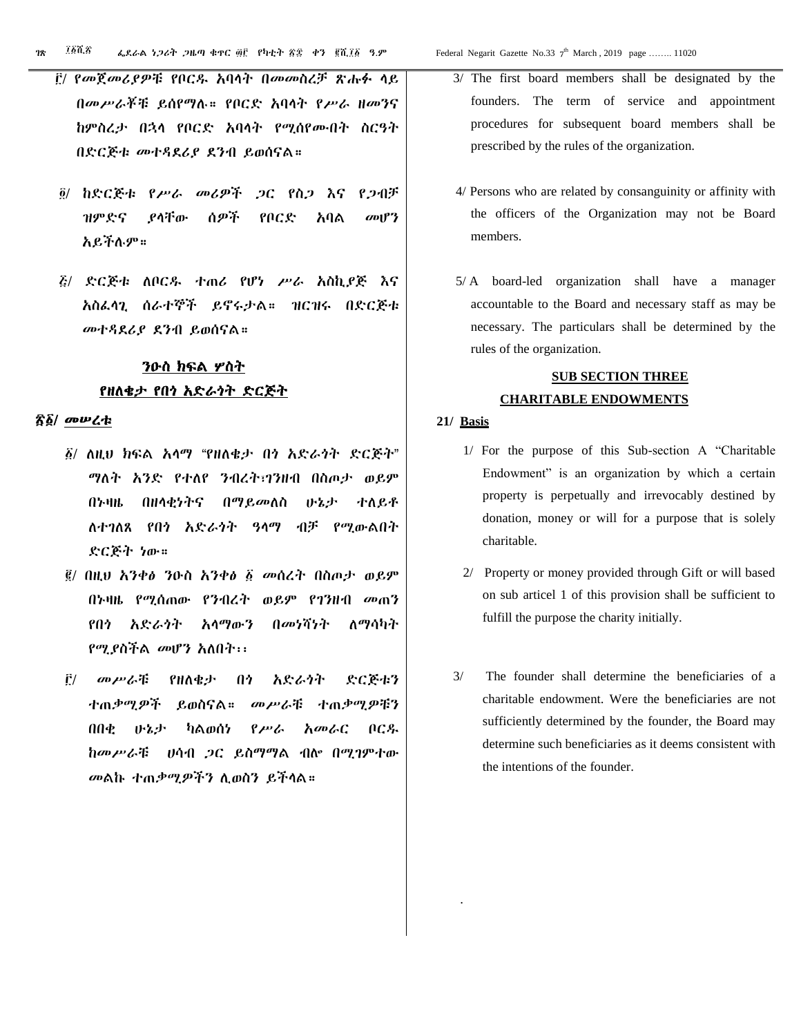፫/ የመጀመሪያዎቹ የቦርዱ አባላት በመመስረቻ ጽሑፉ ላይ በመሥራቾቹ ይሰየማሉ። የቦርድ አባላት የሥራ ዘመንና ከምስረታ በኋላ የቦርድ አባላት የሚሰየሙበት ስርዓት በድርጅቱ መተዳደሪያ ደንብ ይወሰናል።

፬/ ከድርጅቱ የሥራ መሪዎች ጋር የስጋ እና የጋብቻ ዝምድና ያላቸው ሰዎች የቦርድ አባል መሆን አይችሉም።

፭/ ድርጅቱ ለቦርዱ ተጠሪ የሆነ ሥራ አስኪያጅ እና አስፈላጊ ሰራተኞች ይኖሩታል። ዝርዝሩ በድርጅቱ መተዳደሪያ ደንብ ይወሰናል።

## ንዑስ ክፍል ሦስት
## የዘለቄታ የበጎ አድራጎት ድርጅት

**፳፩/ መሠረቱ**

፩/ ለዚህ ክፍል አላማ "የዘለቄታ በጎ አድራጎት ድርጅት" ማለት አንድ የተለየ ንብረት፣ገንዘብ በስጦታ ወይም በኑዛዜ በዘላቂነትና በማይመለስ ሁኔታ ተለይቶ ለተገለጸ የበጎ አድራጎት ዓላማ ብቻ የሚውልበት ድርጅት ነው።

፪/ በዚህ አንቀፅ ንዑስ አንቀፅ ፩ መሰረት በስጦታ ወይም በኑዛዜ የሚሰጠው የንብረት ወይም የገንዘብ መጠን የበጎ አድራጎት አላማውን በመነሻነት ለማሳካት የሚያስችል መሆን አለበት፡፡

፫/ መሥራቹ የዘለቄታ በጎ አድራጎት ድርጅቱን ተጠቃሚዎች ይወስናል። መሥራቹ ተጠቃሚዎቹን በበቂ ሁኔታ ካልወሰነ የሥራ አመራር ቦርዱ ከመሥራቹ ሀሳብ ጋር ይስማማል ብሎ በሚገምተው መልኩ ተጠቃሚዎችን ሊወስን ይችላል።

3/ The first board members shall be designated by the founders. The term of service and appointment procedures for subsequent board members shall be prescribed by the rules of the organization.

4/ Persons who are related by consanguinity or affinity with the officers of the Organization may not be Board members.

5/ A board-led organization shall have a manager accountable to the Board and necessary staff as may be necessary. The particulars shall be determined by the rules of the organization.

## SUB SECTION THREE
## CHARITABLE ENDOWMENTS

**21/ Basis**

1/ For the purpose of this Sub-section A "Charitable Endowment" is an organization by which a certain property is perpetually and irrevocably destined by donation, money or will for a purpose that is solely charitable.

2/ Property or money provided through Gift or will based on sub articel 1 of this provision shall be sufficient to fulfill the purpose the charity initially.

3/ The founder shall determine the beneficiaries of a charitable endowment. Were the beneficiaries are not sufficiently determined by the founder, the Board may determine such beneficiaries as it deems consistent with the intentions of the founder.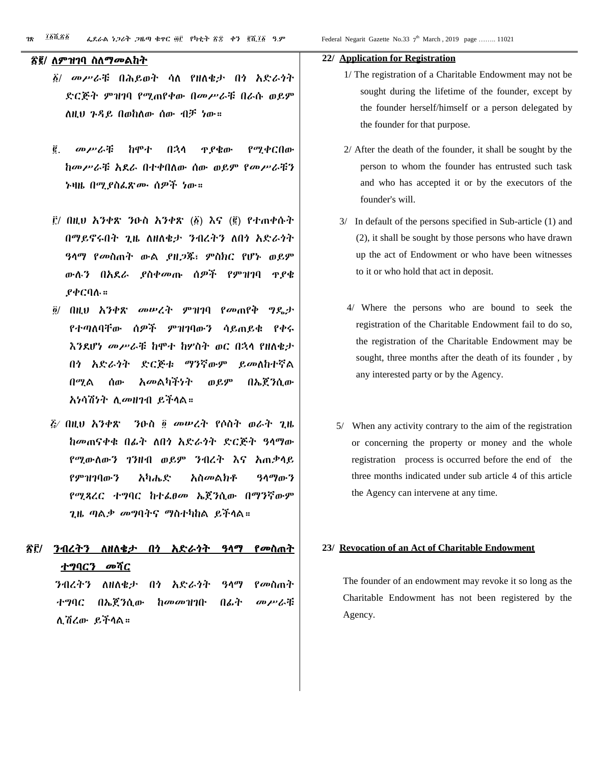## ፳፪/ ለምዝገባ ስለማመልከት

፩/ መሥራቹ በሕይወት ሳለ የዘለቄታ በጎ አድራጎት ድርጅት ምዝገባ የሚጠየቀው በመሥራቹ በራሱ ወይም ለዚህ ጉዳይ በወከለው ሰው ብቻ ነው።

፪. መሥራቹ ከሞተ በኋላ ጥያቄው የሚቀርበው ከመሥራቹ አደራ በተቀበለው ሰው ወይም የመሥራቹን ኑዛዜ በሚያስፈጽሙ ሰዎች ነው።

፫/ በዚህ አንቀጽ ንዑስ አንቀጽ (፩) እና (፪) የተጠቀሱት በማይኖሩበት ጊዜ ለዘለቄታ ንብረትን ለበጎ አድራጎት ዓላማ የመስጠት ውል ያዘጋጁ፣ ምስክር የሆኑ ወይም ውሉን በአደራ ያስቀመጡ ሰዎች የምዝገባ ጥያቄ ያቀርባሉ።

፬/ በዚህ አንቀጽ መሠረት ምዝገባ የመጠየቅ ግዴታ የተጣለባቸው ሰዎች ምዝገባውን ሳይጠይቁ የቀሩ እንደሆነ መሥራቹ ከሞተ ከሦስት ወር በኋላ የዘለቄታ በጎ አድራጎት ድርጅቱ ማንኛውም ይመለከተኛል በሚል ሰው አመልካችነት ወይም በኤጀንሲው አነሳሽነት ሊመዘገብ ይችላል።

፭/ በዚህ አንቀጽ ንዑስ ፬ መሠረት የሶስት ወራት ጊዜ ከመጠናቀቁ በፊት ለበጎ አድራጎት ድርጅት ዓላማው የሚውለውን ገንዘብ ወይም ንብረት እና አጠቃላይ የምዝገባውን አካሔድ አስመልክቶ ዓላማውን የሚጻረር ተግባር ከተፈፀመ ኤጀንሲው በማንኛውም ጊዜ ጣልቃ መግባትና ማስተካከል ይችላል።

## ፳፫/ ንብረትን ለዘለቄታ በጎ አድራጎት ዓላማ የመስጠት ተግባርን መሻር

ንብረትን ለዘለቄታ በጎ አድራጎት ዓላማ የመስጠት ተግባር በኤጀንሲው ከመመዝገቡ በፊት መሥራቹ ሊሽረው ይችላል።

## 22/ Application for Registration

1/ The registration of a Charitable Endowment may not be sought during the lifetime of the founder, except by the founder herself/himself or a person delegated by the founder for that purpose.

2/ After the death of the founder, it shall be sought by the person to whom the founder has entrusted such task and who has accepted it or by the executors of the founder's will.

3/ In default of the persons specified in Sub-article (1) and (2), it shall be sought by those persons who have drawn up the act of Endowment or who have been witnesses to it or who hold that act in deposit.

4/ Where the persons who are bound to seek the registration of the Charitable Endowment fail to do so, the registration of the Charitable Endowment may be sought, three months after the death of its founder , by any interested party or by the Agency.

5/ When any activity contrary to the aim of the registration or concerning the property or money and the whole registration process is occurred before the end of the three months indicated under sub article 4 of this article the Agency can intervene at any time.

## 23/ Revocation of an Act of Charitable Endowment

The founder of an endowment may revoke it so long as the Charitable Endowment has not been registered by the Agency.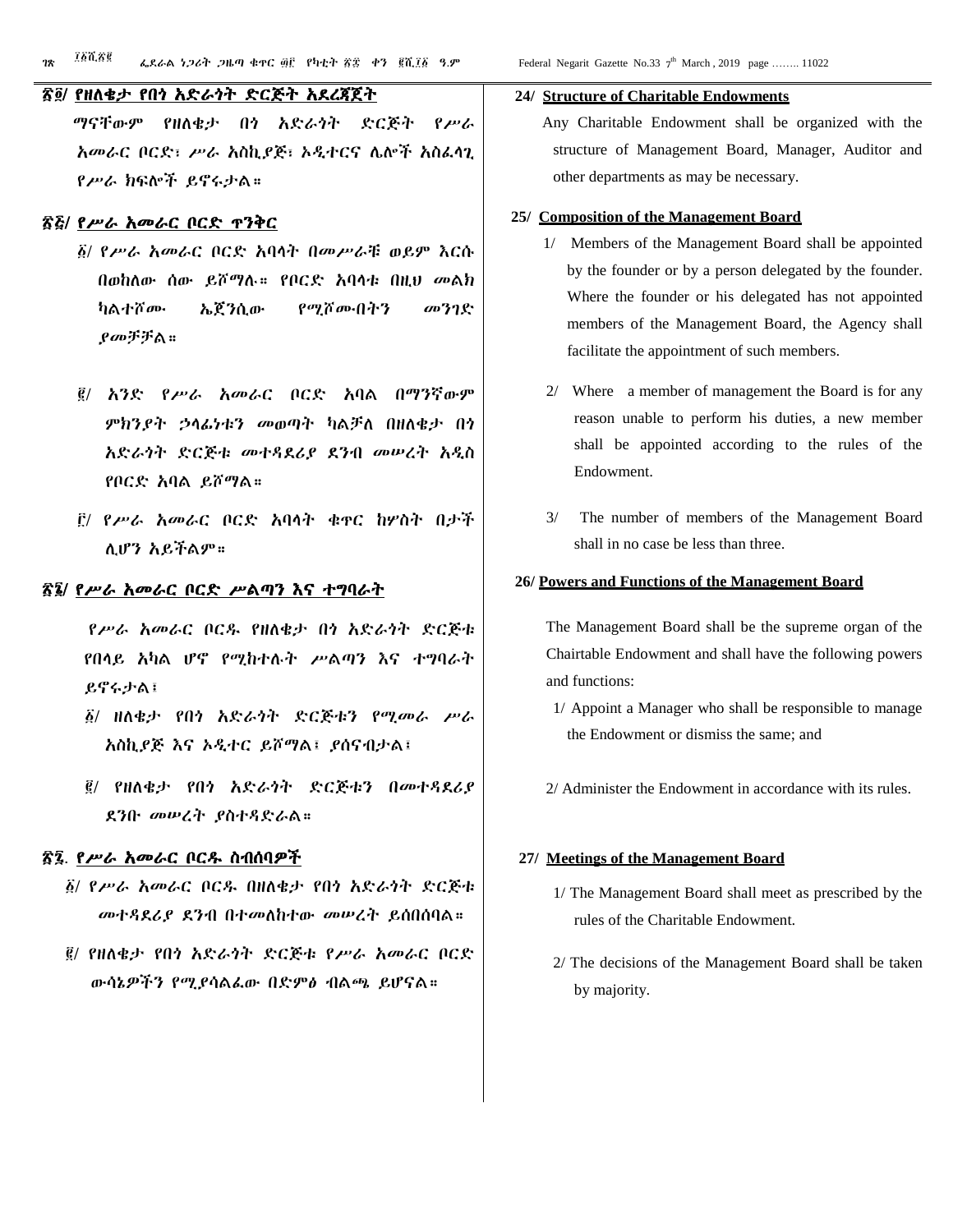## ፳፬/ የዘለቄታ የበጎ አድራጎት ድርጅት አደረጃጀት

ማናቸውም የዘለቄታ በጎ አድራጎት ድርጅት የሥራ አመራር ቦርድ፣ ሥራ አስኪያጅ፣ ኦዲተርና ሌሎች አስፈላጊ የሥራ ክፍሎች ይኖሩታል።

## ፳፭/ የሥራ አመራር ቦርድ ጥንቅር

፩/ የሥራ አመራር ቦርድ አባላት በመሥራቹ ወይም እርሱ በወከለው ሰው ይሾማሉ። የቦርድ አባላቱ በዚህ መልክ ካልተሾሙ ኤጀንሲው የሚሾሙበትን መንገድ ያመቻቻል።

፪/ አንድ የሥራ አመራር ቦርድ አባል በማንኛውም ምክንያት ኃላፊነቱን መወጣት ካልቻለ በዘለቄታ በጎ አድራጎት ድርጅቱ መተዳደሪያ ደንብ መሠረት አዲስ የቦርድ አባል ይሾማል።

፫/ የሥራ አመራር ቦርድ አባላት ቁጥር ከሦስት በታች ሊሆን አይችልም።

## ፳፮/ የሥራ አመራር ቦርድ ሥልጣን እና ተግባራት

የሥራ አመራር ቦርዱ የዘለቄታ በጎ አድራጎት ድርጅቱ የበላይ አካል ሆኖ የሚከተሉት ሥልጣን እና ተግባራት ይኖሩታል፣

፩/ ዘለቄታ የበጎ አድራጎት ድርጅቱን የሚመራ ሥራ አስኪያጅ እና ኦዲተር ይሾማል፣ ያሰናብታል፣

፪/ የዘለቄታ የበጎ አድራጎት ድርጅቱን በመተዳደሪያ ደንቡ መሠረት ያስተዳድራል።

## ፳፯. የሥራ አመራር ቦርዱ ስብሰባዎች

፩/ የሥራ አመራር ቦርዱ በዘለቄታ የበጎ አድራጎት ድርጅቱ መተዳደሪያ ደንብ በተመለከተው መሠረት ይሰበሰባል።

፪/ የዘለቄታ የበጎ አድራጎት ድርጅቱ የሥራ አመራር ቦርድ ውሳኔዎችን የሚያሳልፈው በድምፅ ብልጫ ይሆናል።

## 24/ Structure of Charitable Endowments

Any Charitable Endowment shall be organized with the structure of Management Board, Manager, Auditor and other departments as may be necessary.

## 25/ Composition of the Management Board

1/ Members of the Management Board shall be appointed by the founder or by a person delegated by the founder. Where the founder or his delegated has not appointed members of the Management Board, the Agency shall facilitate the appointment of such members.

2/ Where a member of management the Board is for any reason unable to perform his duties, a new member shall be appointed according to the rules of the Endowment.

3/ The number of members of the Management Board shall in no case be less than three.

## 26/ Powers and Functions of the Management Board

The Management Board shall be the supreme organ of the Chairtable Endowment and shall have the following powers and functions:

1/ Appoint a Manager who shall be responsible to manage the Endowment or dismiss the same; and

2/ Administer the Endowment in accordance with its rules.

## 27/ Meetings of the Management Board

1/ The Management Board shall meet as prescribed by the rules of the Charitable Endowment.

2/ The decisions of the Management Board shall be taken by majority.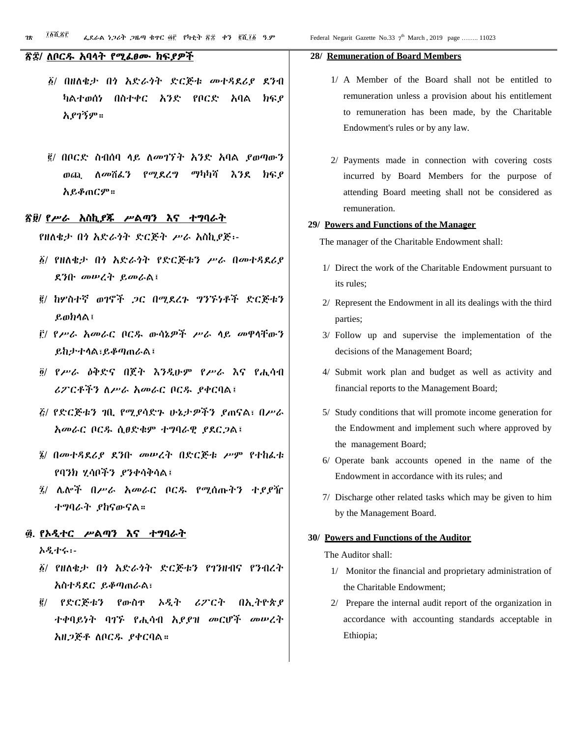## ፳፰/ ለቦርዱ አባላት የሚፈፀሙ ክፍያዎች

፩/ በዘለቄታ በጎ አድራጎት ድርጅቱ መተዳደሪያ ደንብ ካልተወሰነ በስተቀር አንድ የቦርድ አባል ክፍያ አያገኝም።

፪/ በቦርድ ስብሰባ ላይ ለመገኘት አንድ አባል ያወጣውን ወጪ ለመሸፈን የሚደረግ ማካካሻ እንደ ክፍያ አይቆጠርም።

## ፳፱/ የሥራ አስኪያጁ ሥልጣን እና ተግባራት

የዘለቄታ በጎ አድራጎት ድርጅት ሥራ አስኪያጅ፡-

፩/ የዘለቄታ በጎ አድራጎት የድርጅቱን ሥራ በመተዳደሪያ ደንቡ መሠረት ይመራል፣

፪/ ከሦስተኛ ወገኖች ጋር በሚደረጉ ግንኙነቶች ድርጅቱን ይወክላል፣

፫/ የሥራ አመራር ቦርዱ ውሳኔዎች ሥራ ላይ መዋላቸውን ይከታተላል፣ይቆጣጠራል፣

፬/ የሥራ ዕቅድና በጀት እንዲሁም የሥራ እና የሒሳብ ሪፖርቶችን ለሥራ አመራር ቦርዱ ያቀርባል፣

፭/ የድርጅቱን ገቢ የሚያሳድጉ ሁኔታዎችን ያጠናል፣ በሥራ አመራር ቦርዱ ሲፀድቁም ተግባራዊ ያደርጋል፣

፮/ በመተዳደሪያ ደንቡ መሠረት በድርጅቱ ሥም የተከፈቱ የባንክ ሂሳቦችን ያንቀሳቅሳል፣

፯/ ሌሎች በሥራ አመራር ቦርዱ የሚሰጡትን ተያያዥ ተግባራት ያከናውናል።

## ፴. የኦዲተር ሥልጣን እና ተግባራት

ኦዲተሩ፡-

፩/ የዘለቄታ በጎ አድራጎት ድርጅቱን የገንዘብና የንብረት አስተዳደር ይቆጣጠራል፣

፪/ የድርጅቱን የውስጥ ኦዲት ሪፖርት በኢትዮጵያ ተቀባይነት ባገኙ የሒሳብ አያያዝ መርሆች መሠረት አዘጋጅቶ ለቦርዱ ያቀርባል።

## 28/ Remuneration of Board Members

1/ A Member of the Board shall not be entitled to remuneration unless a provision about his entitlement to remuneration has been made, by the Charitable Endowment's rules or by any law.

2/ Payments made in connection with covering costs incurred by Board Members for the purpose of attending Board meeting shall not be considered as remuneration.

## 29/ Powers and Functions of the Manager

The manager of the Charitable Endowment shall:

1/ Direct the work of the Charitable Endowment pursuant to its rules;

2/ Represent the Endowment in all its dealings with the third parties;

3/ Follow up and supervise the implementation of the decisions of the Management Board;

4/ Submit work plan and budget as well as activity and financial reports to the Management Board;

5/ Study conditions that will promote income generation for the Endowment and implement such where approved by the management Board;

6/ Operate bank accounts opened in the name of the Endowment in accordance with its rules; and

7/ Discharge other related tasks which may be given to him by the Management Board.

## 30/ Powers and Functions of the Auditor

The Auditor shall:

1/ Monitor the financial and proprietary administration of the Charitable Endowment;

2/ Prepare the internal audit report of the organization in accordance with accounting standards acceptable in Ethiopia;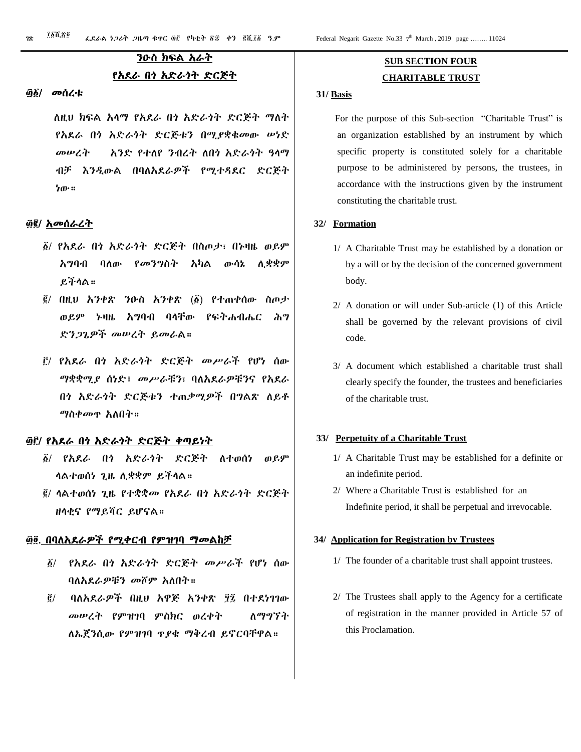## ንዑስ ክፍል አራት

## የአደራ በጎ አድራጎት ድርጅት

**፴፩/ መሰረቱ**

ለዚህ ክፍል አላማ የአደራ በጎ አድራጎት ድርጅት ማለት የአደራ በጎ አድራጎት ድርጅቱን በሚያቋቁመው ሠነድ መሠረት አንድ የተለየ ንብረት ለበጎ አድራጎት ዓላማ ብቻ እንዲውል በባለአደራዎች የሚተዳደር ድርጅት ነው።

**፴፪/ አመሰራረት**

፩/ የአደራ በጎ አድራጎት ድርጅት በስጦታ፣ በኑዛዜ ወይም አግባብ ባለው የመንግስት አካል ውሳኔ ሊቋቋም ይችላል።

፪/ በዚህ አንቀጽ ንዑስ አንቀጽ (፩) የተጠቀሰው ስጦታ ወይም ኑዛዜ አግባብ ባላቸው የፍትሐብሔር ሕግ ድንጋጌዎች መሠረት ይመራል።

፫/ የአደራ በጎ አድራጎት ድርጅት መሥራች የሆነ ሰው ማቋቋሚያ ሰነድ፣ መሥራቹን፣ ባለአደራዎቹንና የአደራ በጎ አድራጎት ድርጅቱን ተጠቃሚዎች በግልጽ ለይቶ ማስቀመጥ አለበት።

**፴፫/ የአደራ በጎ አድራጎት ድርጅት ቀጣይነት**

፩/ የአደራ በጎ አድራጎት ድርጅት ለተወሰነ ወይም ላልተወሰነ ጊዜ ሊቋቋም ይችላል።

፪/ ላልተወሰነ ጊዜ የተቋቋመ የአደራ በጎ አድራጎት ድርጅት ዘላቂና የማይሻር ይሆናል።

**፴፬. በባለአደራዎች የሚቀርብ የምዝገባ ማመልከቻ**

፩/ የአደራ በጎ አድራጎት ድርጅት መሥራች የሆነ ሰው ባለአደራዎቹን መሾም አለበት።

፪/ ባለአደራዎች በዚህ አዋጅ አንቀጽ ፶፯ በተደነገገው መሠረት የምዝገባ ምስክር ወረቀት ለማግኘት ለኤጀንሲው የምዝገባ ጥያቄ ማቅረብ ይኖርባቸዋል።

## SUB SECTION FOUR

## CHARITABLE TRUST

**31/ Basis**

For the purpose of this Sub-section "Charitable Trust" is an organization established by an instrument by which specific property is constituted solely for a charitable purpose to be administered by persons, the trustees, in accordance with the instructions given by the instrument constituting the charitable trust.

**32/ Formation**

1/ A Charitable Trust may be established by a donation or by a will or by the decision of the concerned government body.

2/ A donation or will under Sub-article (1) of this Article shall be governed by the relevant provisions of civil code.

3/ A document which established a charitable trust shall clearly specify the founder, the trustees and beneficiaries of the charitable trust.

**33/ Perpetuity of a Charitable Trust**

1/ A Charitable Trust may be established for a definite or an indefinite period.

2/ Where a Charitable Trust is established for an Indefinite period, it shall be perpetual and irrevocable.

**34/ Application for Registration by Trustees**

1/ The founder of a charitable trust shall appoint trustees.

2/ The Trustees shall apply to the Agency for a certificate of registration in the manner provided in Article 57 of this Proclamation.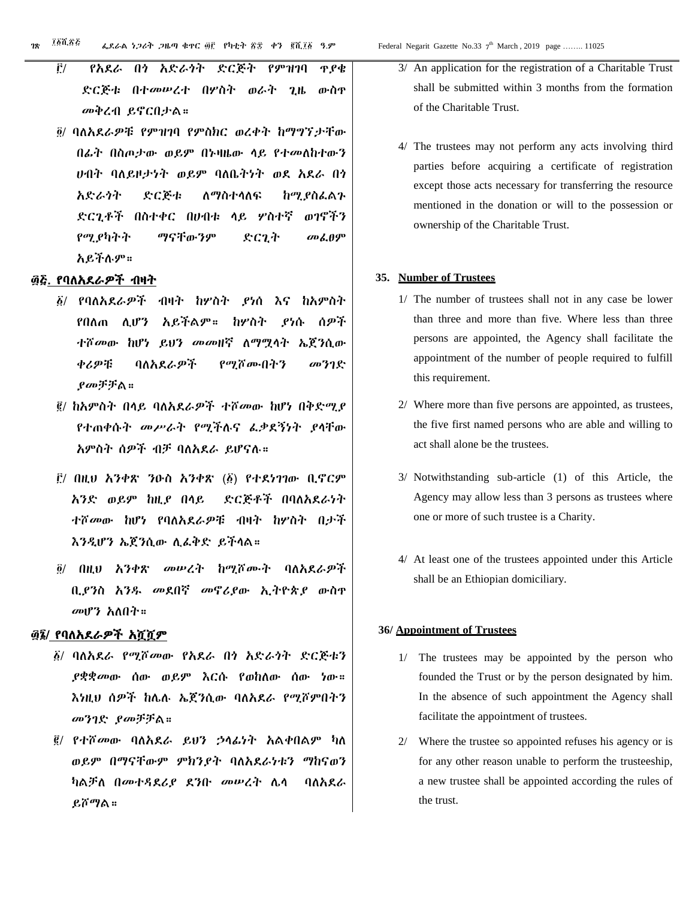፫/ የአደራ በጎ አድራጎት ድርጅት የምዝገባ ጥያቄ ድርጅቱ በተመሠረተ በሦስት ወራት ጊዜ ውስጥ መቅረብ ይኖርበታል።

፬/ ባለአደራዎቹ የምዝገባ የምስክር ወረቀት ከማግኘታቸው በፊት በስጦታው ወይም በኑዛዜው ላይ የተመለከተውን ሀብት ባለይዞታነት ወይም ባለቤትነት ወደ አደራ በጎ አድራጎት ድርጅቱ ለማስተላለፍ ከሚያስፈልጉ ድርጊቶች በስተቀር በሀብቱ ላይ ሦስተኛ ወገኖችን የሚያካትት ማናቸውንም ድርጊት መፈፀም አይችሉም።

## ፴፭. የባለአደራዎች ብዛት

፩/ የባለአደራዎች ብዛት ከሦስት ያነሰ እና ከአምስት የበለጠ ሊሆን አይችልም። ከሦስት ያነሱ ሰዎች ተሾመው ከሆነ ይህን መመዘኛ ለማሟላት ኤጀንሲው ቀሪዎቹ ባለአደራዎች የሚሾሙበትን መንገድ ያመቻቻል።

፪/ ከአምስት በላይ ባለአደራዎች ተሾመው ከሆነ በቅድሚያ የተጠቀሱት መሥራት የሚችሉና ፈቃደኝነት ያላቸው አምስት ሰዎች ብቻ ባለአደራ ይሆናሉ።

፫/ በዚህ አንቀጽ ንዑስ አንቀጽ (፩) የተደነገገው ቢኖርም አንድ ወይም ከዚያ በላይ ድርጅቶች በባለአደራነት ተሾመው ከሆነ የባለአደራዎቹ ብዛት ከሦስት በታች እንዲሆን ኤጀንሲው ሊፈቅድ ይችላል።

፬/ በዚህ አንቀጽ መሠረት ከሚሾሙት ባለአደራዎች ቢያንስ አንዱ መደበኛ መኖሪያው ኢትዮጵያ ውስጥ መሆን አለበት።

## ፴፮/ የባለአደራዎች አሿሿም

፩/ ባለአደራ የሚሾመው የአደራ በጎ አድራጎት ድርጅቱን ያቋቋመው ሰው ወይም እርሱ የወከለው ሰው ነው። እነዚህ ሰዎች ከሌሉ ኤጀንሲው ባለአደራ የሚሾምበትን መንገድ ያመቻቻል።

፪/ የተሾመው ባለአደራ ይህን ኃላፊነት አልቀበልም ካለ ወይም በማናቸውም ምክንያት ባለአደራነቱን ማከናወን ካልቻለ በመተዳደሪያ ደንቡ መሠረት ሌላ ባለአደራ ይሾማል።

3/ An application for the registration of a Charitable Trust shall be submitted within 3 months from the formation of the Charitable Trust.

4/ The trustees may not perform any acts involving third parties before acquiring a certificate of registration except those acts necessary for transferring the resource mentioned in the donation or will to the possession or ownership of the Charitable Trust.

## 35. Number of Trustees

1/ The number of trustees shall not in any case be lower than three and more than five. Where less than three persons are appointed, the Agency shall facilitate the appointment of the number of people required to fulfill this requirement.

2/ Where more than five persons are appointed, as trustees, the five first named persons who are able and willing to act shall alone be the trustees.

3/ Notwithstanding sub-article (1) of this Article, the Agency may allow less than 3 persons as trustees where one or more of such trustee is a Charity.

4/ At least one of the trustees appointed under this Article shall be an Ethiopian domiciliary.

## 36/ Appointment of Trustees

1/ The trustees may be appointed by the person who founded the Trust or by the person designated by him. In the absence of such appointment the Agency shall facilitate the appointment of trustees.

2/ Where the trustee so appointed refuses his agency or is for any other reason unable to perform the trusteeship, a new trustee shall be appointed according the rules of the trust.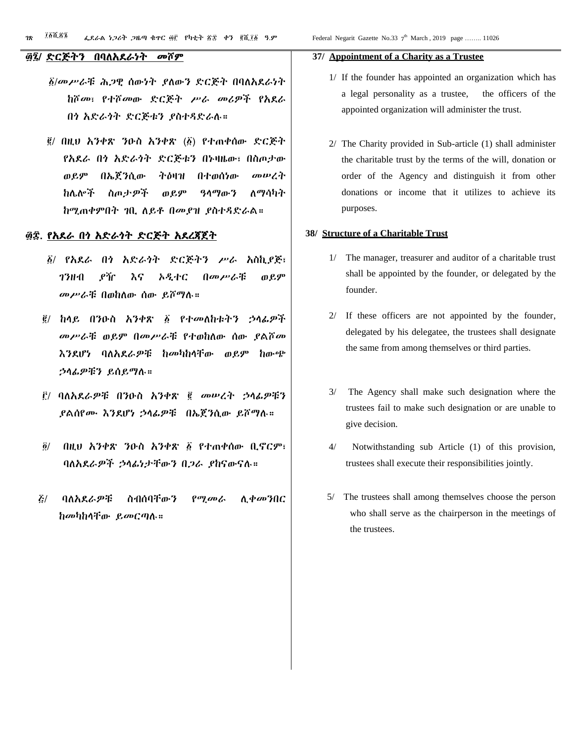## ፴፯/ ድርጅትን በባለአደራነት መሾም

፩/መሥራቹ ሕጋዊ ሰውነት ያለውን ድርጅት በባለአደራነት ከሾመ፣ የተሾመው ድርጅት ሥራ መሪዎች የአደራ በጎ አድራጎት ድርጅቱን ያስተዳድራሉ።

፪/ በዚህ አንቀጽ ንዑስ አንቀጽ (፩) የተጠቀሰው ድርጅት የአደራ በጎ አድራጎት ድርጅቱን በኑዛዜው፣ በስጦታው ወይም በኤጀንሲው ትዕዛዝ በተወሰነው መሠረት ከሌሎች ስጦታዎች ወይም ዓላማውን ለማሳካት ከሚጠቀምበት ገቢ ለይቶ በመያዝ ያስተዳድራል።

## ፴፰. የአደራ በጎ አድራጎት ድርጅት አደረጃጀት

፩/ የአደራ በጎ አድራጎት ድርጅትን ሥራ አስኪያጅ፣ ገንዘብ ያዥ እና ኦዲተር በመሥራቹ ወይም መሥራቹ በወከለው ሰው ይሾማሉ።

፪/ ከላይ በንዑስ አንቀጽ ፩ የተመለከቱትን ኃላፊዎች መሥራቹ ወይም በመሥራቹ የተወከለው ሰው ያልሾመ እንደሆነ ባለአደራዎቹ ከመካከላቸው ወይም ከውጭ ኃላፊዎቹን ይሰይማሉ።

፫/ ባለአደራዎቹ በንዑስ አንቀጽ ፪ መሠረት ኃላፊዎቹን ያልሰየሙ እንደሆነ ኃላፊዎቹ በኤጀንሲው ይሾማሉ።

፬/ በዚህ አንቀጽ ንዑስ አንቀጽ ፩ የተጠቀሰው ቢኖርም፣ ባለአደራዎች ኃላፊነታቸውን በጋራ ያከናውናሉ።

፭/ ባለአደራዎቹ ስብሰባቸውን የሚመራ ሊቀመንበር ከመካከላቸው ይመርጣሉ።

## 37/ Appointment of a Charity as a Trustee

1/ If the founder has appointed an organization which has a legal personality as a trustee, the officers of the appointed organization will administer the trust.

2/ The Charity provided in Sub-article (1) shall administer the charitable trust by the terms of the will, donation or order of the Agency and distinguish it from other donations or income that it utilizes to achieve its purposes.

## 38/ Structure of a Charitable Trust

1/ The manager, treasurer and auditor of a charitable trust shall be appointed by the founder, or delegated by the founder.

2/ If these officers are not appointed by the founder, delegated by his delegatee, the trustees shall designate the same from among themselves or third parties.

3/ The Agency shall make such designation where the trustees fail to make such designation or are unable to give decision.

4/ Notwithstanding sub Article (1) of this provision, trustees shall execute their responsibilities jointly.

5/ The trustees shall among themselves choose the person who shall serve as the chairperson in the meetings of the trustees.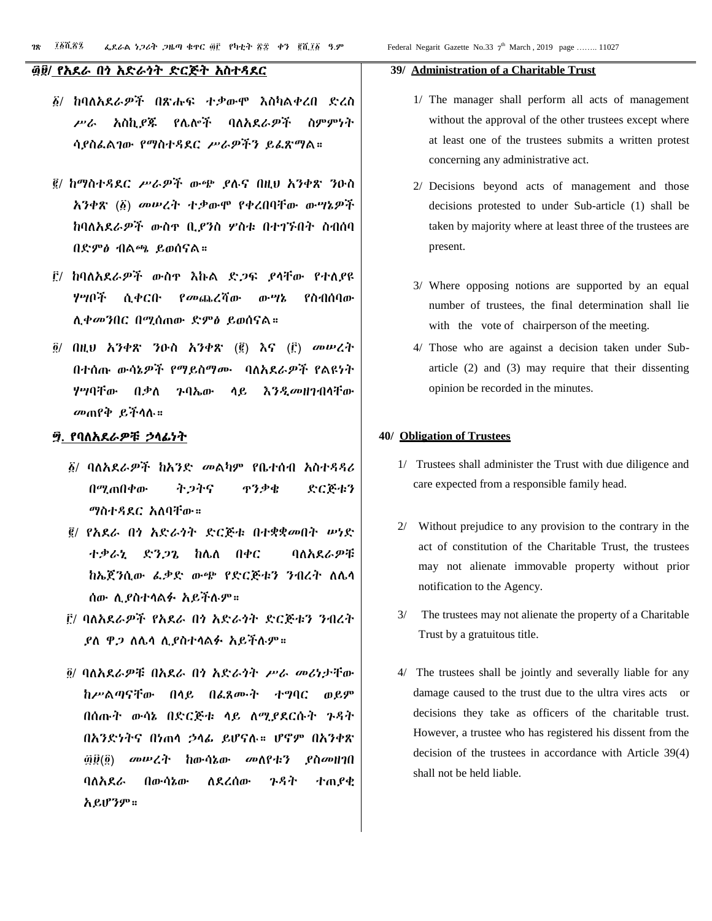## ፴፱/ የአደራ በጎ አድራጎት ድርጅት አስተዳደር

፩/ ከባለአደራዎች በጽሑፍ ተቃውሞ እስካልቀረበ ድረስ ሥራ አስኪያጁ የሌሎች ባለአደራዎች ስምምነት ሳያስፈልገው የማስተዳደር ሥራዎችን ይፈጽማል፡፡

፪/ ከማስተዳደር ሥራዎች ውጭ ያሉና በዚህ አንቀጽ ንዑስ አንቀጽ (፩) መሠረት ተቃውሞ የቀረበባቸው ውሣኔዎች ከባለአደራዎች ውስጥ ቢያንስ ሦስቱ በተገኙበት ስብሰባ በድምፅ ብልጫ ይወሰናል፡፡

፫/ ከባለአደራዎች ውስጥ እኩል ድጋፍ ያላቸው የተለያዩ ሃሣቦች ሲቀርቡ የመጨረሻው ውሣኔ የስብሰባው ሊቀመንበር በሚሰጠው ድምፅ ይወሰናል፡፡

፬/ በዚህ አንቀጽ ንዑስ አንቀጽ (፪) እና (፫) መሠረት በተሰጡ ውሳኔዎች የማይስማሙ ባለአደራዎች የልዩነት ሃሣባቸው በቃለ ጉባኤው ላይ እንዲመዘገብላቸው መጠየቅ ይችላሉ፡፡

## ፵. የባለአደራዎቹ ኃላፊነት

፩/ ባለአደራዎች ከአንድ መልካም የቤተሰብ አስተዳዳሪ በሚጠበቀው ትጋትና ጥንቃቄ ድርጅቱን ማስተዳደር አለባቸው፡፡

፪/ የአደራ በጎ አድራጎት ድርጅቱ በተቋቋመበት ሠነድ ተቃራኒ ድንጋጌ ከሌለ በቀር ባለአደራዎቹ ከኤጀንሲው ፈቃድ ውጭ የድርጅቱን ንብረት ለሌላ ሰው ሊያስተላልፉ አይችሉም፡፡

፫/ ባለአደራዎች የአደራ በጎ አድራጎት ድርጅቱን ንብረት ያለ ዋጋ ለሌላ ሊያስተላልፉ አይችሉም፡፡

፬/ ባለአደራዎቹ በአደራ በጎ አድራጎት ሥራ መሪነታቸው ከሥልጣናቸው በላይ በፈጸሙት ተግባር ወይም በሰጡት ውሳኔ በድርጅቱ ላይ ለሚያደርሱት ጉዳት በአንድነትና በነጠላ ኃላፊ ይሆናሉ፡፡ ሆኖም በአንቀጽ ፴፱(፬) መሠረት ከውሳኔው መለየቱን ያስመዘገበ ባለአደራ በውሳኔው ለደረሰው ጉዳት ተጠያቂ አይሆንም፡፡

## 39/ Administration of a Charitable Trust

1/ The manager shall perform all acts of management without the approval of the other trustees except where at least one of the trustees submits a written protest concerning any administrative act.

2/ Decisions beyond acts of management and those decisions protested to under Sub-article (1) shall be taken by majority where at least three of the trustees are present.

3/ Where opposing notions are supported by an equal number of trustees, the final determination shall lie with the vote of chairperson of the meeting.

4/ Those who are against a decision taken under Sub-article (2) and (3) may require that their dissenting opinion be recorded in the minutes.

## 40/ Obligation of Trustees

1/ Trustees shall administer the Trust with due diligence and care expected from a responsible family head.

2/ Without prejudice to any provision to the contrary in the act of constitution of the Charitable Trust, the trustees may not alienate immovable property without prior notification to the Agency.

3/ The trustees may not alienate the property of a Charitable Trust by a gratuitous title.

4/ The trustees shall be jointly and severally liable for any damage caused to the trust due to the ultra vires acts or decisions they take as officers of the charitable trust. However, a trustee who has registered his dissent from the decision of the trustees in accordance with Article 39(4) shall not be held liable.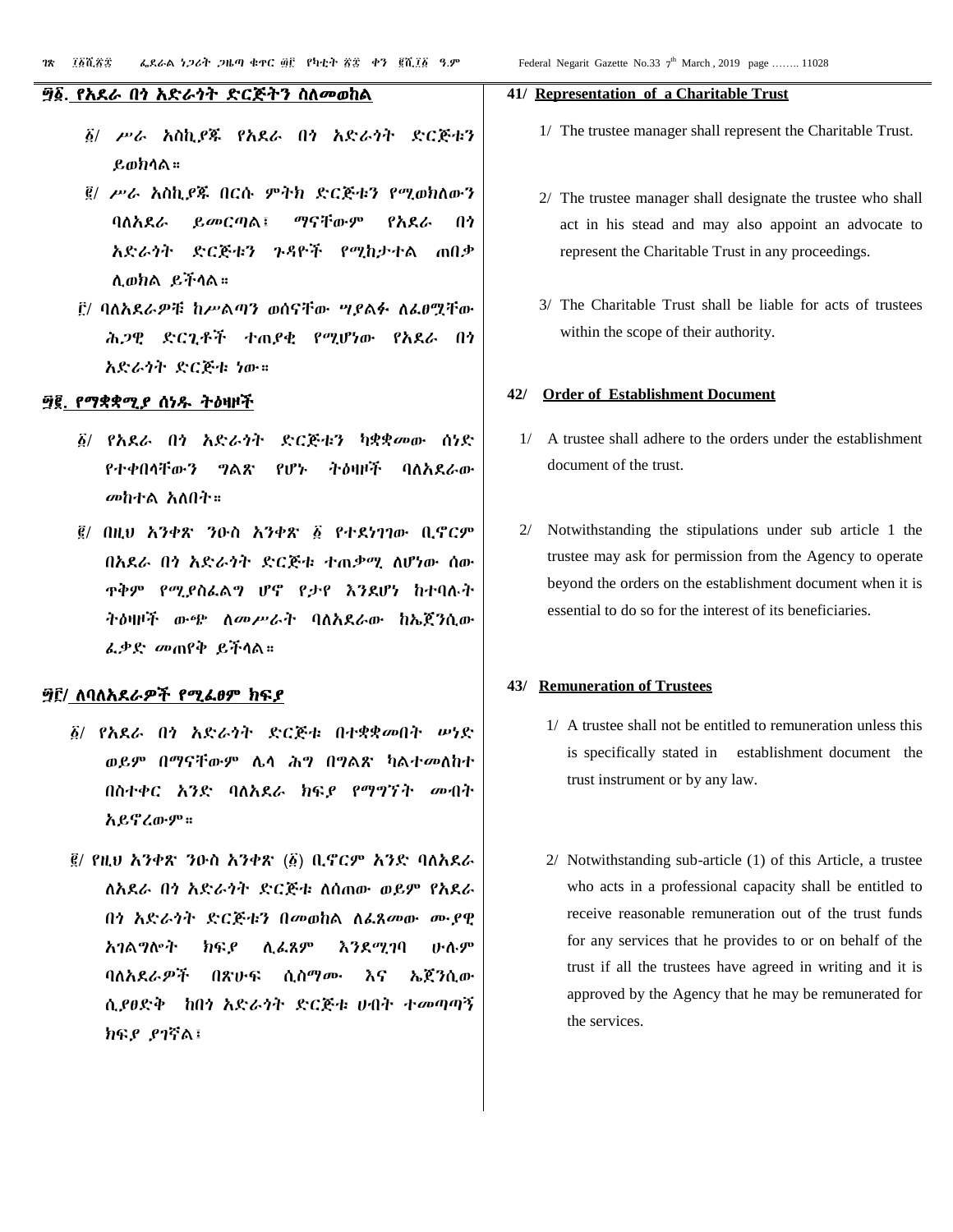## ፵፩. የአደራ በጎ አድራጎት ድርጅትን ስለመወከል

፩/ ሥራ አስኪያጁ የአደራ በጎ አድራጎት ድርጅቱን ይወክላል።

፪/ ሥራ አስኪያጁ በርሱ ምትክ ድርጅቱን የሚወክለውን ባለአደራ ይመርጣል፣ ማናቸውም የአደራ በጎ አድራጎት ድርጅቱን ጉዳዮች የሚከታተል ጠበቃ ሊወክል ይችላል።

፫/ ባለአደራዎቹ ከሥልጣን ወሰናቸው ሣያልፉ ለፈፀሟቸው ሕጋዊ ድርጊቶች ተጠያቂ የሚሆነው የአደራ በጎ አድራጎት ድርጅቱ ነው።

## ፵፪. የማቋቋሚያ ሰነዱ ትዕዛዞች

፩/ የአደራ በጎ አድራጎት ድርጅቱን ካቋቋመው ሰነድ የተቀበላቸውን ግልጽ የሆኑ ትዕዛዞች ባለአደራው መከተል አለበት።

፪/ በዚህ አንቀጽ ንዑስ አንቀጽ ፩ የተደነገገው ቢኖርም በአደራ በጎ አድራጎት ድርጅቱ ተጠቃሚ ለሆነው ሰው ጥቅም የሚያስፈልግ ሆኖ የታየ እንደሆነ ከተባሉት ትዕዛዞች ውጭ ለመሥራት ባለአደራው ከኤጀንሲው ፈቃድ መጠየቅ ይችላል።

## ፵፫/ ለባለአደራዎች የሚፈፀም ክፍያ

፩/ የአደራ በጎ አድራጎት ድርጅቱ በተቋቋመበት ሠነድ ወይም በማናቸውም ሌላ ሕግ በግልጽ ካልተመለከተ በስተቀር አንድ ባለአደራ ክፍያ የማግኘት መብት አይኖረውም።

፪/ የዚህ አንቀጽ ንዑስ አንቀጽ (፩) ቢኖርም አንድ ባለአደራ ለአደራ በጎ አድራጎት ድርጅቱ ለሰጠው ወይም የአደራ በጎ አድራጎት ድርጅቱን በመወከል ለፈጸመው ሙያዊ አገልግሎት ክፍያ ሊፈጸም እንደሚገባ ሁሉም ባለአደራዎች በጽሁፍ ሲስማሙ እና ኤጀንሲው ሲያፀድቅ ከበጎ አድራጎት ድርጅቱ ሀብት ተመጣጣኝ ክፍያ ያገኛል፤

## 41/ Representation of a Charitable Trust

1/ The trustee manager shall represent the Charitable Trust.

2/ The trustee manager shall designate the trustee who shall act in his stead and may also appoint an advocate to represent the Charitable Trust in any proceedings.

3/ The Charitable Trust shall be liable for acts of trustees within the scope of their authority.

## 42/ Order of Establishment Document

1/ A trustee shall adhere to the orders under the establishment document of the trust.

2/ Notwithstanding the stipulations under sub article 1 the trustee may ask for permission from the Agency to operate beyond the orders on the establishment document when it is essential to do so for the interest of its beneficiaries.

## 43/ Remuneration of Trustees

1/ A trustee shall not be entitled to remuneration unless this is specifically stated in establishment document the trust instrument or by any law.

2/ Notwithstanding sub-article (1) of this Article, a trustee who acts in a professional capacity shall be entitled to receive reasonable remuneration out of the trust funds for any services that he provides to or on behalf of the trust if all the trustees have agreed in writing and it is approved by the Agency that he may be remunerated for the services.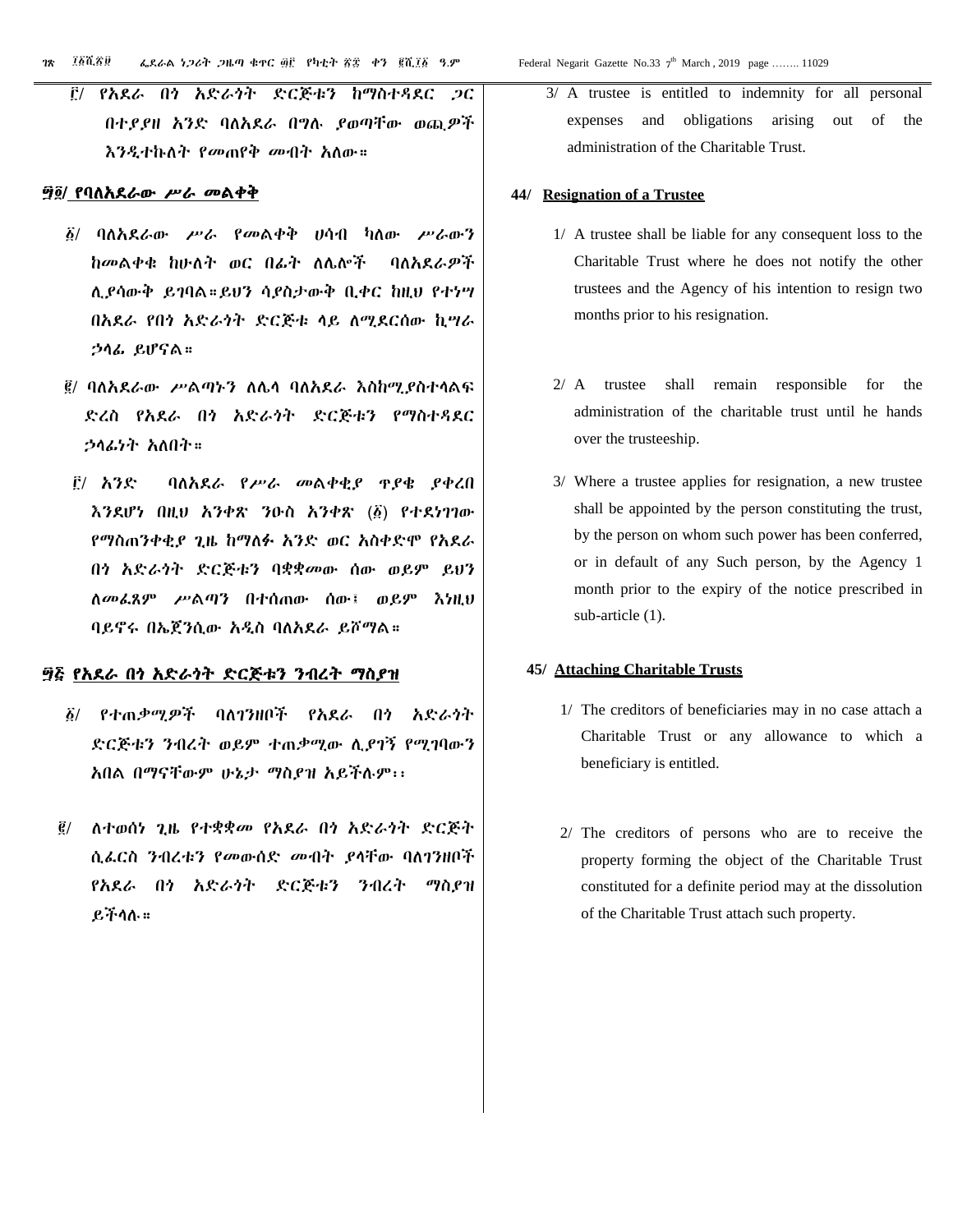፫/ የአደራ በጎ አድራጎት ድርጅቱን ከማስተዳደር ጋር በተያያዘ አንድ ባለአደራ በግሉ ያወጣቸው ወጪዎች እንዲተኩለት የመጠየቅ መብት አለው።

**፵፬/ የባለአደራው ሥራ መልቀቅ**

፩/ ባለአደራው ሥራ የመልቀቅ ሀሳብ ካለው ሥራውን ከመልቀቁ ከሁለት ወር በፊት ለሌሎች ባለአደራዎች ሊያሳውቅ ይገባል።ይህን ሳያስታውቅ ቢቀር ከዚህ የተነሣ በአደራ የበጎ አድራጎት ድርጅቱ ላይ ለሚደርሰው ኪሣራ ኃላፊ ይሆናል።

፪/ ባለአደራው ሥልጣኑን ለሌላ ባለአደራ እስከሚያስተላልፍ ድረስ የአደራ በጎ አድራጎት ድርጅቱን የማስተዳደር ኃላፊነት አለበት።

፫/ አንድ ባለአደራ የሥራ መልቀቂያ ጥያቄ ያቀረበ እንደሆነ በዚህ አንቀጽ ንዑስ አንቀጽ (፩) የተደነገገው የማስጠንቀቂያ ጊዜ ከማለፉ አንድ ወር አስቀድሞ የአደራ በጎ አድራጎት ድርጅቱን ባቋቋመው ሰው ወይም ይህን ለመፈጸም ሥልጣን በተሰጠው ሰው፤ ወይም እነዚህ ባይኖሩ በኤጀንሲው አዲስ ባለአደራ ይሾማል።

**፵፭ የአደራ በጎ አድራጎት ድርጅቱን ንብረት ማስያዝ**

፩/ የተጠቃሚዎች ባለገንዘቦች የአደራ በጎ አድራጎት ድርጅቱን ንብረት ወይም ተጠቃሚው ሊያገኝ የሚገባውን አበል በማናቸውም ሁኔታ ማስያዝ አይችሉም፡፡

፪/ ለተወሰነ ጊዜ የተቋቋመ የአደራ በጎ አድራጎት ድርጅት ሲፈርስ ንብረቱን የመውሰድ መብት ያላቸው ባለገንዘቦች የአደራ በጎ አድራጎት ድርጅቱን ንብረት ማስያዝ ይችላሉ።

3/ A trustee is entitled to indemnity for all personal expenses and obligations arising out of the administration of the Charitable Trust.

**44/ Resignation of a Trustee**

1/ A trustee shall be liable for any consequent loss to the Charitable Trust where he does not notify the other trustees and the Agency of his intention to resign two months prior to his resignation.

2/ A trustee shall remain responsible for the administration of the charitable trust until he hands over the trusteeship.

3/ Where a trustee applies for resignation, a new trustee shall be appointed by the person constituting the trust, by the person on whom such power has been conferred, or in default of any Such person, by the Agency 1 month prior to the expiry of the notice prescribed in sub-article (1).

**45/ Attaching Charitable Trusts**

1/ The creditors of beneficiaries may in no case attach a Charitable Trust or any allowance to which a beneficiary is entitled.

2/ The creditors of persons who are to receive the property forming the object of the Charitable Trust constituted for a definite period may at the dissolution of the Charitable Trust attach such property.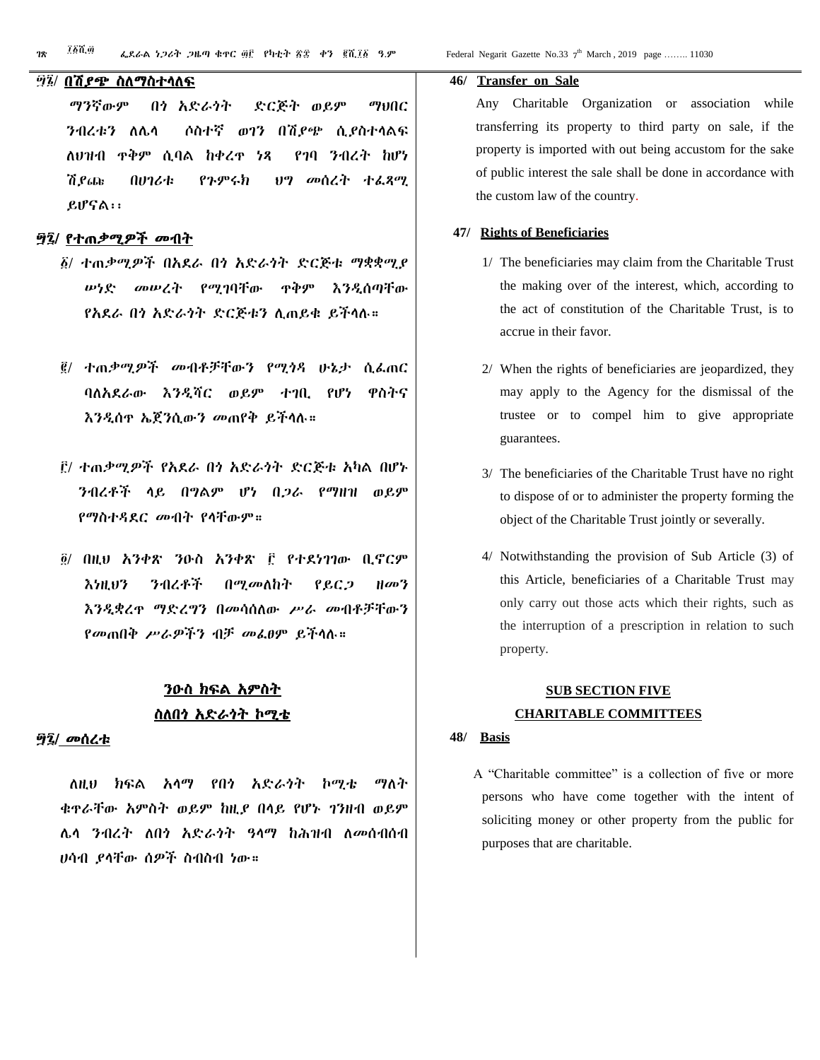፵፮/ **በሽያጭ ስለማስተላለፍ**

ማንኛውም በጎ አድራጎት ድርጅት ወይም ማህበር ንብረቱን ለሌላ ሶስተኛ ወገን በሽያጭ ሲያስተላልፍ ለህዝብ ጥቅም ሲባል ከቀረጥ ነጻ የገባ ንብረት ከሆነ ሽያጩ በሀገሪቱ የጉምሩክ ህግ መሰረት ተፈጻሚ ይሆናል፡፡

፵፯/ **የተጠቃሚዎች መብት**

፩/ ተጠቃሚዎች በአደራ በጎ አድራጎት ድርጅቱ ማቋቋሚያ ሠነድ መሠረት የሚገባቸው ጥቅም እንዲሰጣቸው የአደራ በጎ አድራጎት ድርጅቱን ሊጠይቁ ይችላሉ።

፪/ ተጠቃሚዎች መብቶቻቸውን የሚጎዳ ሁኔታ ሲፈጠር ባለአደራው እንዲሻር ወይም ተገቢ የሆነ ዋስትና እንዲሰጥ ኤጀንሲውን መጠየቅ ይችላሉ።

፫/ ተጠቃሚዎች የአደራ በጎ አድራጎት ድርጅቱ አካል በሆኑ ንብረቶች ላይ በግልም ሆነ በጋራ የማዘዝ ወይም የማስተዳደር መብት የላቸውም።

፬/ በዚህ አንቀጽ ንዑስ አንቀጽ ፫ የተደነገገው ቢኖርም እነዚህን ንብረቶች በሚመለከት የይርጋ ዘመን እንዲቋረጥ ማድረግን በመሳሰለው ሥራ መብቶቻቸውን የመጠበቅ ሥራዎችን ብቻ መፈፀም ይችላሉ።

## ንዑስ ክፍል አምስት
## ስለበጎ አድራጎት ኮሚቴ

፵፰/ **መሰረቱ**

ለዚህ ክፍል አላማ የበጎ አድራጎት ኮሚቴ ማለት ቁጥራቸው አምስት ወይም ከዚያ በላይ የሆኑ ገንዘብ ወይም ሌላ ንብረት ለበጎ አድራጎት ዓላማ ከሕዝብ ለመሰብሰብ ሀሳብ ያላቸው ሰዎች ስብስብ ነው።

**46/ Transfer on Sale**

Any Charitable Organization or association while transferring its property to third party on sale, if the property is imported with out being accustom for the sake of public interest the sale shall be done in accordance with the custom law of the country.

**47/ Rights of Beneficiaries**

1/ The beneficiaries may claim from the Charitable Trust the making over of the interest, which, according to the act of constitution of the Charitable Trust, is to accrue in their favor.

2/ When the rights of beneficiaries are jeopardized, they may apply to the Agency for the dismissal of the trustee or to compel him to give appropriate guarantees.

3/ The beneficiaries of the Charitable Trust have no right to dispose of or to administer the property forming the object of the Charitable Trust jointly or severally.

4/ Notwithstanding the provision of Sub Article (3) of this Article, beneficiaries of a Charitable Trust may only carry out those acts which their rights, such as the interruption of a prescription in relation to such property.

## SUB SECTION FIVE
## CHARITABLE COMMITTEES

**48/ Basis**

A "Charitable committee" is a collection of five or more persons who have come together with the intent of soliciting money or other property from the public for purposes that are charitable.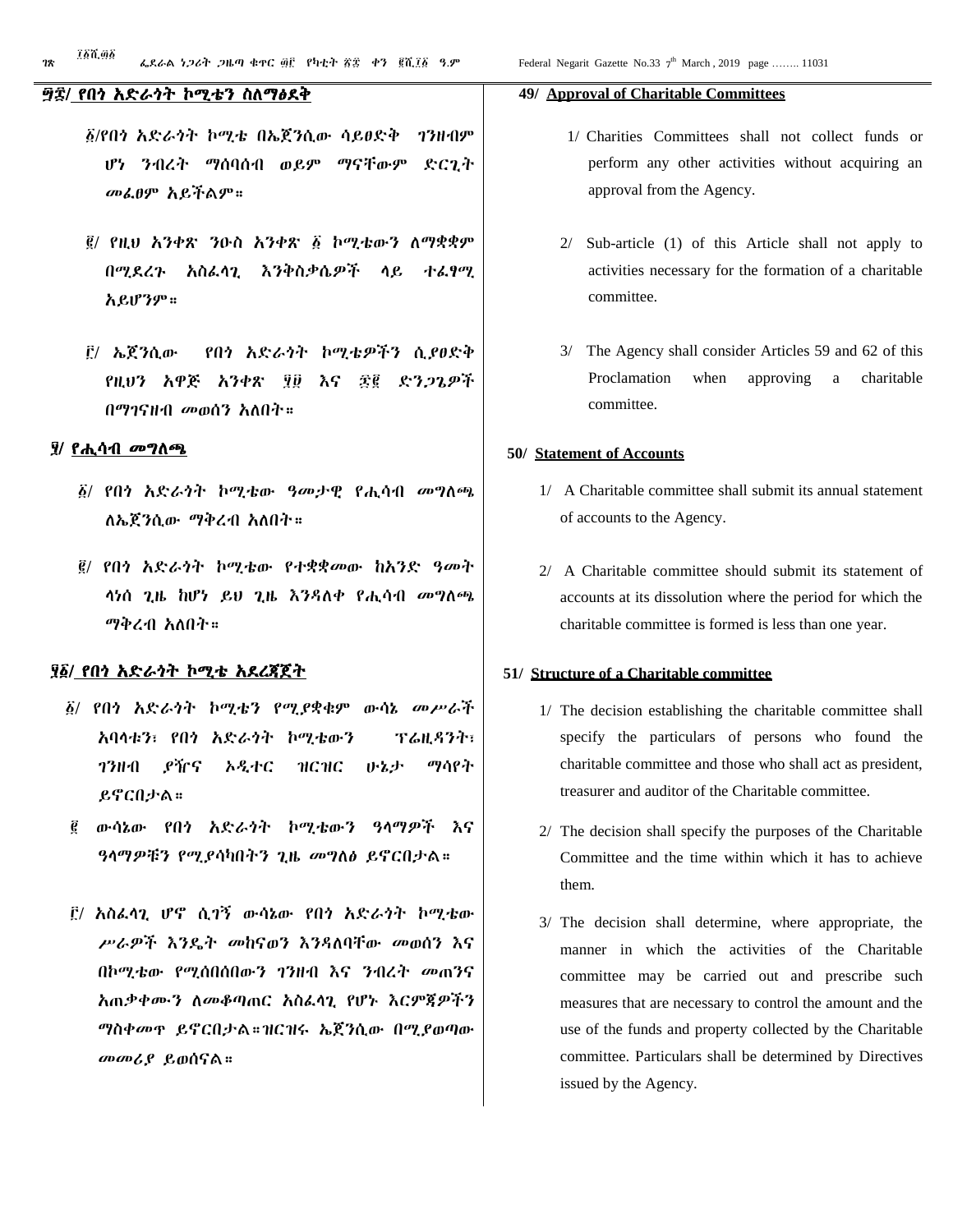## ፵፱/ የበጎ አድራጎት ኮሚቴን ስለማፅደቅ

፩/የበጎ አድራጎት ኮሚቴ በኤጀንሲው ሳይፀድቅ ገንዘብም ሆነ ንብረት ማሰባሰብ ወይም ማናቸውም ድርጊት መፈፀም አይችልም።

፪/ የዚህ አንቀጽ ንዑስ አንቀጽ ፩ ኮሚቴውን ለማቋቋም በሚደረጉ አስፈላጊ እንቅስቃሴዎች ላይ ተፈፃሚ አይሆንም።

፫/ ኤጀንሲው የበጎ አድራጎት ኮሚቴዎችን ሲያፀድቅ የዚህን አዋጅ አንቀጽ ፶፱ እና ፷፪ ድንጋጌዎች በማገናዘብ መወሰን አለበት።

## ፶/ የሒሳብ መግለጫ

፩/ የበጎ አድራጎት ኮሚቴው ዓመታዊ የሒሳብ መግለጫ ለኤጀንሲው ማቅረብ አለበት።

፪/ የበጎ አድራጎት ኮሚቴው የተቋቋመው ከአንድ ዓመት ላነሰ ጊዜ ከሆነ ይህ ጊዜ እንዳለቀ የሒሳብ መግለጫ ማቅረብ አለበት።

## ፶፩/ የበጎ አድራጎት ኮሚቴ አደረጃጀት

፩/ የበጎ አድራጎት ኮሚቴን የሚያቋቁም ውሳኔ መሥራች አባላቱን፣ የበጎ አድራጎት ኮሚቴውን ፕሬዚዳንት፣ ገንዘብ ያዥና ኦዲተር ዝርዝር ሁኔታ ማሳየት ይኖርበታል።

፪ ውሳኔው የበጎ አድራጎት ኮሚቴውን ዓላማዎች እና ዓላማዎቹን የሚያሳካበትን ጊዜ መግለፅ ይኖርበታል።

፫/ አስፈላጊ ሆኖ ሲገኝ ውሳኔው የበጎ አድራጎት ኮሚቴው ሥራዎች እንዴት መከናወን እንዳለባቸው መወሰን እና በኮሚቴው የሚሰበሰበውን ገንዘብ እና ንብረት መጠንና አጠቃቀሙን ለመቆጣጠር አስፈላጊ የሆኑ እርምጃዎችን ማስቀመጥ ይኖርበታል።ዝርዝሩ ኤጀንሲው በሚያወጣው መመሪያ ይወሰናል።

## 49/ Approval of Charitable Committees

1/ Charities Committees shall not collect funds or perform any other activities without acquiring an approval from the Agency.

2/ Sub-article (1) of this Article shall not apply to activities necessary for the formation of a charitable committee.

3/ The Agency shall consider Articles 59 and 62 of this Proclamation when approving a charitable committee.

## 50/ Statement of Accounts

1/ A Charitable committee shall submit its annual statement of accounts to the Agency.

2/ A Charitable committee should submit its statement of accounts at its dissolution where the period for which the charitable committee is formed is less than one year.

## 51/ Structure of a Charitable committee

1/ The decision establishing the charitable committee shall specify the particulars of persons who found the charitable committee and those who shall act as president, treasurer and auditor of the Charitable committee.

2/ The decision shall specify the purposes of the Charitable Committee and the time within which it has to achieve them.

3/ The decision shall determine, where appropriate, the manner in which the activities of the Charitable committee may be carried out and prescribe such measures that are necessary to control the amount and the use of the funds and property collected by the Charitable committee. Particulars shall be determined by Directives issued by the Agency.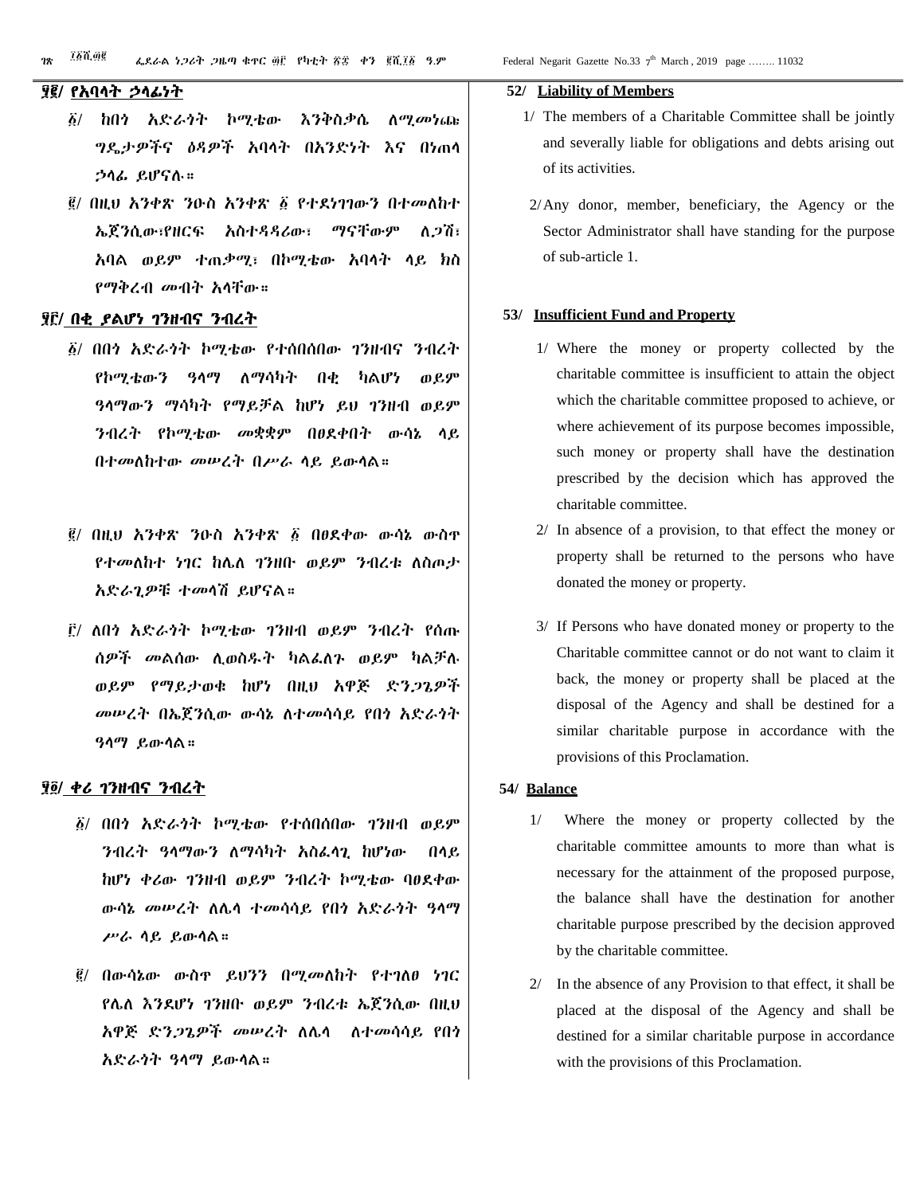## ፶፪/ የአባላት ኃላፊነት

፩/ ከበጎ አድራጎት ኮሚቴው እንቅስቃሴ ለሚመነጩ ግዴታዎችና ዕዳዎች አባላት በአንድነት እና በነጠላ ኃላፊ ይሆናሉ።

፪/ በዚህ አንቀጽ ንዑስ አንቀጽ ፩ የተደነገገውን በተመለከተ ኤጀንሲው፣የዘርፍ አስተዳዳሪው፣ ማናቸውም ለጋሽ፣ አባል ወይም ተጠቃሚ፣ በኮሚቴው አባላት ላይ ክስ የማቅረብ መብት አላቸው።

## ፶፫/ በቂ ያልሆነ ገንዘብና ንብረት

፩/ በበጎ አድራጎት ኮሚቴው የተሰበሰበው ገንዘብና ንብረት የኮሚቴውን ዓላማ ለማሳካት በቂ ካልሆነ ወይም ዓላማውን ማሳካት የማይቻል ከሆነ ይህ ገንዘብ ወይም ንብረት የኮሚቴው መቋቋም በፀደቀበት ውሳኔ ላይ በተመለከተው መሠረት በሥራ ላይ ይውላል።

፪/ በዚህ አንቀጽ ንዑስ አንቀጽ ፩ በፀደቀው ውሳኔ ውስጥ የተመለከተ ነገር ከሌለ ገንዘቡ ወይም ንብረቱ ለስጦታ አድራጊዎቹ ተመላሽ ይሆናል።

፫/ ለበጎ አድራጎት ኮሚቴው ገንዘብ ወይም ንብረት የሰጡ ሰዎች መልሰው ሊወስዱት ካልፈለጉ ወይም ካልቻሉ ወይም የማይታወቁ ከሆነ በዚህ አዋጅ ድንጋጌዎች መሠረት በኤጀንሲው ውሳኔ ለተመሳሳይ የበጎ አድራጎት ዓላማ ይውላል።

## ፶፬/ ቀሪ ገንዘብና ንብረት

፩/ በበጎ አድራጎት ኮሚቴው የተሰበሰበው ገንዘብ ወይም ንብረት ዓላማውን ለማሳካት አስፈላጊ ከሆነው በላይ ከሆነ ቀሪው ገንዘብ ወይም ንብረት ኮሚቴው ባፀደቀው ውሳኔ መሠረት ለሌላ ተመሳሳይ የበጎ አድራጎት ዓላማ ሥራ ላይ ይውላል።

፪/ በውሳኔው ውስጥ ይህንን በሚመለከት የተገለፀ ነገር የሌለ እንደሆነ ገንዘቡ ወይም ንብረቱ ኤጀንሲው በዚህ አዋጅ ድንጋጌዎች መሠረት ለሌላ ለተመሳሳይ የበጎ አድራጎት ዓላማ ይውላል።

## 52/ Liability of Members

1/ The members of a Charitable Committee shall be jointly and severally liable for obligations and debts arising out of its activities.

2/ Any donor, member, beneficiary, the Agency or the Sector Administrator shall have standing for the purpose of sub-article 1.

## 53/ Insufficient Fund and Property

1/ Where the money or property collected by the charitable committee is insufficient to attain the object which the charitable committee proposed to achieve, or where achievement of its purpose becomes impossible, such money or property shall have the destination prescribed by the decision which has approved the charitable committee.

2/ In absence of a provision, to that effect the money or property shall be returned to the persons who have donated the money or property.

3/ If Persons who have donated money or property to the Charitable committee cannot or do not want to claim it back, the money or property shall be placed at the disposal of the Agency and shall be destined for a similar charitable purpose in accordance with the provisions of this Proclamation.

## 54/ Balance

1/ Where the money or property collected by the charitable committee amounts to more than what is necessary for the attainment of the proposed purpose, the balance shall have the destination for another charitable purpose prescribed by the decision approved by the charitable committee.

2/ In the absence of any Provision to that effect, it shall be placed at the disposal of the Agency and shall be destined for a similar charitable purpose in accordance with the provisions of this Proclamation.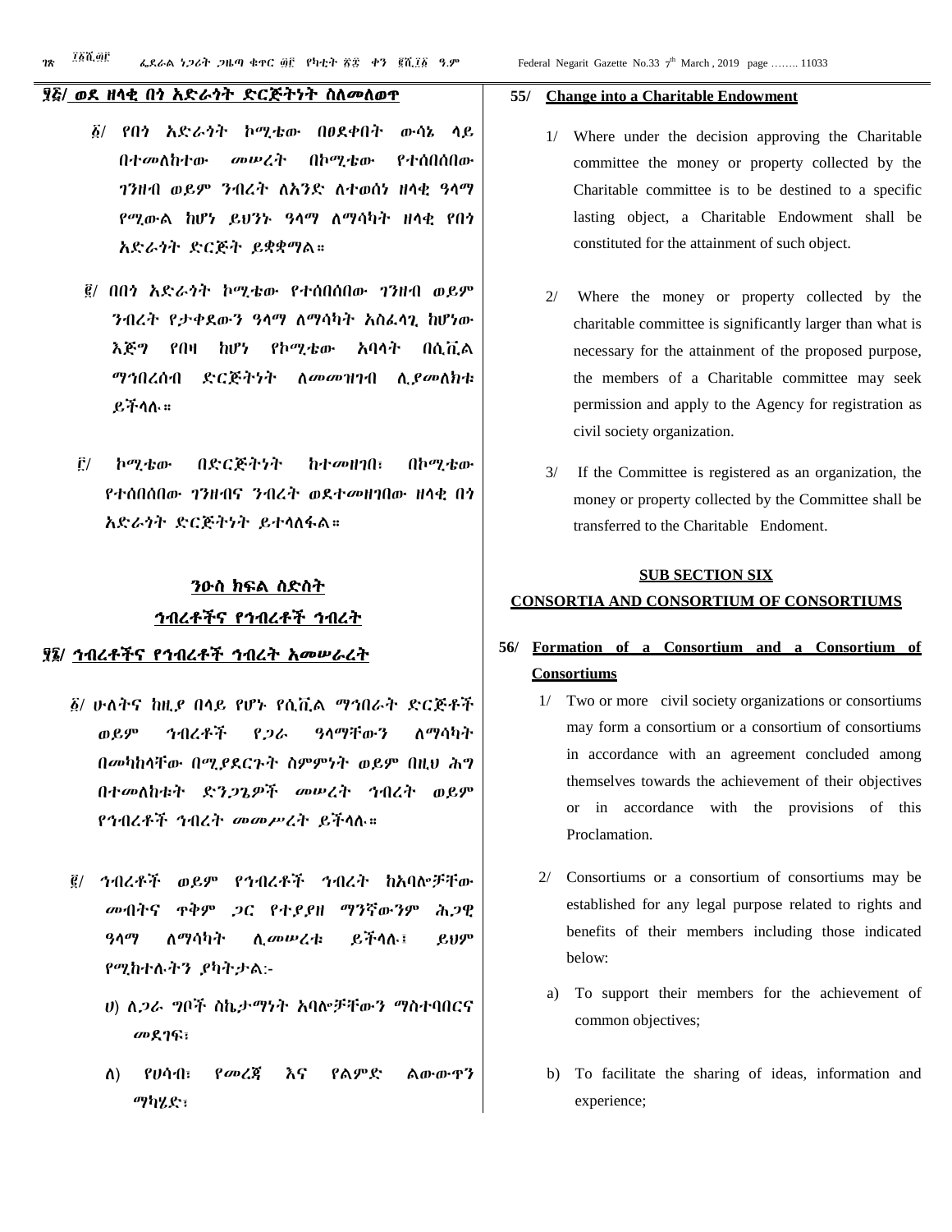## ፶፭/ ወደ ዘላቂ በጎ አድራጎት ድርጅትነት ስለመለወጥ

፩/ የበጎ አድራጎት ኮሚቴው በፀደቀበት ውሳኔ ላይ በተመለከተው መሠረት በኮሚቴው የተሰበሰበው ገንዘብ ወይም ንብረት ለአንድ ለተወሰነ ዘላቂ ዓላማ የሚውል ከሆነ ይህንኑ ዓላማ ለማሳካት ዘላቂ የበጎ አድራጎት ድርጅት ይቋቋማል።

፪/ በበጎ አድራጎት ኮሚቴው የተሰበሰበው ገንዘብ ወይም ንብረት የታቀደውን ዓላማ ለማሳካት አስፈላጊ ከሆነው እጅግ የበዛ ከሆነ የኮሚቴው አባላት በሲቪል ማኅበረሰብ ድርጅትነት ለመመዝገብ ሊያመለክቱ ይችላሉ።

፫/ ኮሚቴው በድርጅትነት ከተመዘገበ፣ በኮሚቴው የተሰበሰበው ገንዘብና ንብረት ወደተመዘገበው ዘላቂ በጎ አድራጎት ድርጅትነት ይተላለፋል።

### ንዑስ ክፍል ስድስት
### ኅብረቶችና የኅብረቶች ኅብረት

## ፶፮/ ኅብረቶችና የኅብረቶች ኅብረት አመሠራረት

፩/ ሁለትና ከዚያ በላይ የሆኑ የሲቪል ማኅበራት ድርጅቶች ወይም ኅብረቶች የጋራ ዓላማቸውን ለማሳካት በመካከላቸው በሚያደርጉት ስምምነት ወይም በዚህ ሕግ በተመለከቱት ድንጋጌዎች መሠረት ኅብረት ወይም የኅብረቶች ኅብረት መመሥረት ይችላሉ።

፪/ ኅብረቶች ወይም የኅብረቶች ኅብረት ከአባሎቻቸው መብትና ጥቅም ጋር የተያያዘ ማንኛውንም ሕጋዊ ዓላማ ለማሳካት ሊመሠረቱ ይችላሉ፣ ይህም የሚከተሉትን ያካትታል:-

ሀ) ለጋራ ግቦች ስኬታማነት አባሎቻቸውን ማስተባበርና መደገፍ፣

ለ) የሀሳብ፣ የመረጃ እና የልምድ ልውውጥን ማካሄድ፣

## 55/ Change into a Charitable Endowment

1/ Where under the decision approving the Charitable committee the money or property collected by the Charitable committee is to be destined to a specific lasting object, a Charitable Endowment shall be constituted for the attainment of such object.

2/ Where the money or property collected by the charitable committee is significantly larger than what is necessary for the attainment of the proposed purpose, the members of a Charitable committee may seek permission and apply to the Agency for registration as civil society organization.

3/ If the Committee is registered as an organization, the money or property collected by the Committee shall be transferred to the Charitable Endoment.

### SUB SECTION SIX
### CONSORTIA AND CONSORTIUM OF CONSORTIUMS

## 56/ Formation of a Consortium and a Consortium of Consortiums

1/ Two or more civil society organizations or consortiums may form a consortium or a consortium of consortiums in accordance with an agreement concluded among themselves towards the achievement of their objectives or in accordance with the provisions of this Proclamation.

2/ Consortiums or a consortium of consortiums may be established for any legal purpose related to rights and benefits of their members including those indicated below:

a) To support their members for the achievement of common objectives;

b) To facilitate the sharing of ideas, information and experience;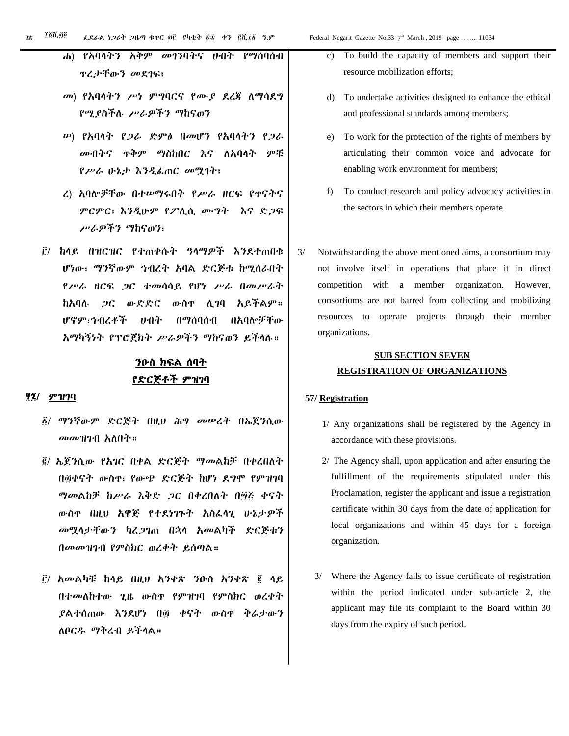ሐ) የአባላትን አቅም መገንባትና ሀብት የማሰባሰብ ጥረታቸውን መደገፍ፣

መ) የአባላትን ሥነ ምግባርና የሙያ ደረጃ ለማሳደግ የሚያስችሉ ሥራዎችን ማከናወን

ሠ) የአባላት የጋራ ድምፅ በመሆን የአባላትን የጋራ መብትና ጥቅም ማስከበር እና ለአባላት ምቹ የሥራ ሁኔታ እንዲፈጠር መሟገት፣

ረ) አባሎቻቸው በተሠማሩበት የሥራ ዘርፍ የጥናትና ምርምር፣ እንዲሁም የፖሊሲ ሙግት እና ድጋፍ ሥራዎችን ማከናወን፣

፫/ ከላይ በዝርዝር የተጠቀሱት ዓላማዎች እንደተጠበቁ ሆነው፣ ማንኛውም ኅብረት አባል ድርጅቱ ከሚሰራበት የሥራ ዘርፍ ጋር ተመሳሳይ የሆነ ሥራ በመሥራት ከአባሉ ጋር ውድድር ውስጥ ሊገባ አይችልም። ሆኖም፣ኅብረቶች ሀብት በማሰባሰብ በአባሎቻቸው አማካኝነት የፕሮጀክት ሥራዎችን ማከናወን ይችላሉ።

## ንዑስ ክፍል ሰባት
## የድርጅቶች ምዝገባ

**፶፯/ ምዝገባ**

፩/ ማንኛውም ድርጅት በዚህ ሕግ መሠረት በኤጀንሲው መመዝገብ አለበት።

፪/ ኤጀንሲው የአገር በቀል ድርጅት ማመልከቻ በቀረበለት በ፴ቀናት ውስጥ፣ የውጭ ድርጅት ከሆነ ደግሞ የምዝገባ ማመልከቻ ከሥራ እቅድ ጋር በቀረበለት በ፵፭ ቀናት ውስጥ በዚህ አዋጅ የተደነገጉት አስፈላጊ ሁኔታዎች መሟላታቸውን ካረጋገጠ በኋላ አመልካች ድርጅቱን በመመዝገብ የምስክር ወረቀት ይሰጣል።

፫/ አመልካቹ ከላይ በዚህ አንቀጽ ንዑስ አንቀጽ ፪ ላይ በተመለከተው ጊዜ ውስጥ የምዝገባ የምስክር ወረቀት ያልተሰጠው እንደሆነ በ፴ ቀናት ውስጥ ቅሬታውን ለቦርዱ ማቅረብ ይችላል።

c) To build the capacity of members and support their resource mobilization efforts;

d) To undertake activities designed to enhance the ethical and professional standards among members;

e) To work for the protection of the rights of members by articulating their common voice and advocate for enabling work environment for members;

f) To conduct research and policy advocacy activities in the sectors in which their members operate.

3/ Notwithstanding the above mentioned aims, a consortium may not involve itself in operations that place it in direct competition with a member organization. However, consortiums are not barred from collecting and mobilizing resources to operate projects through their member organizations.

## SUB SECTION SEVEN
## REGISTRATION OF ORGANIZATIONS

**57/ Registration**

1/ Any organizations shall be registered by the Agency in accordance with these provisions.

2/ The Agency shall, upon application and after ensuring the fulfillment of the requirements stipulated under this Proclamation, register the applicant and issue a registration certificate within 30 days from the date of application for local organizations and within 45 days for a foreign organization.

3/ Where the Agency fails to issue certificate of registration within the period indicated under sub-article 2, the applicant may file its complaint to the Board within 30 days from the expiry of such period.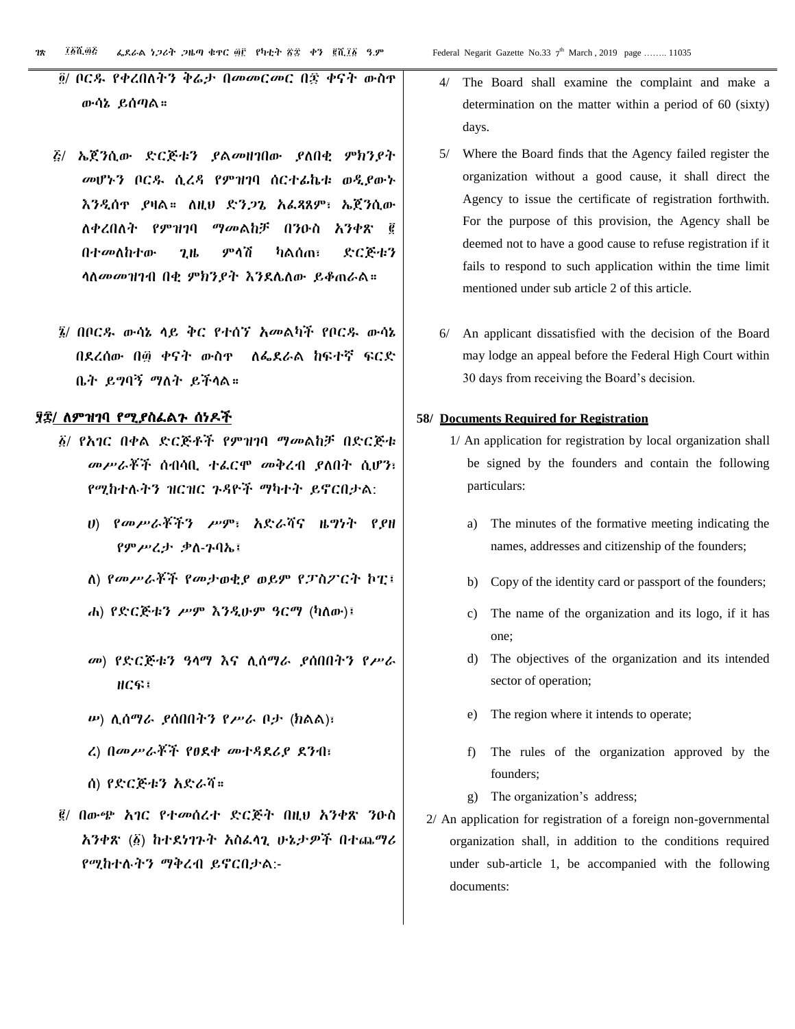፬/ ቦርዱ የቀረበለትን ቅሬታ በመመርመር በ፷ ቀናት ውስጥ ውሳኔ ይሰጣል።

፭/ ኤጀንሲው ድርጅቱን ያልመዘገበው ያለበቂ ምክንያት መሆኑን ቦርዱ ሲረዳ የምዝገባ ሰርተፊኬቱ ወዲያውኑ እንዲሰጥ ያዛል። ለዚህ ድንጋጌ አፈጻጸም፣ ኤጀንሲው ለቀረበለት የምዝገባ ማመልከቻ በንዑስ አንቀጽ ፪ በተመለከተው ጊዜ ምላሽ ካልሰጠ፣ ድርጅቱን ላለመመዝገብ በቂ ምክንያት እንደሌለው ይቆጠራል።

፮/ በቦርዱ ውሳኔ ላይ ቅር የተሰኘ አመልካች የቦርዱ ውሳኔ በደረሰው በ፴ ቀናት ውስጥ ለፌደራል ከፍተኛ ፍርድ ቤት ይግባኝ ማለት ይችላል።

**፶፰/ ለምዝገባ የሚያስፈልጉ ሰነዶች**

፩/ የአገር በቀል ድርጅቶች የምዝገባ ማመልከቻ በድርጅቱ መሥራቾች ሰብሳቢ ተፈርሞ መቅረብ ያለበት ሲሆን፣ የሚከተሉትን ዝርዝር ጉዳዮች ማካተት ይኖርበታል:

ሀ) የመሥራቾችን ሥም፣ አድራሻና ዜግነት የያዘ የምሥረታ ቃለ-ጉባኤ፣

ለ) የመሥራቾች የመታወቂያ ወይም የፓስፖርት ኮፒ፣

ሐ) የድርጅቱን ሥም እንዲሁም ዓርማ (ካለው)፣

መ) የድርጅቱን ዓላማ እና ሊሰማራ ያሰበበትን የሥራ ዘርፍ፣

ሠ) ሊሰማራ ያሰበበትን የሥራ ቦታ (ክልል)፣

ረ) በመሥራቾች የፀደቀ መተዳደሪያ ደንብ፣

ሰ) የድርጅቱን አድራሻ።

፪/ በውጭ አገር የተመሰረተ ድርጅት በዚህ አንቀጽ ንዑስ አንቀጽ (፩) ከተደነገጉት አስፈላጊ ሁኔታዎች በተጨማሪ የሚከተሉትን ማቅረብ ይኖርበታል:-

4/ The Board shall examine the complaint and make a determination on the matter within a period of 60 (sixty) days.

5/ Where the Board finds that the Agency failed register the organization without a good cause, it shall direct the Agency to issue the certificate of registration forthwith. For the purpose of this provision, the Agency shall be deemed not to have a good cause to refuse registration if it fails to respond to such application within the time limit mentioned under sub article 2 of this article.

6/ An applicant dissatisfied with the decision of the Board may lodge an appeal before the Federal High Court within 30 days from receiving the Board's decision.

**58/ Documents Required for Registration**

1/ An application for registration by local organization shall be signed by the founders and contain the following particulars:

a) The minutes of the formative meeting indicating the names, addresses and citizenship of the founders;

b) Copy of the identity card or passport of the founders;

c) The name of the organization and its logo, if it has one;

d) The objectives of the organization and its intended sector of operation;

e) The region where it intends to operate;

f) The rules of the organization approved by the founders;

g) The organization's address;

2/ An application for registration of a foreign non-governmental organization shall, in addition to the conditions required under sub-article 1, be accompanied with the following documents: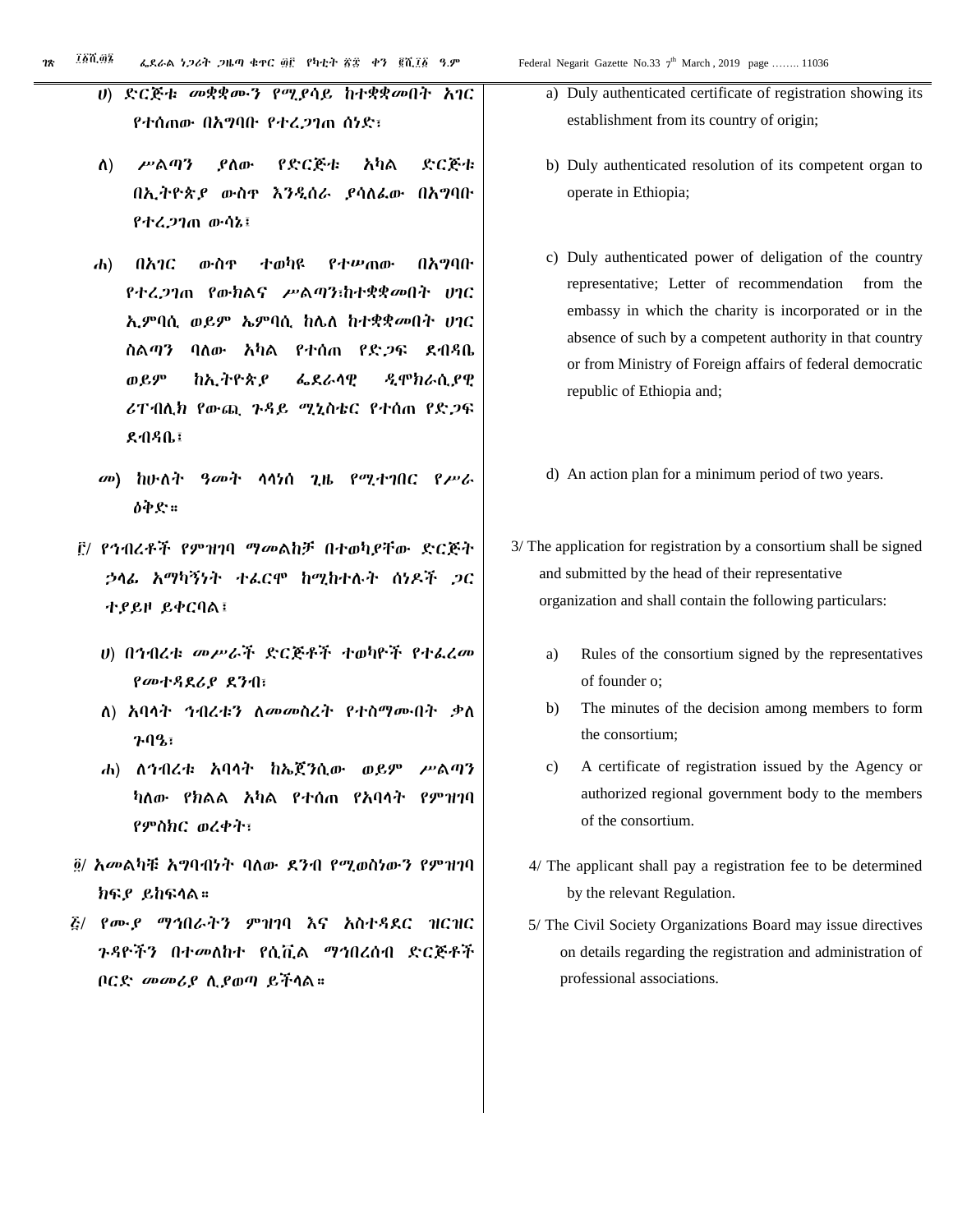ሀ) ድርጅቱ መቋቋሙን የሚያሳይ ከተቋቋመበት አገር የተሰጠው በአግባቡ የተረጋገጠ ሰነድ፣

ለ) ሥልጣን ያለው የድርጅቱ አካል ድርጅቱ በኢትዮጵያ ውስጥ እንዲሰራ ያሳለፈው በአግባቡ የተረጋገጠ ውሳኔ፤

ሐ) በአገር ውስጥ ተወካዩ የተሠጠው በአግባቡ የተረጋገጠ የውክልና ሥልጣን፡ከተቋቋመበት ሀገር ኢምባሲ ወይም ኤምባሲ ከሌለ ከተቋቋመበት ሀገር ስልጣን ባለው አካል የተሰጠ የድጋፍ ደብዳቤ ወይም ከኢትዮጵያ ፌደራላዊ ዲሞክራሲያዊ ሪፐብሊክ የውጪ ጉዳይ ሚኒስቴር የተሰጠ የድጋፍ ደብዳቤ፤

መ) ከሁለት ዓመት ላላነሰ ጊዜ የሚተገበር የሥራ ዕቅድ።

፫/ የኅብረቶች የምዝገባ ማመልከቻ በተወካዮቸው ድርጅት ኃላፊ አማካኝነት ተፈርሞ ከሚከተሉት ሰነዶች ጋር ተያይዞ ይቀርባል፤

ሀ) በኅብረቱ መሥራች ድርጅቶች ተወካዮች የተፈረመ የመተዳደሪያ ደንብ፣

ለ) አባላት ኅብረቱን ለመመስረት የተስማሙበት ቃለ ጉባዔ፣

ሐ) ለኅብረቱ አባላት ከኤጀንሲው ወይም ሥልጣን ካለው የክልል አካል የተሰጠ የአባላት የምዝገባ የምስክር ወረቀት፣

፬/ አመልካቹ አግባብነት ባለው ደንብ የሚወስነውን የምዝገባ ክፍያ ይከፍላል።

፭/ የሙያ ማኅበራትን ምዝገባ እና አስተዳደር ዝርዝር ጉዳዮችን በተመለከተ የሲቪል ማኅበረሰብ ድርጅቶች ቦርድ መመሪያ ሊያወጣ ይችላል።

a) Duly authenticated certificate of registration showing its establishment from its country of origin;

b) Duly authenticated resolution of its competent organ to operate in Ethiopia;

c) Duly authenticated power of delegation of the country representative; Letter of recommendation from the embassy in which the charity is incorporated or in the absence of such by a competent authority in that country or from Ministry of Foreign affairs of federal democratic republic of Ethiopia and;

d) An action plan for a minimum period of two years.

3/ The application for registration by a consortium shall be signed and submitted by the head of their representative organization and shall contain the following particulars:

a) Rules of the consortium signed by the representatives of founder o;

b) The minutes of the decision among members to form the consortium;

c) A certificate of registration issued by the Agency or authorized regional government body to the members of the consortium.

4/ The applicant shall pay a registration fee to be determined by the relevant Regulation.

5/ The Civil Society Organizations Board may issue directives on details regarding the registration and administration of professional associations.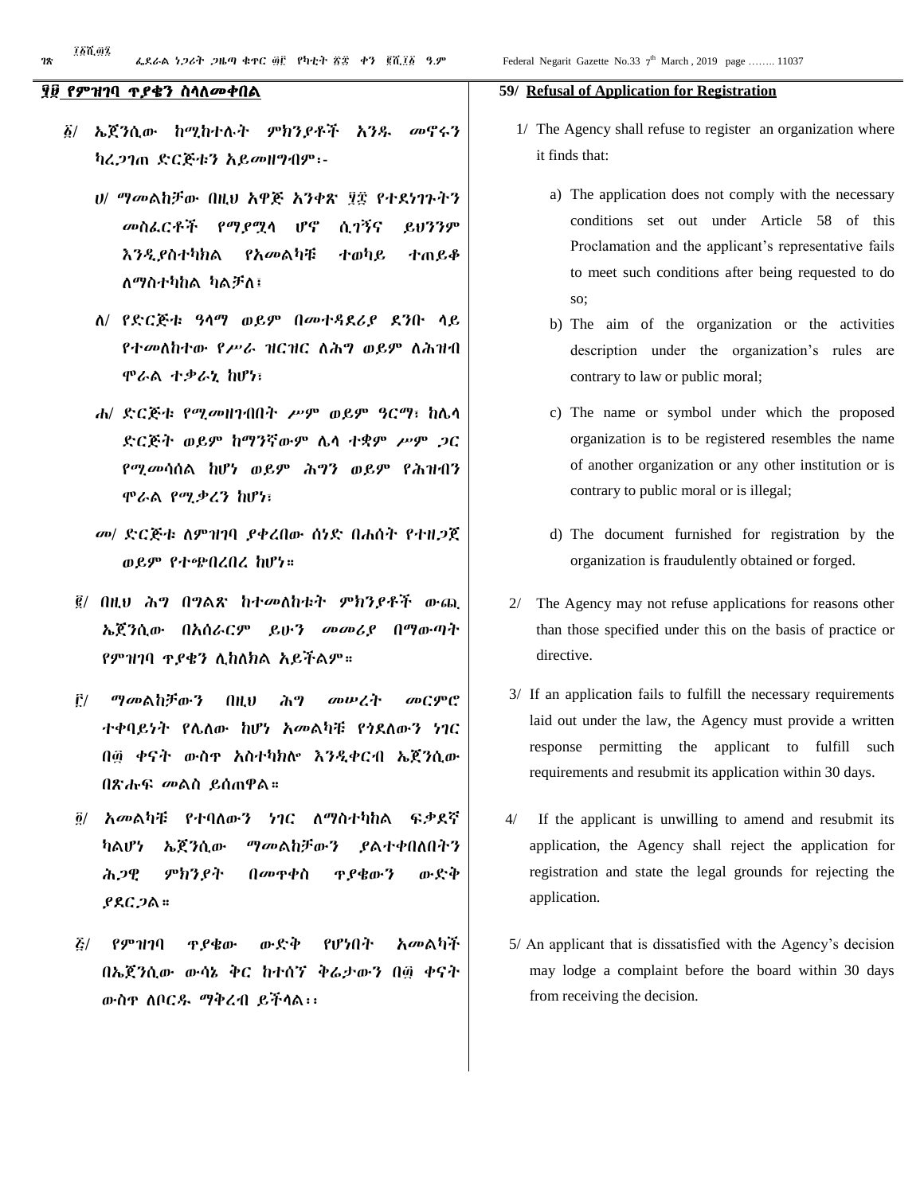## ፶፱ የምዝገባ ጥያቄን ስለመቀበል

፩/ ኤጀንሲው ከሚከተሉት ምክንያቶች አንዱ መኖሩን ካረጋገጠ ድርጅቱን አይመዘግብም፦

ሀ/ ማመልከቻው በዚህ አዋጅ አንቀጽ ፶፰ የተደነገጉትን መስፈርቶች የማያሟላ ሆኖ ሲገኝና ይህንንም እንዲያስተካክል የአመልካቹ ተወካይ ተጠይቆ ለማስተካከል ካልቻለ፣

ለ/ የድርጅቱ ዓላማ ወይም በመተዳደሪያ ደንቡ ላይ የተመለከተው የሥራ ዝርዝር ለሕግ ወይም ለሕዝብ ሞራል ተቃራኒ ከሆነ፣

ሐ/ ድርጅቱ የሚመዘገብበት ሥም ወይም ዓርማ፣ ከሌላ ድርጅት ወይም ከማንኛውም ሌላ ተቋም ሥም ጋር የሚመሳሰል ከሆነ ወይም ሕግን ወይም የሕዝብን ሞራል የሚቃረን ከሆነ፣

መ/ ድርጅቱ ለምዝገባ ያቀረበው ሰነድ በሐሰት የተዘጋጀ ወይም የተጭበረበረ ከሆነ።

፪/ በዚህ ሕግ በግልጽ ከተመለከቱት ምክንያቶች ውጪ ኤጀንሲው በአሰራርም ይሁን መመሪያ በማውጣት የምዝገባ ጥያቄን ሊከለክል አይችልም።

፫/ ማመልከቻውን በዚህ ሕግ መሠረት መርምሮ ተቀባይነት የሌለው ከሆነ አመልካቹ የጎደለውን ነገር በ፴ ቀናት ውስጥ አስተካክሎ እንዲቀርብ ኤጀንሲው በጽሑፍ መልስ ይሰጠዋል።

፬/ አመልካቹ የተባለውን ነገር ለማስተካከል ፍቃደኛ ካልሆነ ኤጀንሲው ማመልከቻውን ያልተቀበለበትን ሕጋዊ ምክንያት በመጥቀስ ጥያቄውን ውድቅ ያደርጋል።

፭/ የምዝገባ ጥያቄው ውድቅ የሆነበት አመልካች በኤጀንሲው ውሳኔ ቅር ከተሰኘ ቅሬታውን በ፴ ቀናት ውስጥ ለቦርዱ ማቅረብ ይችላል፡፡

## 59/ Refusal of Application for Registration

1/ The Agency shall refuse to register an organization where it finds that:

a) The application does not comply with the necessary conditions set out under Article 58 of this Proclamation and the applicant's representative fails to meet such conditions after being requested to do so;

b) The aim of the organization or the activities description under the organization's rules are contrary to law or public moral;

c) The name or symbol under which the proposed organization is to be registered resembles the name of another organization or any other institution or is contrary to public moral or is illegal;

d) The document furnished for registration by the organization is fraudulently obtained or forged.

2/ The Agency may not refuse applications for reasons other than those specified under this on the basis of practice or directive.

3/ If an application fails to fulfill the necessary requirements laid out under the law, the Agency must provide a written response permitting the applicant to fulfill such requirements and resubmit its application within 30 days.

4/ If the applicant is unwilling to amend and resubmit its application, the Agency shall reject the application for registration and state the legal grounds for rejecting the application.

5/ An applicant that is dissatisfied with the Agency's decision may lodge a complaint before the board within 30 days from receiving the decision.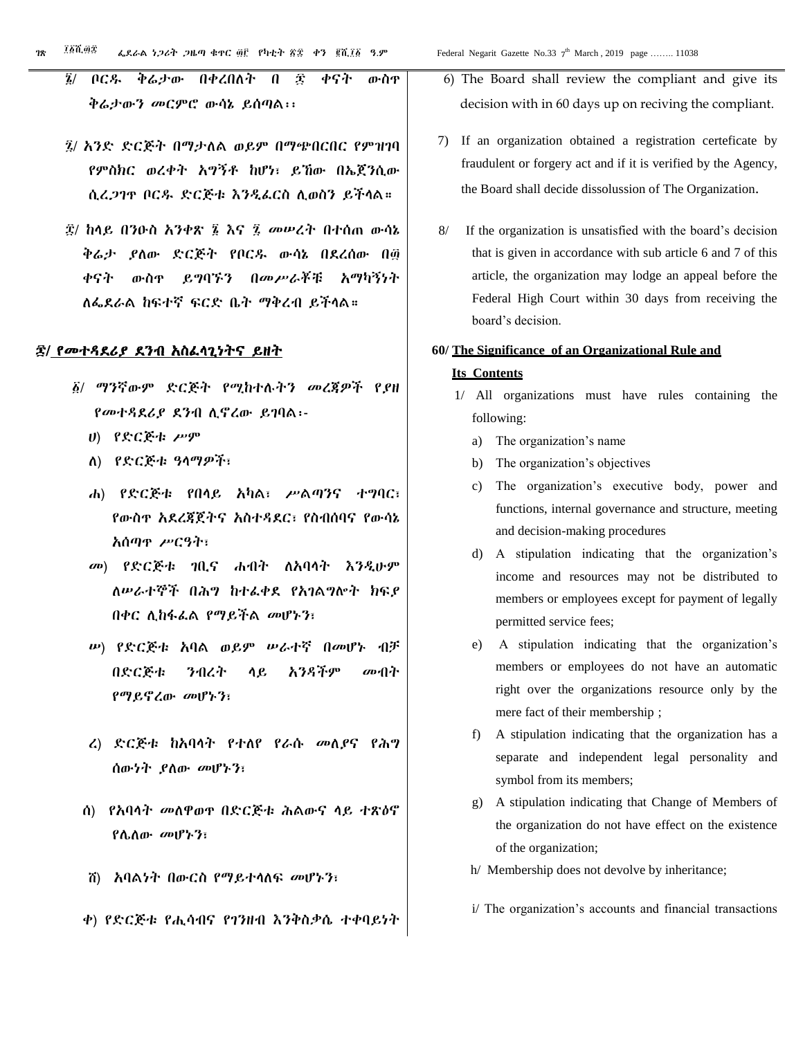፮/ ቦርዱ ቅሬታው በቀረበለት በ ፷ ቀናት ውስጥ ቅሬታውን መርምሮ ውሳኔ ይሰጣል፡፡

፯/ አንድ ድርጅት በማታለል ወይም በማጭበርበር የምዝገባ የምስክር ወረቀት አግኝቶ ከሆነ፣ ይኸው በኤጀንሲው ሲረጋገጥ ቦርዱ ድርጅቱ እንዲፈርስ ሊወስን ይችላል።

፰/ ከላይ በንዑስ አንቀጽ ፮ እና ፯ መሠረት በተሰጠ ውሳኔ ቅሬታ ያለው ድርጅት የቦርዱ ውሳኔ በደረሰው በ፴ ቀናት ውስጥ ይግባኙን በመሥራቾቹ አማካኝነት ለፌደራል ከፍተኛ ፍርድ ቤት ማቅረብ ይችላል።

## ፷/ <u>የመተዳደሪያ ደንብ አስፈላጊነትና ይዘት</u>

፩/ ማንኛውም ድርጅት የሚከተሉትን መረጃዎች የያዘ የመተዳደሪያ ደንብ ሊኖረው ይገባል፡-

ሀ) የድርጅቱ ሥም

ለ) የድርጅቱ ዓላማዎች፣

ሐ) የድርጅቱ የበላይ አካል፣ ሥልጣንና ተግባር፣ የውስጥ አደረጃጀትና አስተዳደር፣ የስብሰባና የውሳኔ አሰጣጥ ሥርዓት፣

መ) የድርጅቱ ገቢና ሐብት ለአባላት እንዲሁም ለሠራተኞች በሕግ ከተፈቀደ የአገልግሎት ክፍያ በቀር ሊከፋፈል የማይችል መሆኑን፣

ሠ) የድርጅቱ አባል ወይም ሠራተኛ በመሆኑ ብቻ በድርጅቱ ንብረት ላይ አንዳችም መብት የማይኖረው መሆኑን፣

ረ) ድርጅቱ ከአባላት የተለየ የራሱ መለያና የሕግ ሰውነት ያለው መሆኑን፣

ሰ) የአባላት መለዋወጥ በድርጅቱ ሕልውና ላይ ተጽዕኖ የሌለው መሆኑን፣

ሸ) አባልነት በውርስ የማይተላለፍ መሆኑን፣

ቀ) የድርጅቱ የሒሳብና የገንዘብ እንቅስቃሴ ተቀባይነት

6) The Board shall review the compliant and give its decision with in 60 days up on reciving the compliant.

7) If an organization obtained a registration certeficate by fraudulent or forgery act and if it is verified by the Agency, the Board shall decide dissolussion of The Organization.

8/ If the organization is unsatisfied with the board's decision that is given in accordance with sub article 6 and 7 of this article, the organization may lodge an appeal before the Federal High Court within 30 days from receiving the board's decision.

## 60/ <u>The Significance of an Organizational Rule and Its Contents</u>

1/ All organizations must have rules containing the following:

a) The organization's name

b) The organization's objectives

c) The organization's executive body, power and functions, internal governance and structure, meeting and decision-making procedures

d) A stipulation indicating that the organization's income and resources may not be distributed to members or employees except for payment of legally permitted service fees;

e) A stipulation indicating that the organization's members or employees do not have an automatic right over the organizations resource only by the mere fact of their membership ;

f) A stipulation indicating that the organization has a separate and independent legal personality and symbol from its members;

g) A stipulation indicating that Change of Members of the organization do not have effect on the existence of the organization;

h/ Membership does not devolve by inheritance;

i/ The organization's accounts and financial transactions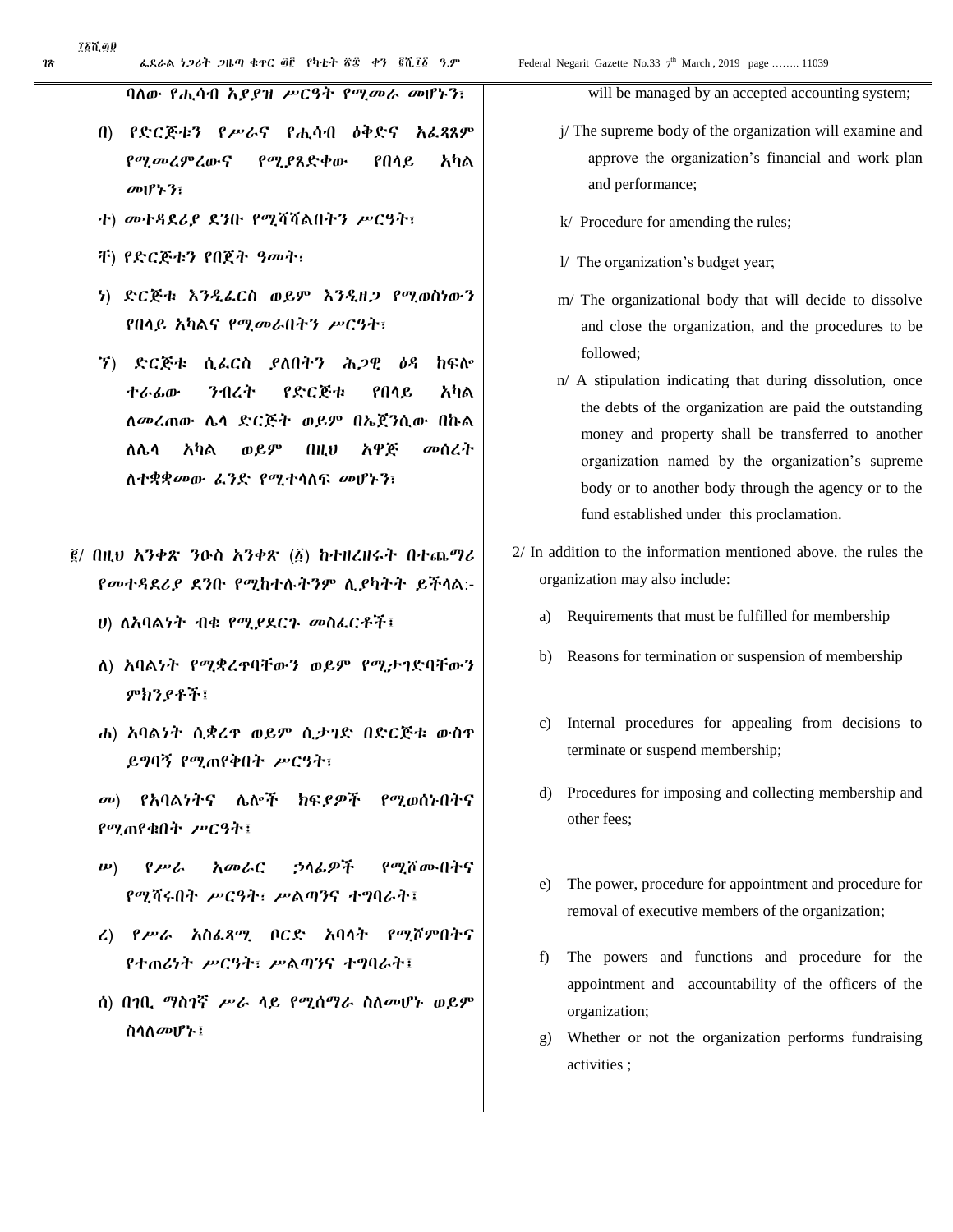ባለው የሒሳብ አያያዝ ሥርዓት የሚመራ መሆኑን፣

በ) የድርጅቱን የሥራና የሒሳብ ዕቅድና አፈጻጸም የሚመረምረውና የሚያጸድቀው የበላይ አካል መሆኑን፣

ተ) መተዳደሪያ ደንቡ የሚሻሻልበትን ሥርዓት፣

ቸ) የድርጅቱን የበጀት ዓመት፣

ነ) ድርጅቱ እንዲፈርስ ወይም እንዲዘጋ የሚወስነውን የበላይ አካልና የሚመራበትን ሥርዓት፣

ኘ) ድርጅቱ ሲፈርስ ያለበትን ሕጋዊ ዕዳ ከፍሎ ተራፊው ንብረት የድርጅቱ የበላይ አካል ለመረጠው ሌላ ድርጅት ወይም በኤጀንሲው በኩል ለሌላ አካል ወይም በዚህ አዋጅ መሰረት ለተቋቋመው ፈንድ የሚተላለፍ መሆኑን፣

፪/ በዚህ አንቀጽ ንዑስ አንቀጽ (፩) ከተዘረዘሩት በተጨማሪ የመተዳደሪያ ደንቡ የሚከተሉትንም ሊያካትት ይችላል:-

ሀ) ለአባልነት ብቁ የሚያደርጉ መስፈርቶች፤

ለ) አባልነት የሚቋረጥባቸውን ወይም የሚታገድባቸውን ምክንያቶች፤

ሐ) አባልነት ሲቋረጥ ወይም ሲታገድ በድርጅቱ ውስጥ ይግባኝ የሚጠየቅበት ሥርዓት፣

መ) የአባልነትና ሌሎች ክፍያዎች የሚወሰኑበትና የሚጠየቁበት ሥርዓት፤

ሠ) የሥራ አመራር ኃላፊዎች የሚሾሙበትና የሚሻሩበት ሥርዓት፣ ሥልጣንና ተግባራት፤

ረ) የሥራ አስፈጻሚ ቦርድ አባላት የሚሾምበትና የተጠሪነት ሥርዓት፣ ሥልጣንና ተግባራት፤

ሰ) በገቢ ማስገኛ ሥራ ላይ የሚሰማራ ስለመሆኑ ወይም ስላለመሆኑ፤

will be managed by an accepted accounting system;

j/ The supreme body of the organization will examine and approve the organization's financial and work plan and performance;

k/ Procedure for amending the rules;

l/ The organization's budget year;

m/ The organizational body that will decide to dissolve and close the organization, and the procedures to be followed;

n/ A stipulation indicating that during dissolution, once the debts of the organization are paid the outstanding money and property shall be transferred to another organization named by the organization's supreme body or to another body through the agency or to the fund established under this proclamation.

2/ In addition to the information mentioned above. the rules the organization may also include:

a) Requirements that must be fulfilled for membership

b) Reasons for termination or suspension of membership

c) Internal procedures for appealing from decisions to terminate or suspend membership;

d) Procedures for imposing and collecting membership and other fees;

e) The power, procedure for appointment and procedure for removal of executive members of the organization;

f) The powers and functions and procedure for the appointment and accountability of the officers of the organization;

g) Whether or not the organization performs fundraising activities ;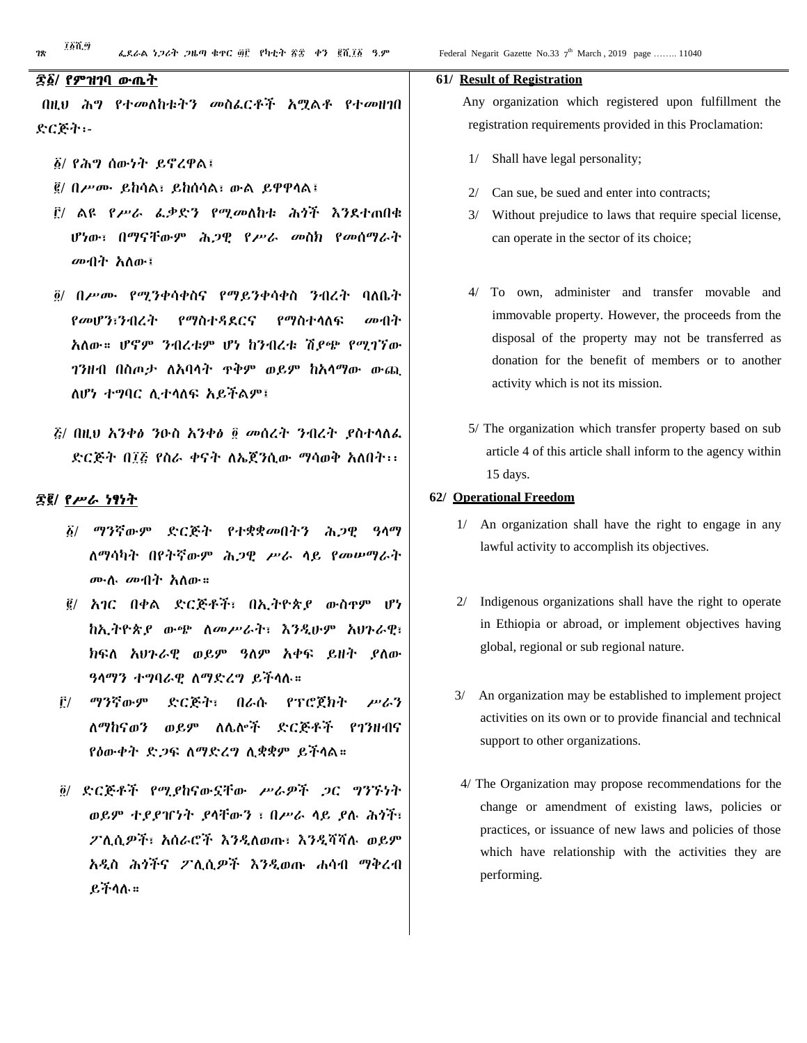## ፷፩/ የምዝገባ ውጤት

በዚህ ሕግ የተመለከቱትን መስፈርቶች አሟልቶ የተመዘገበ ድርጅት፡-

፩/ የሕግ ሰውነት ይኖረዋል፤

፪/ በሥሙ ይከሳል፣ ይከሰሳል፣ ውል ይዋዋላል፤

፫/ ልዩ የሥራ ፈቃድን የሚመለከቱ ሕጎች እንደተጠበቁ ሆነው፣ በማናቸውም ሕጋዊ የሥራ መስክ የመሰማራት መብት አለው፤

፬/ በሥሙ የሚንቀሳቀስና የማይንቀሳቀስ ንብረት ባለቤት የመሆን፣ንብረት የማስተዳደርና የማስተላለፍ መብት አለው። ሆኖም ንብረቱም ሆነ ከንብረቱ ሽያጭ የሚገኘው ገንዘብ በስጦታ ለአባላት ጥቅም ወይም ከአላማው ውጪ ለሆነ ተግባር ሊተላለፍ አይችልም፤

፭/ በዚህ አንቀፅ ንዑስ አንቀፅ ፬ መሰረት ንብረት ያስተላለፈ ድርጅት በ፲፭ የስራ ቀናት ለኤጀንሲው ማሳወቅ አለበት፡፡

## ፷፪/ የሥራ ነፃነት

፩/ ማንኛውም ድርጅት የተቋቋመበትን ሕጋዊ ዓላማ ለማሳካት በየትኛውም ሕጋዊ ሥራ ላይ የመሠማራት ሙሉ መብት አለው።

፪/ አገር በቀል ድርጅቶች፣ በኢትዮጵያ ውስጥም ሆነ ከኢትዮጵያ ውጭ ለመሥራት፣ እንዲሁም አህጉራዊ፣ ክፍለ አህጉራዊ ወይም ዓለም አቀፍ ይዘት ያለው ዓላማን ተግባራዊ ለማድረግ ይችላሉ።

፫/ ማንኛውም ድርጅት፣ በራሱ የፕሮጀክት ሥራን ለማከናወን ወይም ለሌሎች ድርጅቶች የገንዘብና የዕውቀት ድጋፍ ለማድረግ ሊቋቋም ይችላል።

፬/ ድርጅቶች የሚያከናውኗቸው ሥራዎች ጋር ግንኙነት ወይም ተያያዥነት ያላቸውን ፣ በሥራ ላይ ያሉ ሕጎች፣ ፖሊሲዎች፣ አሰራሮች እንዲለወጡ፣ እንዲሻሻሉ ወይም አዲስ ሕጎችና ፖሊሲዎች እንዲወጡ ሐሳብ ማቅረብ ይችላሉ።

## 61/ Result of Registration

Any organization which registered upon fulfillment the registration requirements provided in this Proclamation:

1/ Shall have legal personality;

2/ Can sue, be sued and enter into contracts;

3/ Without prejudice to laws that require special license, can operate in the sector of its choice;

4/ To own, administer and transfer movable and immovable property. However, the proceeds from the disposal of the property may not be transferred as donation for the benefit of members or to another activity which is not its mission.

5/ The organization which transfer property based on sub article 4 of this article shall inform to the agency within 15 days.

## 62/ Operational Freedom

1/ An organization shall have the right to engage in any lawful activity to accomplish its objectives.

2/ Indigenous organizations shall have the right to operate in Ethiopia or abroad, or implement objectives having global, regional or sub regional nature.

3/ An organization may be established to implement project activities on its own or to provide financial and technical support to other organizations.

4/ The Organization may propose recommendations for the change or amendment of existing laws, policies or practices, or issuance of new laws and policies of those which have relationship with the activities they are performing.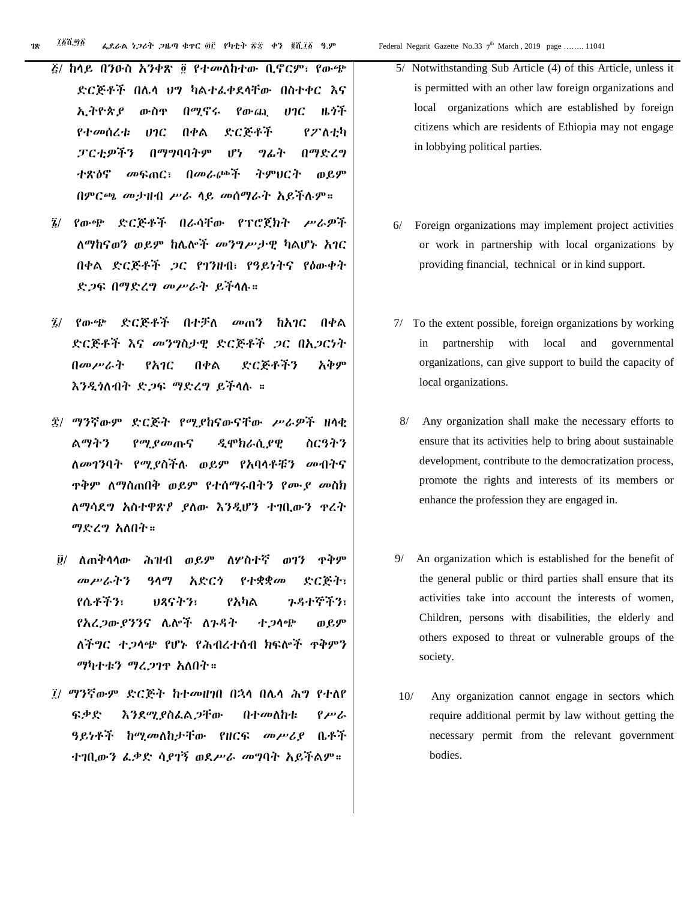፭/ ከላይ በንዑስ አንቀጽ ፬ የተመለከተው ቢኖርም፣ የውጭ ድርጅቶች በሌላ ህግ ካልተፈቀደላቸው በስተቀር እና ኢትዮጵያ ውስጥ በሚኖሩ የውጪ ሀገር ዜጎች የተመሰረቱ ሀገር በቀል ድርጅቶች የፖለቲካ ፓርቲዎችን በማግባባትም ሆነ ግፊት በማድረግ ተጽዕኖ መፍጠር፣ በመራጮች ትምህርት ወይም በምርጫ መታዘብ ሥራ ላይ መሰማራት አይችሉም።

5/ Notwithstanding Sub Article (4) of this Article, unless it is permitted with an other law foreign organizations and local organizations which are established by foreign citizens which are residents of Ethiopia may not engage in lobbying political parties.

፮/ የውጭ ድርጅቶች በራሳቸው የፕሮጀክት ሥራዎች ለማከናወን ወይም ከሌሎች መንግሥታዊ ካልሆኑ አገር በቀል ድርጅቶች ጋር የገንዘብ፣ የዓይነትና የዕውቀት ድጋፍ በማድረግ መሥራት ይችላሉ።

6/ Foreign organizations may implement project activities or work in partnership with local organizations by providing financial, technical or in kind support.

፯/ የውጭ ድርጅቶች በተቻለ መጠን ከአገር በቀል ድርጅቶች እና መንግስታዊ ድርጅቶች ጋር በአጋርነት በመሥራት የአገር በቀል ድርጅቶችን አቅም እንዲጎለብት ድጋፍ ማድረግ ይችላሉ ።

7/ To the extent possible, foreign organizations by working in partnership with local and governmental organizations, can give support to build the capacity of local organizations.

፰/ ማንኛውም ድርጅት የሚያከናውናቸው ሥራዎች ዘላቂ ልማትን የሚያመጡና ዲሞክራሲያዊ ስርዓትን ለመገንባት የሚያስችሉ ወይም የአባላቶቹን መብትና ጥቅም ለማስጠበቅ ወይም የተሰማሩበትን የሙያ መስክ ለማሳደግ አስተዋጽዖ ያለው እንዲሆን ተገቢውን ጥረት ማድረግ አለበት።

8/ Any organization shall make the necessary efforts to ensure that its activities help to bring about sustainable development, contribute to the democratization process, promote the rights and interests of its members or enhance the profession they are engaged in.

፱/ ለጠቅላላው ሕዝብ ወይም ለሦስተኛ ወገን ጥቅም መሥራትን ዓላማ አድርጎ የተቋቋመ ድርጅት፣ የሴቶችን፣ ህጻናትን፣ የአካል ጉዳተኞችን፣ የአረጋውያንንና ሌሎች ለጉዳት ተጋላጭ ወይም ለችግር ተጋላጭ የሆኑ የሕብረተሰብ ክፍሎች ጥቅምን ማካተቱን ማረጋገጥ አለበት።

9/ An organization which is established for the benefit of the general public or third parties shall ensure that its activities take into account the interests of women, Children, persons with disabilities, the elderly and others exposed to threat or vulnerable groups of the society.

፲/ ማንኛውም ድርጅት ከተመዘገበ በኋላ በሌላ ሕግ የተለየ ፍቃድ እንደሚያስፈልጋቸው በተመለከቱ የሥራ ዓይነቶች ከሚመለከታቸው የዘርፍ መሥሪያ ቤቶች ተገቢውን ፈቃድ ሳያገኝ ወደሥራ መግባት አይችልም።

10/ Any organization cannot engage in sectors which require additional permit by law without getting the necessary permit from the relevant government bodies.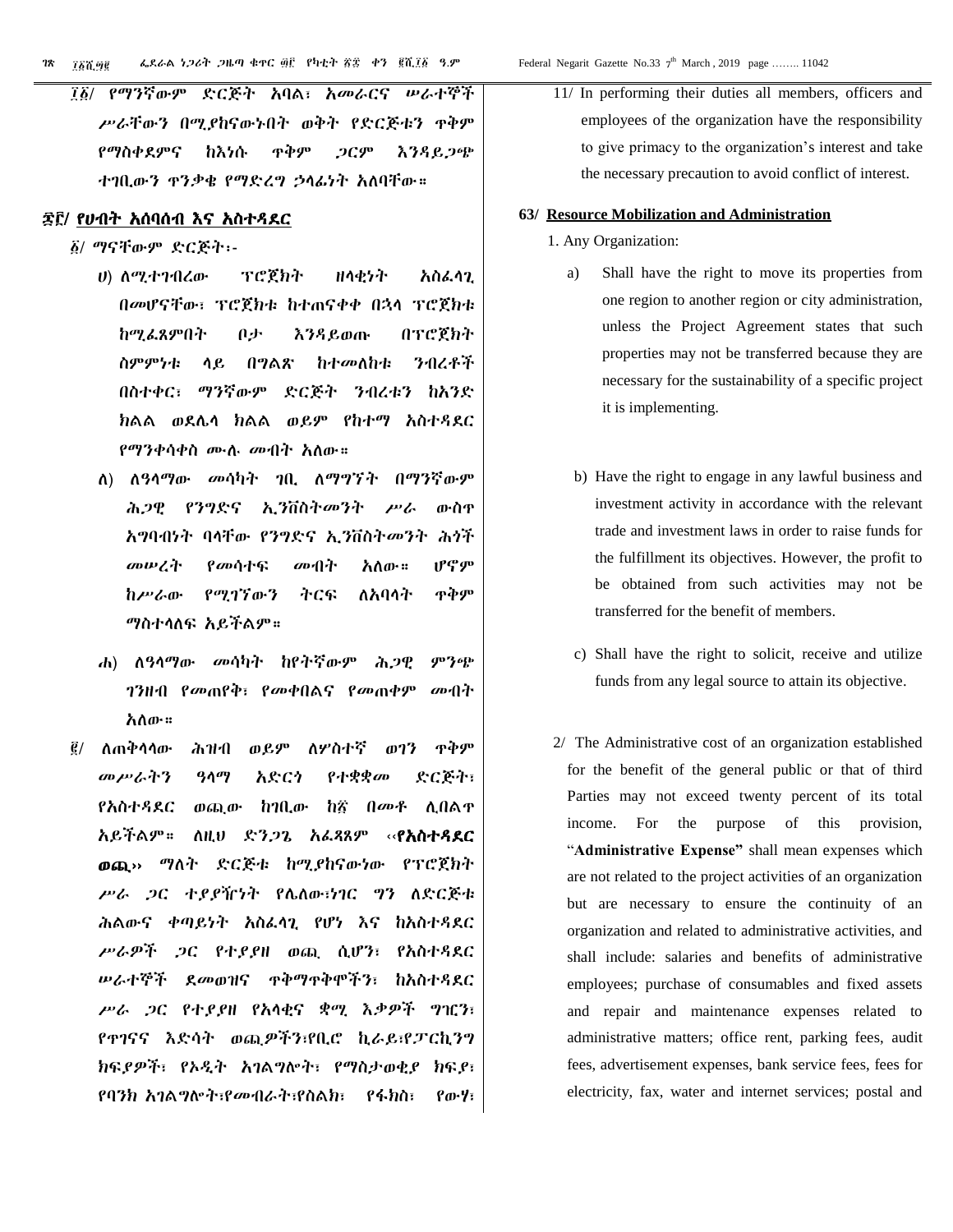፲፩/ የማንኛውም ድርጅት አባል፣ አመራርና ሠራተኞች ሥራቸውን በሚያከናውኑበት ወቅት የድርጅቱን ጥቅም የማስቀደምና ከእነሱ ጥቅም ጋርም እንዳይጋጭ ተገቢውን ጥንቃቄ የማድረግ ኃላፊነት አለባቸው።

## ፷፫/ የሀብት አሰባሰብ እና አስተዳደር

፩/ ማናቸውም ድርጅት፡-

ሀ) ለሚተገበረው ፕሮጀክት ዘላቂነት አስፈላጊ በመሆናቸው፣ ፕሮጀክቱ ከተጠናቀቀ በኋላ ፕሮጀክቱ ከሚፈጸምበት ቦታ እንዳይወጡ በፕሮጀክት ስምምነቱ ላይ በግልጽ ከተመለከቱ ንብረቶች በስተቀር፣ ማንኛውም ድርጅት ንብረቱን ከአንድ ክልል ወደሌላ ክልል ወይም የከተማ አስተዳደር የማንቀሳቀስ ሙሉ መብት አለው።

ለ) ለዓላማው መሳካት ገቢ ለማግኘት በማንኛውም ሕጋዊ የንግድና ኢንቨስትመንት ሥራ ውስጥ አግባብነት ባላቸው የንግድና ኢንቨስትመንት ሕጎች መሠረት የመሳተፍ መብት አለው። ሆኖም ከሥራው የሚገኘውን ትርፍ ለአባላት ጥቅም ማስተላለፍ አይችልም።

ሐ) ለዓላማው መሳካት ከየትኛውም ሕጋዊ ምንጭ ገንዘብ የመጠየቅ፣ የመቀበልና የመጠቀም መብት አለው።

፪/ ለጠቅላላው ሕዝብ ወይም ለሦስተኛ ወገን ጥቅም መሥራትን ዓላማ አድርጎ የተቋቋመ ድርጅት፣ የአስተዳደር ወጪው ከገቢው ከ፳ በመቶ ሊበልጥ አይችልም። ለዚህ ድንጋጌ አፈጻጸም ‹‹**የአስተዳደር ወጪ**›› ማለት ድርጅቱ ከሚያከናውነው የፕሮጀክት ሥራ ጋር ተያያዥነት የሌለው፣ነገር ግን ለድርጅቱ ሕልውና ቀጣይነት አስፈላጊ የሆነ እና ከአስተዳደር ሥራዎች ጋር የተያያዘ ወጪ ሲሆን፣ የአስተዳደር ሠራተኞች ደመወዝና ጥቅማጥቅሞችን፣ ከአስተዳደር ሥራ ጋር የተያያዘ የአላቂና ቋሚ እቃዎች ግዢን፣ የጥገናና እድሳት ወጪዎችን፣የቢሮ ኪራይ፣የፓርኪንግ ክፍያዎች፣ የኦዲት አገልግሎት፣ የማስታወቂያ ክፍያ፣ የባንክ አገልግሎት፣የመብራት፣የስልክ፣ የፋክስ፣ የውሃ፣

11/ In performing their duties all members, officers and employees of the organization have the responsibility to give primacy to the organization's interest and take the necessary precaution to avoid conflict of interest.

## 63/ Resource Mobilization and Administration

1. Any Organization:

a) Shall have the right to move its properties from one region to another region or city administration, unless the Project Agreement states that such properties may not be transferred because they are necessary for the sustainability of a specific project it is implementing.

b) Have the right to engage in any lawful business and investment activity in accordance with the relevant trade and investment laws in order to raise funds for the fulfillment its objectives. However, the profit to be obtained from such activities may not be transferred for the benefit of members.

c) Shall have the right to solicit, receive and utilize funds from any legal source to attain its objective.

2/ The Administrative cost of an organization established for the benefit of the general public or that of third Parties may not exceed twenty percent of its total income. For the purpose of this provision, "**Administrative Expense**" shall mean expenses which are not related to the project activities of an organization but are necessary to ensure the continuity of an organization and related to administrative activities, and shall include: salaries and benefits of administrative employees; purchase of consumables and fixed assets and repair and maintenance expenses related to administrative matters; office rent, parking fees, audit fees, advertisement expenses, bank service fees, fees for electricity, fax, water and internet services; postal and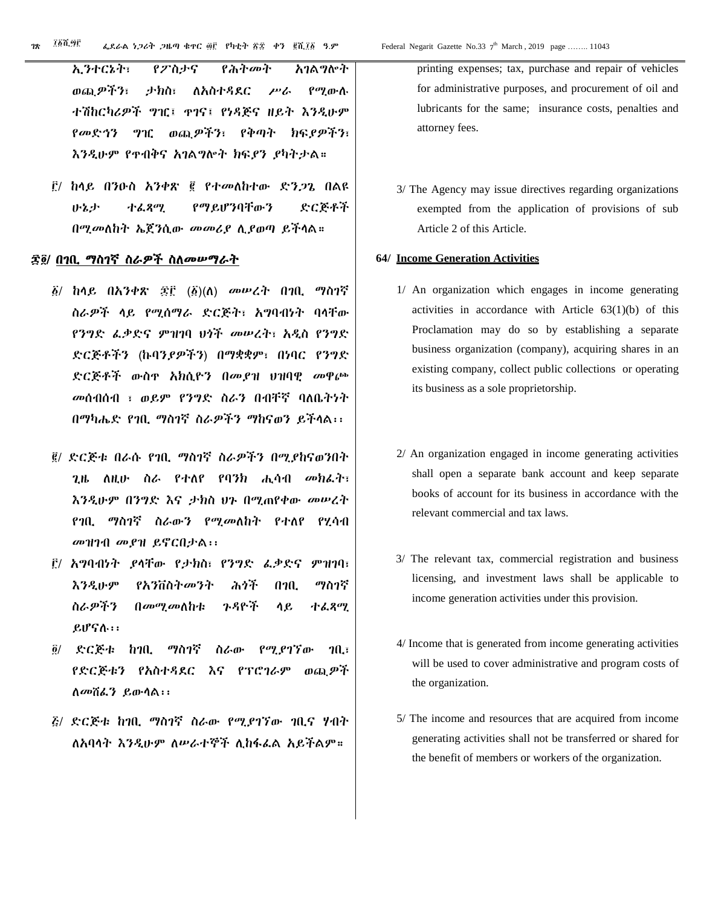ኢንተርኔት፣ የፖስታና የሕትመት አገልግሎት ወጪዎችን፣ ታክስ፣ ለአስተዳደር ሥራ የሚውሉ ተሽከርካሪዎች ግዢ፣ ጥገና፣ የነዳጅና ዘይት እንዲሁም የመድኅን ግዢ ወጪዎችን፣ የቅጣት ክፍያዎችን፣ እንዲሁም የጥብቅና አገልግሎት ክፍያን ያካትታል።

፫/ ከላይ በንዑስ አንቀጽ ፪ የተመለከተው ድንጋጌ በልዩ ሁኔታ ተፈጻሚ የማይሆንባቸውን ድርጅቶች በሚመለከት ኤጀንሲው መመሪያ ሊያወጣ ይችላል።

## ፷፬/ በገቢ ማስገኛ ስራዎች ስለመሠማራት

፩/ ከላይ በአንቀጽ ፷፫ (፩)(ለ) መሠረት በገቢ ማስገኛ ስራዎች ላይ የሚሰማራ ድርጅት፣ አግባብነት ባላቸው የንግድ ፈቃድና ምዝገባ ህጎች መሠረት፣ አዲስ የንግድ ድርጅቶችን (ኩባንያዎችን) በማቋቋም፣ በነባር የንግድ ድርጅቶች ውስጥ አክሲዮን በመያዝ ህዝባዊ መዋጮ መሰብሰብ ፣ ወይም የንግድ ስራን በብቸኛ ባለቤትነት በማካሔድ የገቢ ማስገኛ ስራዎችን ማከናወን ይችላል፡፡

፪/ ድርጅቱ በራሱ የገቢ ማስገኛ ስራዎችን በሚያከናወንበት ጊዜ ለዚሁ ስራ የተለየ የባንክ ሒሳብ መክፈት፣ እንዲሁም በንግድ እና ታክስ ህጉ በሚጠየቀው መሠረት የገቢ ማስገኛ ስራውን የሚመለከት የተለየ የሂሳብ መዝገብ መያዝ ይኖርበታል፡፡

፫/ አግባብነት ያላቸው የታክስ፣ የንግድ ፈቃድና ምዝገባ፣ እንዲሁም የኢንቨስትመንት ሕጎች በገቢ ማስገኛ ስራዎችን በመሚመለከቱ ጉዳዮች ላይ ተፈጻሚ ይሆናሉ፡፡

፬/ ድርጅቱ ከገቢ ማስገኛ ስራው የሚያገኘው ገቢ፣ የድርጅቱን የአስተዳደር እና የፕሮገራም ወጪዎች ለመሸፈን ይውላል፡፡

፭/ ድርጅቱ ከገቢ ማስገኛ ስራው የሚያገኘው ገቢና ሃብት ለአባላት እንዲሁም ለሠራተኞች ሊከፋፈል አይችልም።

printing expenses; tax, purchase and repair of vehicles for administrative purposes, and procurement of oil and lubricants for the same; insurance costs, penalties and attorney fees.

3/ The Agency may issue directives regarding organizations exempted from the application of provisions of sub Article 2 of this Article.

## 64/ Income Generation Activities

1/ An organization which engages in income generating activities in accordance with Article 63(1)(b) of this Proclamation may do so by establishing a separate business organization (company), acquiring shares in an existing company, collect public collections or operating its business as a sole proprietorship.

2/ An organization engaged in income generating activities shall open a separate bank account and keep separate books of account for its business in accordance with the relevant commercial and tax laws.

3/ The relevant tax, commercial registration and business licensing, and investment laws shall be applicable to income generation activities under this provision.

4/ Income that is generated from income generating activities will be used to cover administrative and program costs of the organization.

5/ The income and resources that are acquired from income generating activities shall not be transferred or shared for the benefit of members or workers of the organization.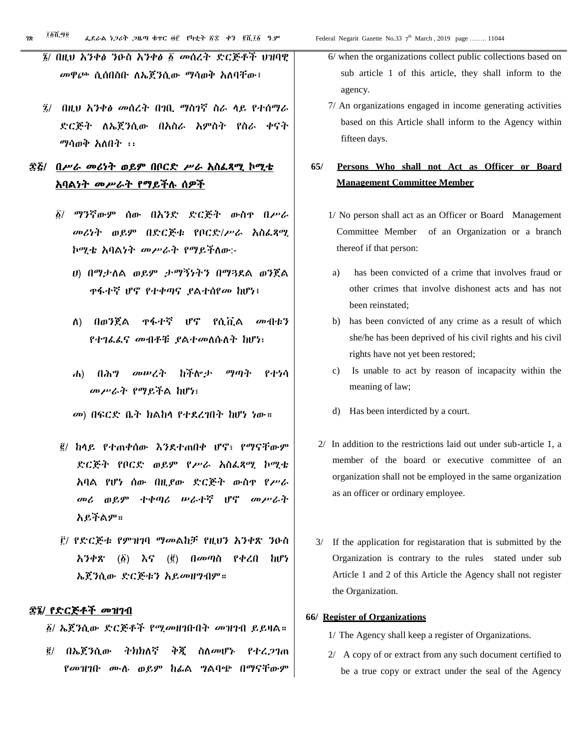፯/ በዚህ አንቀፅ ንዑስ አንቀፅ ፩ መሰረት ድርጅቶች ህዝባዊ መዋጮ ሲሰበስቡ ለኤጀንሲው ማሳወቅ አለባቸው፤

፯/ በዚህ አንቀፅ መሰረት በገቢ ማስገኛ ስራ ላይ የተሰማራ ድርጅት ለኤጀንሲው በአስራ አምስት የስራ ቀናት ማሳወቅ አለበት ፡፡

## ፷፭/ በሥራ መሪነት ወይም በቦርድ ሥራ አስፈጻሚ ኮሚቴ አባልነት መሥራት የማይችሉ ሰዎች

፩/ ማንኛውም ሰው በአንድ ድርጅት ውስጥ በሥራ መሪነት ወይም በድርጅቱ የቦርድ/ሥራ አስፈጻሚ ኮሚቴ አባልነት መሥራት የማይችለው:-

ሀ) በማታለል ወይም ታማኝነትን በማጓደል ወንጀል ጥፋተኛ ሆኖ የተቀጣና ያልተሰየመ ከሆነ፣

ለ) በወንጀል ጥፋተኛ ሆኖ የሲቪል መብቱን የተገፈፈና መብቶቹ ያልተመለሱለት ከሆነ፣

ሐ) በሕግ መሠረት ከችሎታ ማጣት የተነሳ መሥራት የማይችል ከሆነ፣

መ) በፍርድ ቤት ክልከላ የተደረገበት ከሆነ ነው።

፪/ ከላይ የተጠቀሰው እንደተጠበቀ ሆኖ፣ የማናቸውም ድርጅት የቦርድ ወይም የሥራ አስፈጻሚ ኮሚቴ አባል የሆነ ሰው በዚያው ድርጅት ውስጥ የሥራ መሪ ወይም ተቀጣሪ ሠራተኛ ሆኖ መሥራት አይችልም።

፫/ የድርጅቱ የምዝገባ ማመልከቻ የዚህን አንቀጽ ንዑስ አንቀጽ (፩) እና (፪) በመጣስ የቀረበ ከሆነ ኤጀንሲው ድርጅቱን አይመዘግብም።

## ፷፮/ የድርጅቶች መዝገብ

፩/ ኤጀንሲው ድርጅቶች የሚመዘገቡበት መዝገብ ይይዛል።

፪/ በኤጀንሲው ትክክለኛ ቅጂ ስለመሆኑ የተረጋገጠ የመዝገቡ ሙሉ ወይም ከፊል ግልባጭ በማናቸውም

6/ when the organizations collect public collections based on sub article 1 of this article, they shall inform to the agency.

7/ An organizations engaged in income generating activities based on this Article shall inform to the Agency within fifteen days.

## 65/ Persons Who shall not Act as Officer or Board Management Committee Member

1/ No person shall act as an Officer or Board Management Committee Member of an Organization or a branch thereof if that person:

a) has been convicted of a crime that involves fraud or other crimes that involve dishonest acts and has not been reinstated;

b) has been convicted of any crime as a result of which she/he has been deprived of his civil rights and his civil rights have not yet been restored;

c) Is unable to act by reason of incapacity within the meaning of law;

d) Has been interdicted by a court.

2/ In addition to the restrictions laid out under sub-article 1, a member of the board or executive committee of an organization shall not be employed in the same organization as an officer or ordinary employee.

3/ If the application for registaration that is submitted by the Organization is contrary to the rules stated under sub Article 1 and 2 of this Article the Agency shall not register the Organization.

## 66/ Register of Organizations

1/ The Agency shall keep a register of Organizations.

2/ A copy of or extract from any such document certified to be a true copy or extract under the seal of the Agency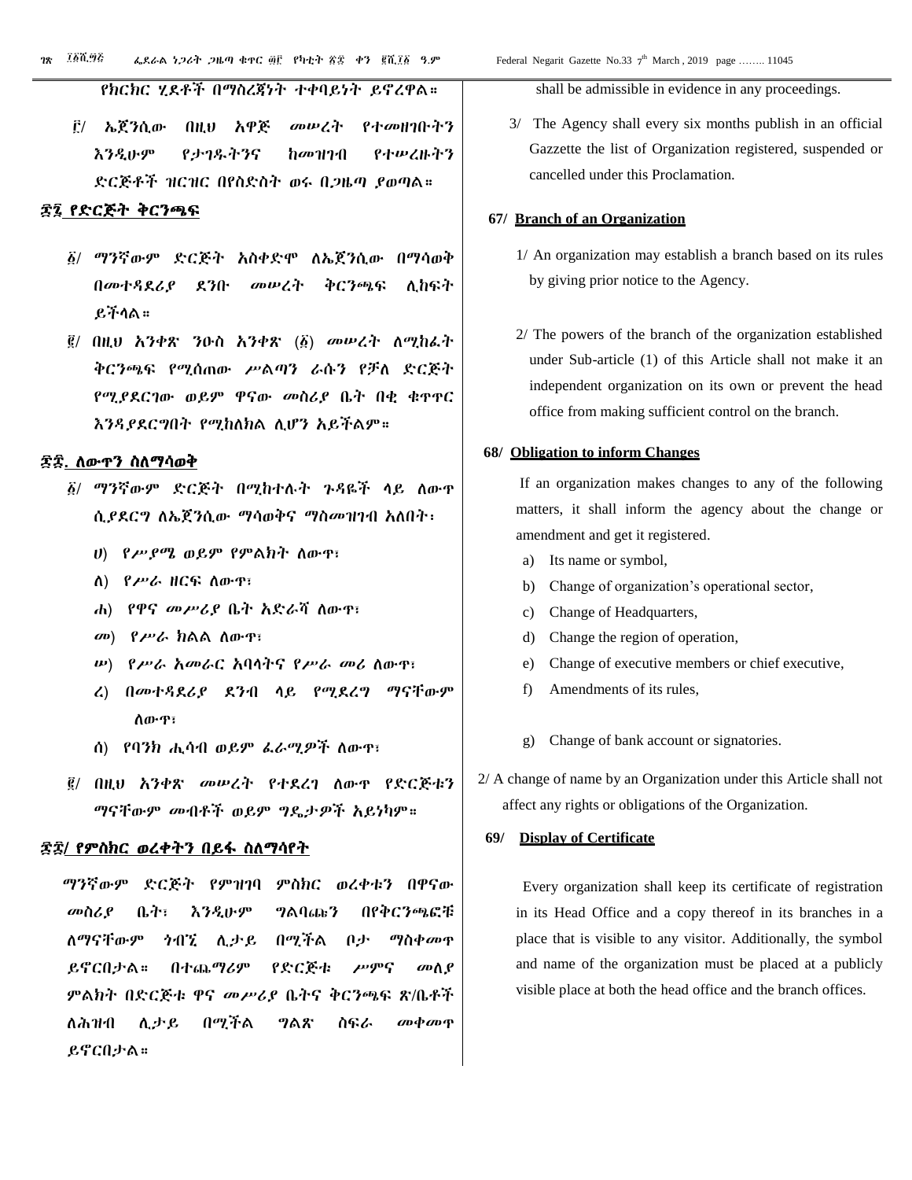የክርክር ሂደቶች በማስረጃነት ተቀባይነት ይኖረዋል።

፫/ ኤጀንሲው በዚህ አዋጅ መሠረት የተመዘገቡትን እንዲሁም የታገዱትንና ከመዝገብ የተሠረዙትን ድርጅቶች ዝርዝር በየስድስት ወሩ በጋዜጣ ያወጣል።

## ፷፯ የድርጅት ቅርንጫፍ

፩/ ማንኛውም ድርጅት አስቀድሞ ለኤጀንሲው በማሳወቅ በመተዳደሪያ ደንቡ መሠረት ቅርንጫፍ ሊከፍት ይችላል።

፪/ በዚህ አንቀጽ ንዑስ አንቀጽ (፩) መሠረት ለሚከፈት ቅርንጫፍ የሚሰጠው ሥልጣን ራሱን የቻለ ድርጅት የሚያደርገው ወይም ዋናው መስሪያ ቤት በቂ ቁጥጥር እንዳያደርግበት የሚከለክል ሊሆን አይችልም።

## ፷፰. ለውጥን ስለማሳወቅ

፩/ ማንኛውም ድርጅት በሚከተሉት ጉዳዬች ላይ ለውጥ ሲያደርግ ለኤጀንሲው ማሳወቅና ማስመዝገብ አለበት፡

ሀ) የሥያሜ ወይም የምልክት ለውጥ፣

ለ) የሥራ ዘርፍ ለውጥ፣

ሐ) የዋና መሥሪያ ቤት አድራሻ ለውጥ፣

መ) የሥራ ክልል ለውጥ፣

ሠ) የሥራ አመራር አባላትና የሥራ መሪ ለውጥ፣

ረ) በመተዳደሪያ ደንብ ላይ የሚደረግ ማናቸውም ለውጥ፣

ሰ) የባንክ ሒሳብ ወይም ፊራሚዎች ለውጥ፣

፪/ በዚህ አንቀጽ መሠረት የተደረገ ለውጥ የድርጅቱን ማናቸውም መብቶች ወይም ግዴታዎች አይነካም።

## ፷፱/ የምስክር ወረቀትን በይፋ ስለማሳየት

ማንኛውም ድርጅት የምዝገባ ምስክር ወረቀቱን በዋናው መስሪያ ቤት፣ እንዲሁም ግልባጩን በየቅርንጫፎቹ ለማናቸውም ጎብኚ ሊታይ በሚችል ቦታ ማስቀመጥ ይኖርበታል። በተጨማሪም የድርጅቱ ሥምና መለያ ምልክት በድርጅቱ ዋና መሥሪያ ቤትና ቅርንጫፍ ጽ/ቤቶች ለሕዝብ ሊታይ በሚችል ግልጽ ስፍራ መቀመጥ ይኖርበታል።

shall be admissible in evidence in any proceedings.

3/ The Agency shall every six months publish in an official Gazzette the list of Organization registered, suspended or cancelled under this Proclamation.

## 67/ Branch of an Organization

1/ An organization may establish a branch based on its rules by giving prior notice to the Agency.

2/ The powers of the branch of the organization established under Sub-article (1) of this Article shall not make it an independent organization on its own or prevent the head office from making sufficient control on the branch.

## 68/ Obligation to inform Changes

If an organization makes changes to any of the following matters, it shall inform the agency about the change or amendment and get it registered.

a) Its name or symbol,

b) Change of organization's operational sector,

c) Change of Headquarters,

d) Change the region of operation,

e) Change of executive members or chief executive,

f) Amendments of its rules,

g) Change of bank account or signatories.

2/ A change of name by an Organization under this Article shall not affect any rights or obligations of the Organization.

## 69/ Display of Certificate

Every organization shall keep its certificate of registration in its Head Office and a copy thereof in its branches in a place that is visible to any visitor. Additionally, the symbol and name of the organization must be placed at a publicly visible place at both the head office and the branch offices.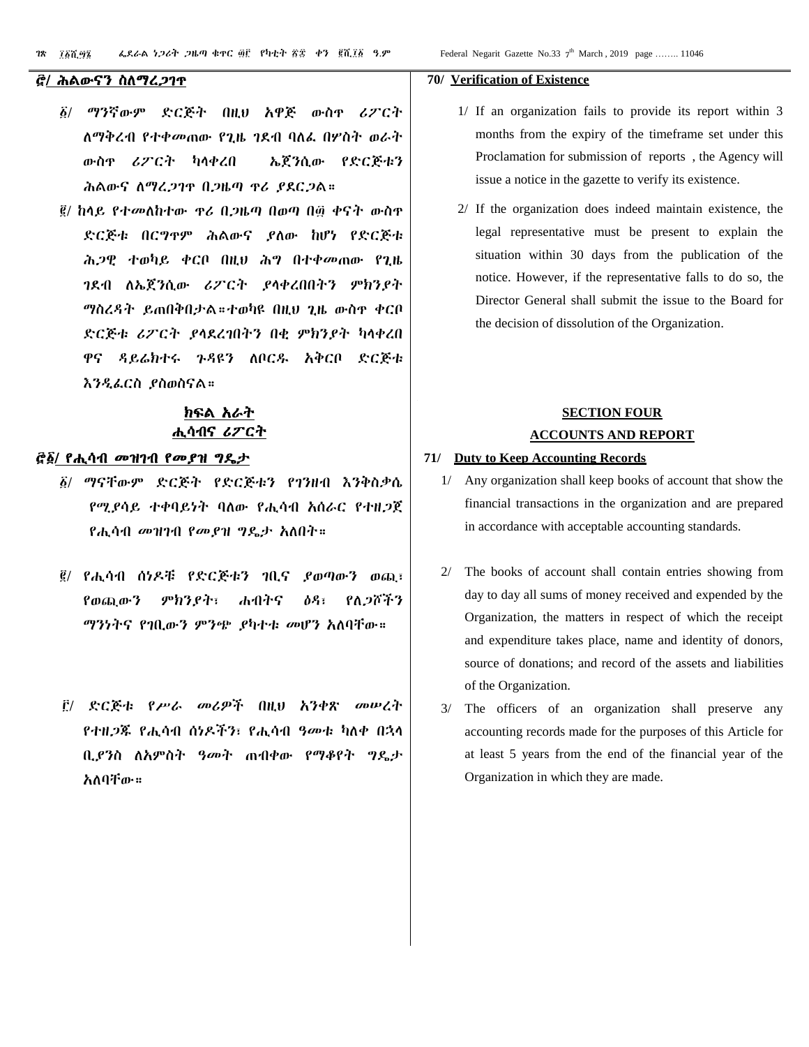## ፸/ ሕልውናን ስለማረጋገጥ

፩/ ማንኛውም ድርጅት በዚህ አዋጅ ውስጥ ሪፖርት ለማቅረብ የተቀመጠው የጊዜ ገደብ ባለፈ በሦስት ወራት ውስጥ ሪፖርት ካላቀረበ ኤጀንሲው የድርጅቱን ሕልውና ለማረጋገጥ በጋዜጣ ጥሪ ያደርጋል።

፪/ ከላይ የተመለከተው ጥሪ በጋዜጣ በወጣ በ፴ ቀናት ውስጥ ድርጅቱ በርግጥም ሕልውና ያለው ከሆነ የድርጅቱ ሕጋዊ ተወካይ ቀርቦ በዚህ ሕግ በተቀመጠው የጊዜ ገደብ ለኤጀንሲው ሪፖርት ያላቀረበበትን ምክንያት ማስረዳት ይጠበቅበታል።ተወካዩ በዚህ ጊዜ ውስጥ ቀርቦ ድርጅቱ ሪፖርት ያላደረገበትን በቂ ምክንያት ካላቀረበ ዋና ዳይሬክተሩ ጉዳዩን ለቦርዱ አቅርቦ ድርጅቱ እንዲፈርስ ያስወስናል።

## ክፍል አራት
## ሒሳብና ሪፖርት

## ፸፩/ የሒሳብ መዝገብ የመያዝ ግዴታ

፩/ ማናቸውም ድርጅት የድርጅቱን የገንዘብ እንቅስቃሴ የሚያሳይ ተቀባይነት ባለው የሒሳብ አሰራር የተዘጋጀ የሒሳብ መዝገብ የመያዝ ግዴታ አለበት።

፪/ የሒሳብ ሰነዶቹ የድርጅቱን ገቢና ያወጣውን ወጪ፣ የወጪውን ምክንያት፣ ሐብትና ዕዳ፣ የለጋሾችን ማንነትና የገቢውን ምንጭ ያካተቱ መሆን አለባቸው።

፫/ ድርጅቱ የሥራ መሪዎች በዚህ አንቀጽ መሠረት የተዘጋጁ የሒሳብ ሰነዶችን፣ የሒሳብ ዓመቱ ካለቀ በኋላ ቢያንስ ለአምስት ዓመት ጠብቀው የማቆየት ግዴታ አለባቸው።

## 70/ Verification of Existence

1/ If an organization fails to provide its report within 3 months from the expiry of the timeframe set under this Proclamation for submission of reports , the Agency will issue a notice in the gazette to verify its existence.

2/ If the organization does indeed maintain existence, the legal representative must be present to explain the situation within 30 days from the publication of the notice. However, if the representative falls to do so, the Director General shall submit the issue to the Board for the decision of dissolution of the Organization.

## SECTION FOUR
## ACCOUNTS AND REPORT

## 71/ Duty to Keep Accounting Records

1/ Any organization shall keep books of account that show the financial transactions in the organization and are prepared in accordance with acceptable accounting standards.

2/ The books of account shall contain entries showing from day to day all sums of money received and expended by the Organization, the matters in respect of which the receipt and expenditure takes place, name and identity of donors, source of donations; and record of the assets and liabilities of the Organization.

3/ The officers of an organization shall preserve any accounting records made for the purposes of this Article for at least 5 years from the end of the financial year of the Organization in which they are made.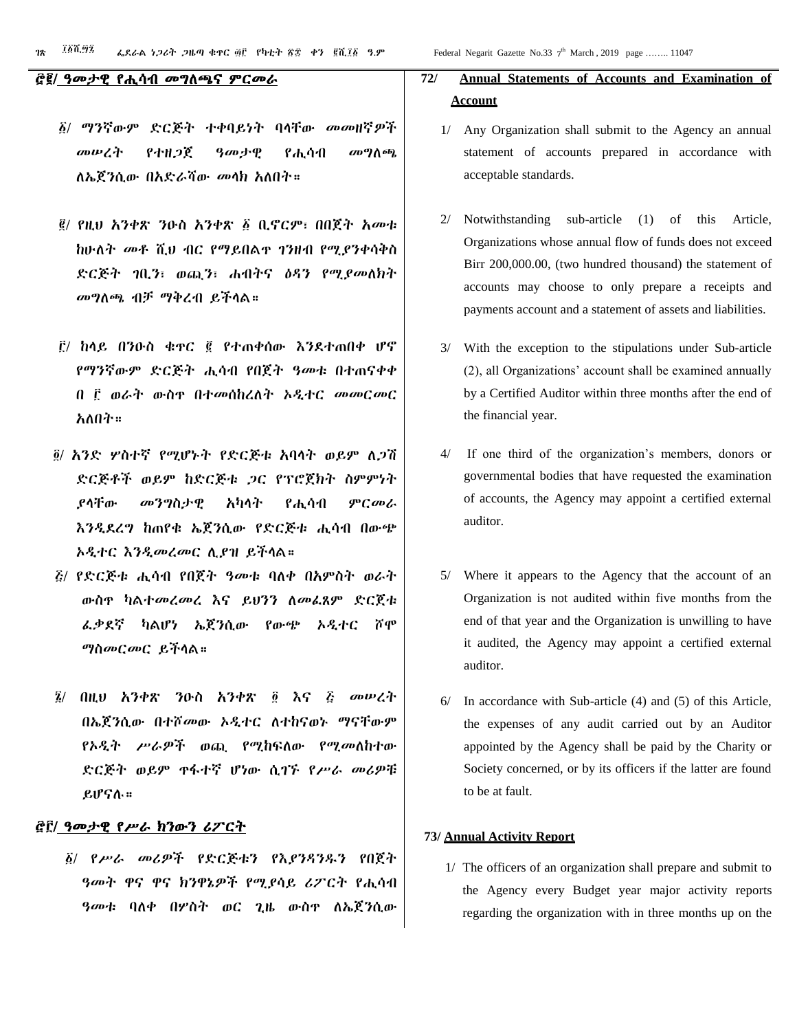## ፸፪/ ዓመታዊ የሒሳብ መግለጫና ምርመራ

፩/ ማንኛውም ድርጅት ተቀባይነት ባላቸው መመዘኛዎች መሠረት የተዘጋጀ ዓመታዊ የሒሳብ መግለጫ ለኤጀንሲው በአድራሻው መላክ አለበት።

፪/ የዚህ አንቀጽ ንዑስ አንቀጽ ፩ ቢኖርም፣ በበጀት አመቱ ከሁለት መቶ ሺህ ብር የማይበልጥ ገንዘብ የሚያንቀሳቅስ ድርጅት ገቢን፣ ወጪን፣ ሐብትና ዕዳን የሚያመለክት መግለጫ ብቻ ማቅረብ ይችላል።

፫/ ከላይ በንዑስ ቁጥር ፪ የተጠቀሰው እንደተጠበቀ ሆኖ የማንኛውም ድርጅት ሒሳብ የበጀት ዓመቱ በተጠናቀቀ በ ፫ ወራት ውስጥ በተመሰከረለት ኦዲተር መመርመር አለበት።

፬/ አንድ ሦስተኛ የሚሆኑት የድርጅቱ አባላት ወይም ለጋሽ ድርጅቶች ወይም ከድርጅቱ ጋር የፕሮጀክት ስምምነት ያላቸው መንግስታዊ አካላት የሒሳብ ምርመራ እንዲደረግ ከጠየቁ ኤጀንሲው የድርጅቱ ሒሳብ በውጭ ኦዲተር እንዲመረመር ሊያዝ ይችላል።

፭/ የድርጅቱ ሒሳብ የበጀት ዓመቱ ባለቀ በአምስት ወራት ውስጥ ካልተመረመረ እና ይህንን ለመፈጸም ድርጅቱ ፈቃደኛ ካልሆነ ኤጀንሲው የውጭ ኦዲተር ሾሞ ማስመርመር ይችላል።

፮/ በዚህ አንቀጽ ንዑስ አንቀጽ ፬ እና ፭ መሠረት በኤጀንሲው በተሾመው ኦዲተር ለተከናወኑ ማናቸውም የኦዲት ሥራዎች ወጪ የሚከፍለው የሚመለከተው ድርጅት ወይም ጥፋተኛ ሆነው ሲገኙ የሥራ መሪዎቹ ይሆናሉ።

## ፸፫/ ዓመታዊ የሥራ ክንውን ሪፖርት

፩/ የሥራ መሪዎች የድርጅቱን የእያንዳንዱን የበጀት ዓመት ዋና ዋና ክንዋኔዎች የሚያሳይ ሪፖርት የሒሳብ ዓመቱ ባለቀ በሦስት ወር ጊዜ ውስጥ ለኤጀንሲው

## 72/ Annual Statements of Accounts and Examination of Account

1/ Any Organization shall submit to the Agency an annual statement of accounts prepared in accordance with acceptable standards.

2/ Notwithstanding sub-article (1) of this Article, Organizations whose annual flow of funds does not exceed Birr 200,000.00, (two hundred thousand) the statement of accounts may choose to only prepare a receipts and payments account and a statement of assets and liabilities.

3/ With the exception to the stipulations under Sub-article (2), all Organizations' account shall be examined annually by a Certified Auditor within three months after the end of the financial year.

4/ If one third of the organization's members, donors or governmental bodies that have requested the examination of accounts, the Agency may appoint a certified external auditor.

5/ Where it appears to the Agency that the account of an Organization is not audited within five months from the end of that year and the Organization is unwilling to have it audited, the Agency may appoint a certified external auditor.

6/ In accordance with Sub-article (4) and (5) of this Article, the expenses of any audit carried out by an Auditor appointed by the Agency shall be paid by the Charity or Society concerned, or by its officers if the latter are found to be at fault.

## 73/ Annual Activity Report

1/ The officers of an organization shall prepare and submit to the Agency every Budget year major activity reports regarding the organization with in three months up on the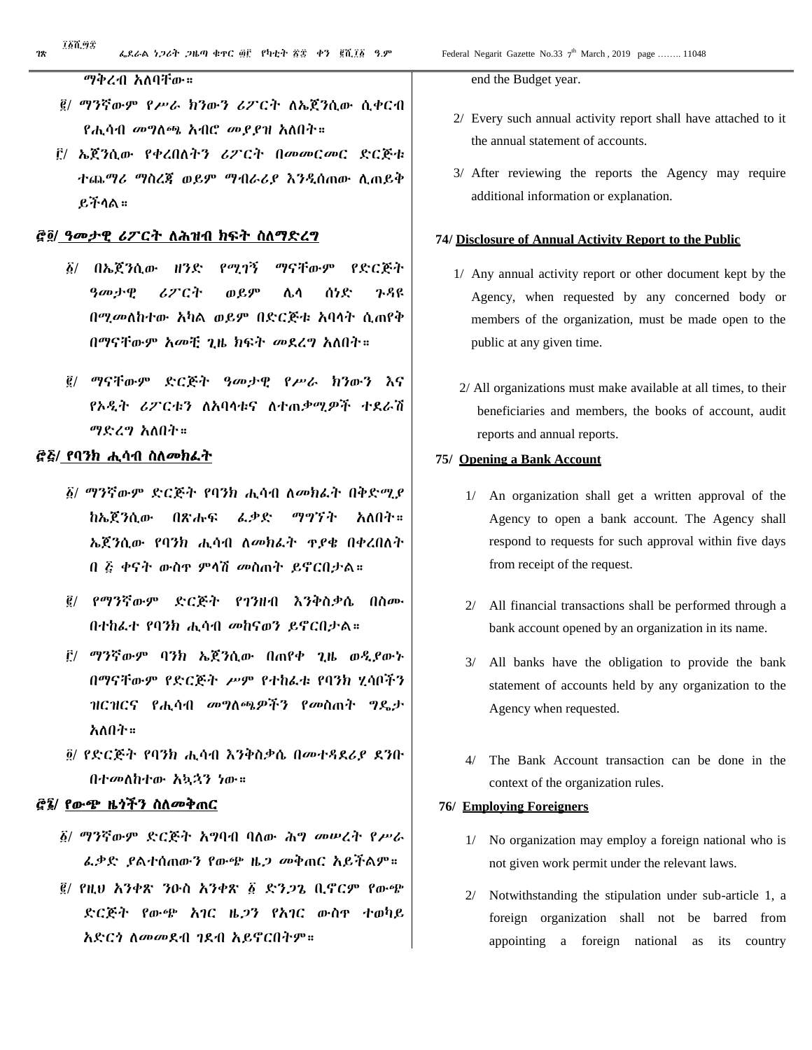ማቅረብ አለባቸው።

፪/ ማንኛውም የሥራ ክንውን ሪፖርት ለኤጀንሲው ሲቀርብ የሒሳብ መግለጫ አብሮ መያያዝ አለበት።

፫/ ኤጀንሲው የቀረበለትን ሪፖርት በመመርመር ድርጅቱ ተጨማሪ ማስረጃ ወይም ማብራሪያ እንዲሰጠው ሊጠይቅ ይችላል።

## ፸፬/ ዓመታዊ ሪፖርት ለሕዝብ ክፍት ስለማድረግ

፩/ በኤጀንሲው ዘንድ የሚገኝ ማናቸውም የድርጅት ዓመታዊ ሪፖርት ወይም ሌላ ሰነድ ጉዳዩ በሚመለከተው አካል ወይም በድርጅቱ አባላት ሲጠየቅ በማናቸውም አመቺ ጊዜ ክፍት መደረግ አለበት።

፪/ ማናቸውም ድርጅት ዓመታዊ የሥራ ክንውን እና የኦዲት ሪፖርቱን ለአባላቱና ለተጠቃሚዎች ተደራሽ ማድረግ አለበት።

## ፸፭/ የባንክ ሒሳብ ስለመክፈት

፩/ ማንኛውም ድርጅት የባንክ ሒሳብ ለመክፈት በቅድሚያ ከኤጀንሲው በጽሑፍ ፈቃድ ማግኘት አለበት። ኤጀንሲው የባንክ ሒሳብ ለመክፈት ጥያቄ በቀረበለት በ ፭ ቀናት ውስጥ ምላሽ መስጠት ይኖርበታል።

፪/ የማንኛውም ድርጅት የገንዘብ እንቅስቃሴ በስሙ በተከፈተ የባንክ ሒሳብ መከናወን ይኖርበታል።

፫/ ማንኛውም ባንክ ኤጀንሲው በጠየቀ ጊዜ ወዲያውኑ በማናቸውም የድርጅት ሥም የተከፈቱ የባንክ ሂሳቦችን ዝርዝርና የሒሳብ መግለጫዎችን የመስጠት ግዴታ አለበት።

፬/ የድርጅት የባንክ ሒሳብ እንቅስቃሴ በመተዳደሪያ ደንቡ በተመለከተው አኳኋን ነው።

## ፸፮/ የውጭ ዜጎችን ስለመቅጠር

፩/ ማንኛውም ድርጅት አግባብ ባለው ሕግ መሠረት የሥራ ፈቃድ ያልተሰጠውን የውጭ ዜጋ መቅጠር አይችልም።

፪/ የዚህ አንቀጽ ንዑስ አንቀጽ ፩ ድንጋጌ ቢኖርም የውጭ ድርጅት የውጭ አገር ዜጋን የአገር ውስጥ ተወካይ አድርጎ ለመመደብ ገደብ አይኖርበትም።

end the Budget year.

2/ Every such annual activity report shall have attached to it the annual statement of accounts.

3/ After reviewing the reports the Agency may require additional information or explanation.

## 74/ Disclosure of Annual Activity Report to the Public

1/ Any annual activity report or other document kept by the Agency, when requested by any concerned body or members of the organization, must be made open to the public at any given time.

2/ All organizations must make available at all times, to their beneficiaries and members, the books of account, audit reports and annual reports.

## 75/ Opening a Bank Account

1/ An organization shall get a written approval of the Agency to open a bank account. The Agency shall respond to requests for such approval within five days from receipt of the request.

2/ All financial transactions shall be performed through a bank account opened by an organization in its name.

3/ All banks have the obligation to provide the bank statement of accounts held by any organization to the Agency when requested.

4/ The Bank Account transaction can be done in the context of the organization rules.

## 76/ Employing Foreigners

1/ No organization may employ a foreign national who is not given work permit under the relevant laws.

2/ Notwithstanding the stipulation under sub-article 1, a foreign organization shall not be barred from appointing a foreign national as its country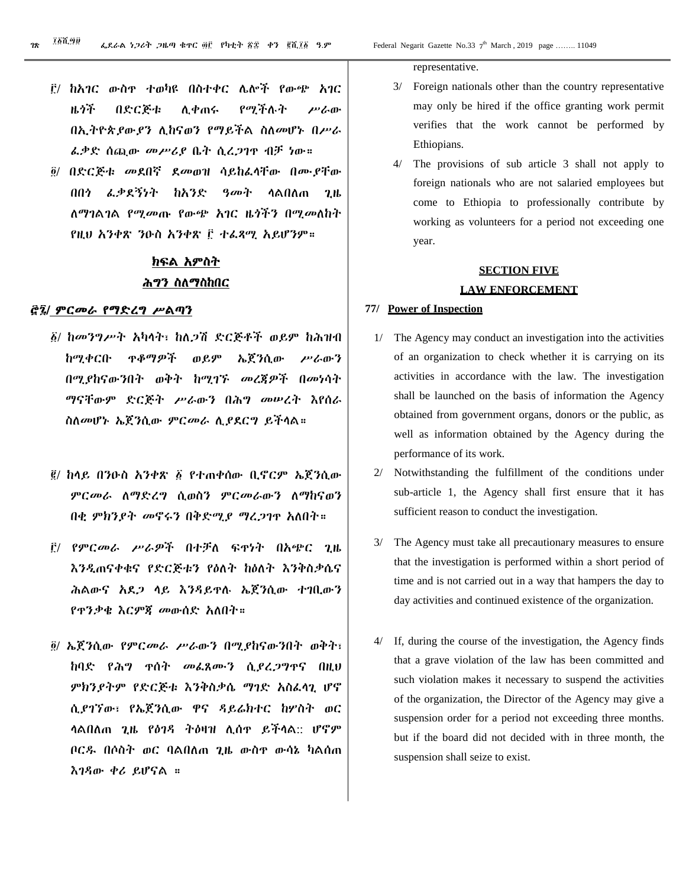፫/ ከአገር ውስጥ ተወካዩ በስተቀር ሌሎች የውጭ አገር ዜጎች በድርጅቱ ሊቀጠሩ የሚችሉት ሥራው በኢትዮጵያውያን ሊከናወን የማይችል ስለመሆኑ በሥራ ፈቃድ ሰጪው መሥሪያ ቤት ሲረጋገጥ ብቻ ነው።

፬/ በድርጅቱ መደበኛ ደመወዝ ሳይከፈላቸው በሙያቸው በበጎ ፈቃደኝነት ከአንድ ዓመት ላልበለጠ ጊዜ ለማገልገል የሚመጡ የውጭ አገር ዜጎችን በሚመለከት የዚህ አንቀጽ ንዑስ አንቀጽ ፫ ተፈጻሚ አይሆንም።

## ክፍል አምስት
## ሕግን ስለማስከበር

**፸፯/ ምርመራ የማድረግ ሥልጣን**

፩/ ከመንግሥት አካላት፣ ከለጋሽ ድርጅቶች ወይም ከሕዝብ ከሚቀርቡ ጥቆማዎች ወይም ኤጀንሲው ሥራውን በሚያከናውንበት ወቅት ከሚገኙ መረጃዎች በመነሳት ማናቸውም ድርጅት ሥራውን በሕግ መሠረት እየሰራ ስለመሆኑ ኤጀንሲው ምርመራ ሊያደርግ ይችላል።

፪/ ከላይ በንዑስ አንቀጽ ፩ የተጠቀሰው ቢኖርም ኤጀንሲው ምርመራ ለማድረግ ሲወስን ምርመራውን ለማከናወን በቂ ምክንያት መኖሩን በቅድሚያ ማረጋገጥ አለበት።

፫/ የምርመራ ሥራዎች በተቻለ ፍጥነት በአጭር ጊዜ እንዲጠናቀቁና የድርጅቱን የዕለት ከዕለት እንቅስቃሴና ሕልውና አደጋ ላይ እንዳይጥሉ ኤጀንሲው ተገቢውን የጥንቃቄ እርምጃ መውሰድ አለበት።

፬/ ኤጀንሲው የምርመራ ሥራውን በሚያከናውንበት ወቅት፣ ከባድ የሕግ ጥሰት መፈጸሙን ሲያረጋግጥና በዚህ ምክንያትም የድርጅቱ እንቅስቃሴ ማገድ አስፈላጊ ሆኖ ሲያገኘው፣ የኤጀንሲው ዋና ዳይሬክተር ከሦስት ወር ላልበለጠ ጊዜ የዕገዳ ትዕዛዝ ሊሰጥ ይችላል:: ሆኖም ቦርዱ በሶስት ወር ባልበለጠ ጊዜ ውስጥ ውሳኔ ካልሰጠ እገዳው ቀሪ ይሆናል ።

representative.

3/ Foreign nationals other than the country representative may only be hired if the office granting work permit verifies that the work cannot be performed by Ethiopians.

4/ The provisions of sub article 3 shall not apply to foreign nationals who are not salaried employees but come to Ethiopia to professionally contribute by working as volunteers for a period not exceeding one year.

## SECTION FIVE
## LAW ENFORCEMENT

**77/ Power of Inspection**

1/ The Agency may conduct an investigation into the activities of an organization to check whether it is carrying on its activities in accordance with the law. The investigation shall be launched on the basis of information the Agency obtained from government organs, donors or the public, as well as information obtained by the Agency during the performance of its work.

2/ Notwithstanding the fulfillment of the conditions under sub-article 1, the Agency shall first ensure that it has sufficient reason to conduct the investigation.

3/ The Agency must take all precautionary measures to ensure that the investigation is performed within a short period of time and is not carried out in a way that hampers the day to day activities and continued existence of the organization.

4/ If, during the course of the investigation, the Agency finds that a grave violation of the law has been committed and such violation makes it necessary to suspend the activities of the organization, the Director of the Agency may give a suspension order for a period not exceeding three months. but if the board did not decided with in three month, the suspension shall seize to exist.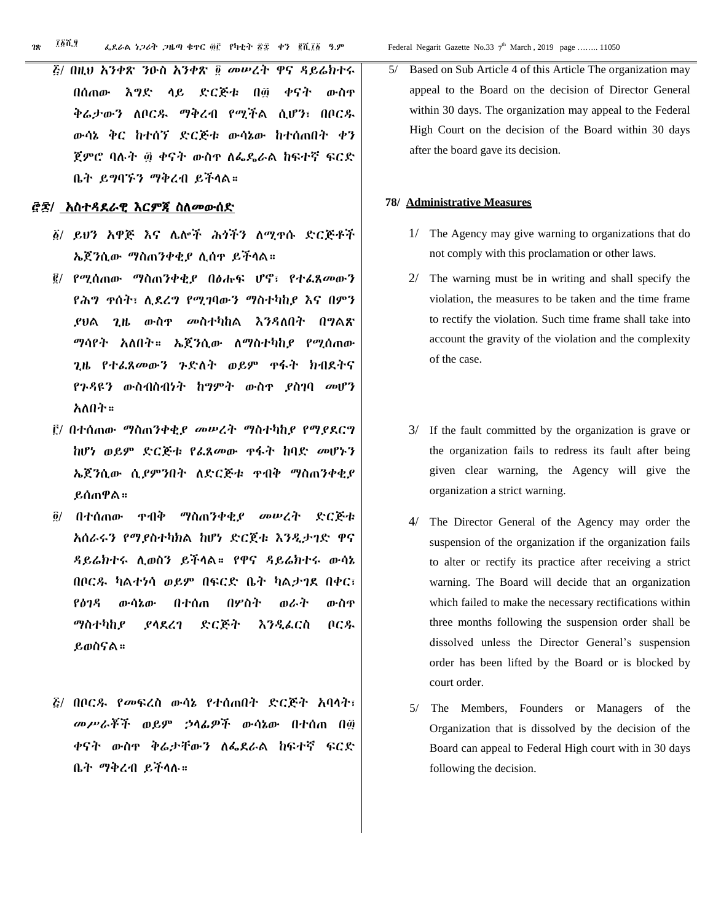፭/ በዚህ አንቀጽ ንዑስ አንቀጽ ፬ መሠረት ዋና ዳይሬክተሩ በሰጠው እግድ ላይ ድርጅቱ በ፴ ቀናት ውስጥ ቅሬታውን ለቦርዱ ማቅረብ የሚችል ሲሆን፣ በቦርዱ ውሳኔ ቅር ከተሰኘ ድርጅቱ ውሳኔው ከተሰጠበት ቀን ጀምሮ ባሉት ፴ ቀናት ውስጥ ለፌዴራል ከፍተኛ ፍርድ ቤት ይግባኙን ማቅረብ ይችላል።

## ፸፰/ አስተዳደራዊ እርምጃ ስለመውሰድ

፩/ ይህን አዋጅ እና ሌሎች ሕጎችን ለሚጥሱ ድርጅቶች ኤጀንሲው ማስጠንቀቂያ ሊሰጥ ይችላል።

፪/ የሚሰጠው ማስጠንቀቂያ በፅሑፍ ሆኖ፣ የተፈጸመውን የሕግ ጥሰት፣ ሊደረግ የሚገባውን ማስተካከያ እና በምን ያህል ጊዜ ውስጥ መስተካከል እንዳለበት በግልጽ ማሳየት አለበት። ኤጀንሲው ለማስተካከያ የሚሰጠው ጊዜ የተፈጸመውን ጉድለት ወይም ጥፋት ክብደትና የጉዳዩን ውስብስብነት ከግምት ውስጥ ያስገባ መሆን አለበት።

፫/ በተሰጠው ማስጠንቀቂያ መሠረት ማስተካከያ የማያደርግ ከሆነ ወይም ድርጅቱ የፈጸመው ጥፋት ከባድ መሆኑን ኤጀንሲው ሲያምንበት ለድርጅቱ ጥብቅ ማስጠንቀቂያ ይሰጠዋል።

፬/ በተሰጠው ጥብቅ ማስጠንቀቂያ መሠረት ድርጅቱ አሰራሩን የማያስተካክል ከሆነ ድርጅቱ እንዲታገድ ዋና ዳይሬክተሩ ሊወስን ይችላል። የዋና ዳይሬክተሩ ውሳኔ በቦርዱ ካልተነሳ ወይም በፍርድ ቤት ካልታገደ በቀር፣ የዕገዳ ውሳኔው በተሰጠ በሦስት ወራት ውስጥ ማስተካከያ ያላደረገ ድርጅት እንዲፈርስ ቦርዱ ይወስናል።

፭/ በቦርዱ የመፍረስ ውሳኔ የተሰጠበት ድርጅት አባላት፣ መሥራቾች ወይም ኃላፊዎች ውሳኔው በተሰጠ በ፴ ቀናት ውስጥ ቅሬታቸውን ለፌደራል ከፍተኛ ፍርድ ቤት ማቅረብ ይችላሉ።

5/ Based on Sub Article 4 of this Article The organization may appeal to the Board on the decision of Director General within 30 days. The organization may appeal to the Federal High Court on the decision of the Board within 30 days after the board gave its decision.

## 78/ Administrative Measures

1/ The Agency may give warning to organizations that do not comply with this proclamation or other laws.

2/ The warning must be in writing and shall specify the violation, the measures to be taken and the time frame to rectify the violation. Such time frame shall take into account the gravity of the violation and the complexity of the case.

3/ If the fault committed by the organization is grave or the organization fails to redress its fault after being given clear warning, the Agency will give the organization a strict warning.

4/ The Director General of the Agency may order the suspension of the organization if the organization fails to alter or rectify its practice after receiving a strict warning. The Board will decide that an organization which failed to make the necessary rectifications within three months following the suspension order shall be dissolved unless the Director General's suspension order has been lifted by the Board or is blocked by court order.

5/ The Members, Founders or Managers of the Organization that is dissolved by the decision of the Board can appeal to Federal High court with in 30 days following the decision.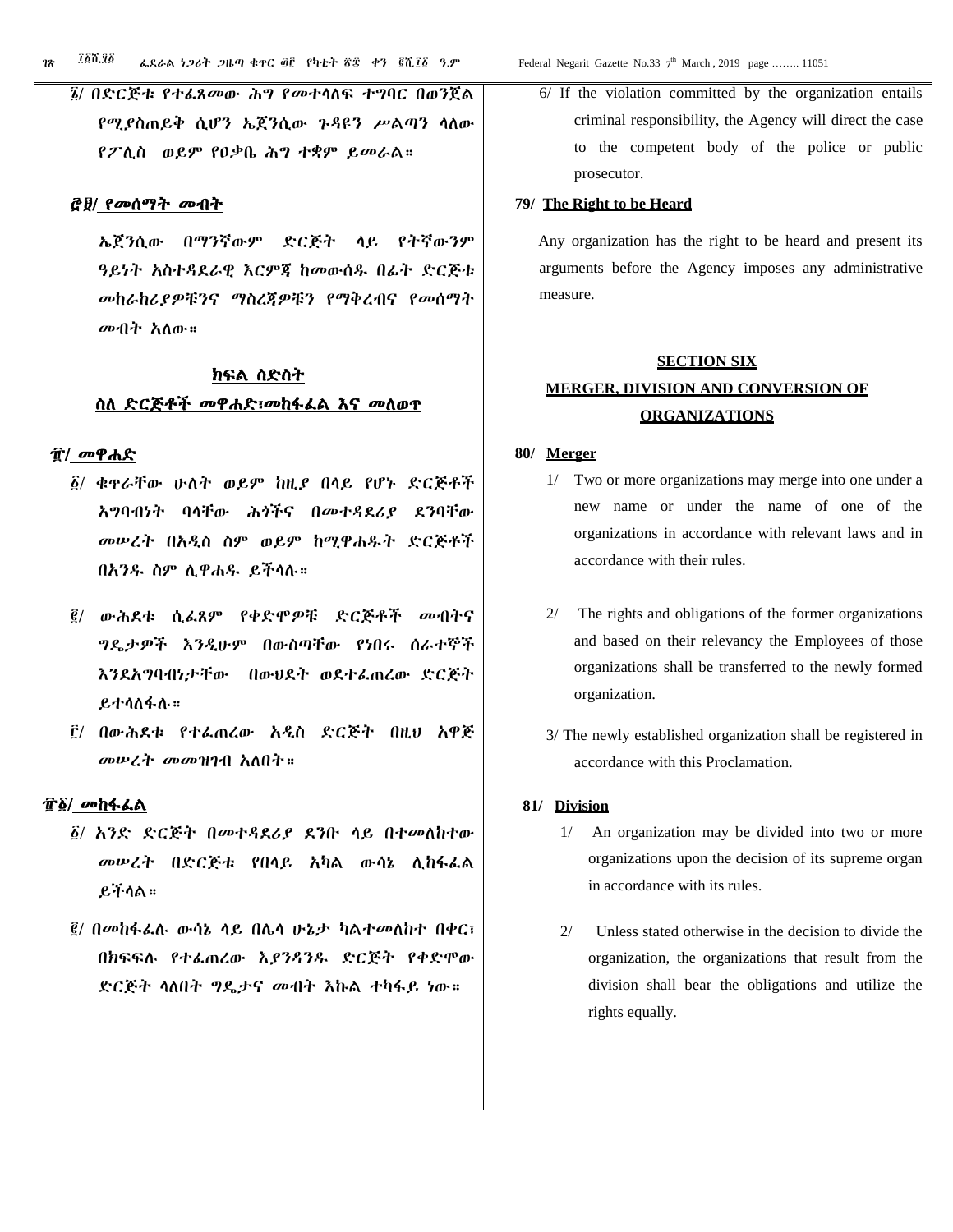፮/ በድርጅቱ የተፈጸመው ሕግ የመተላለፍ ተግባር በወንጀል የሚያስጠይቅ ሲሆን ኤጀንሲው ጉዳዩን ሥልጣን ላለው የፖሊስ ወይም የዐቃቤ ሕግ ተቋም ይመራል።

### ፸፱/ የመሰማት መብት

ኤጀንሲው በማንኛውም ድርጅት ላይ የትኛውንም ዓይነት አስተዳደራዊ እርምጃ ከመውሰዱ በፊት ድርጅቱ መከራከሪያዎቹንና ማስረጃዎቹን የማቅረብና የመሰማት መብት አለው።

## ክፍል ስድስት

## ስለ ድርጅቶች መዋሐድ፣መከፋፈል እና መለወጥ

### ፹/ መዋሐድ

፩/ ቁጥራቸው ሁለት ወይም ከዚያ በላይ የሆኑ ድርጅቶች አግባብነት ባላቸው ሕጎችና በመተዳደሪያ ደንባቸው መሠረት በአዲስ ስም ወይም ከሚዋሐዱት ድርጅቶች በአንዱ ስም ሊዋሐዱ ይችላሉ።

፪/ ውሕደቱ ሲፈጸም የቀድሞዎቹ ድርጅቶች መብትና ግዴታዎች እንዲሁም በውስጣቸው የነበሩ ሰራተኞች እንደአግባብነታቸው በውህደት ወደተፈጠረው ድርጅት ይተላለፋሉ።

፫/ በውሕደቱ የተፈጠረው አዲስ ድርጅት በዚህ አዋጅ መሠረት መመዝገብ አለበት።

### ፹፩/ መከፋፈል

፩/ አንድ ድርጅት በመተዳደሪያ ደንቡ ላይ በተመለከተው መሠረት በድርጅቱ የበላይ አካል ውሳኔ ሊከፋፈል ይችላል።

፪/ በመከፋፈሉ ውሳኔ ላይ በሌላ ሁኔታ ካልተመለከተ በቀር፣ በክፍፍሉ የተፈጠረው እያንዳንዱ ድርጅት የቀድሞው ድርጅት ላለበት ግዴታና መብት እኩል ተካፋይ ነው።

6/ If the violation committed by the organization entails criminal responsibility, the Agency will direct the case to the competent body of the police or public prosecutor.

### 79/ The Right to be Heard

Any organization has the right to be heard and present its arguments before the Agency imposes any administrative measure.

## SECTION SIX

## MERGER, DIVISION AND CONVERSION OF ORGANIZATIONS

### 80/ Merger

1/ Two or more organizations may merge into one under a new name or under the name of one of the organizations in accordance with relevant laws and in accordance with their rules.

2/ The rights and obligations of the former organizations and based on their relevancy the Employees of those organizations shall be transferred to the newly formed organization.

3/ The newly established organization shall be registered in accordance with this Proclamation.

### 81/ Division

1/ An organization may be divided into two or more organizations upon the decision of its supreme organ in accordance with its rules.

2/ Unless stated otherwise in the decision to divide the organization, the organizations that result from the division shall bear the obligations and utilize the rights equally.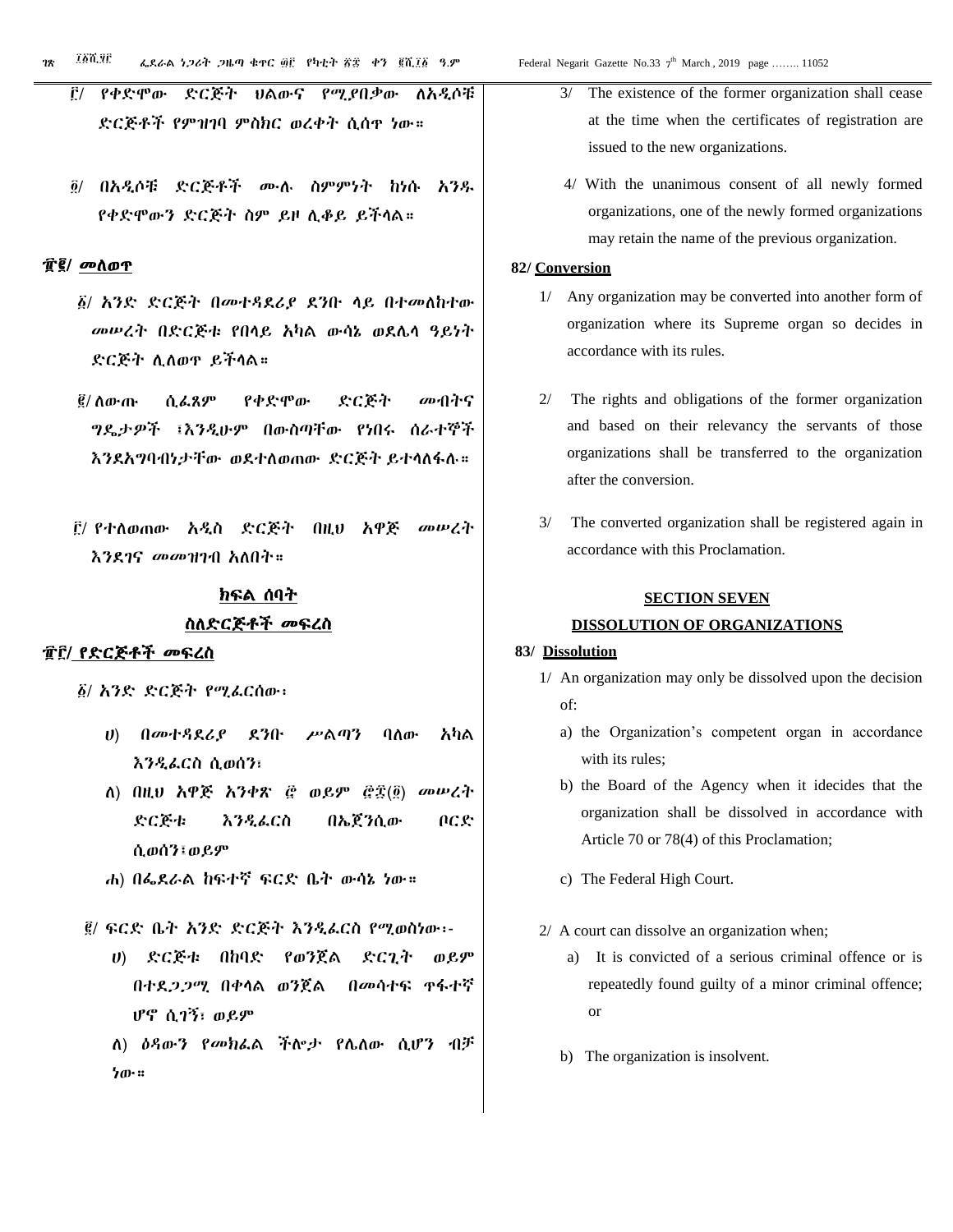፫/ የቀድሞው ድርጅት ህልውና የሚያበቃው ለአዲሶቹ ድርጅቶች የምዝገባ ምስክር ወረቀት ሲሰጥ ነው።

፬/ በአዲሶቹ ድርጅቶች ሙሉ ስምምነት ከነሱ አንዱ የቀድሞውን ድርጅት ስም ይዞ ሊቆይ ይችላል።

**፹፪/ መለወጥ**

፩/ አንድ ድርጅት በመተዳደሪያ ደንቡ ላይ በተመለከተው መሠረት በድርጅቱ የበላይ አካል ውሳኔ ወደሌላ ዓይነት ድርጅት ሊለወጥ ይችላል።

፪/ ለውጡ ሲፈጸም የቀድሞው ድርጅት መብትና ግዴታዎች ፣እንዲሁም በውስጣቸው የነበሩ ሰራተኞች እንደአግባብነታቸው ወደተለወጠው ድርጅት ይተላለፋሉ።

፫/ የተለወጠው አዲስ ድርጅት በዚህ አዋጅ መሠረት እንደገና መመዝገብ አለበት።

**ክፍል ሰባት**

**ስለድርጅቶች መፍረስ**

**፹፫/ የድርጅቶች መፍረስ**

፩/ አንድ ድርጅት የሚፈርሰው፣

ሀ) በመተዳደሪያ ደንቡ ሥልጣን ባለው አካል እንዲፈርስ ሲወሰን፣

ለ) በዚህ አዋጅ አንቀጽ ፸ ወይም ፸፰(፬) መሠረት ድርጅቱ እንዲፈርስ በኤጀንሲው ቦርድ ሲወሰን፣ወይም

ሐ) በፌደራል ከፍተኛ ፍርድ ቤት ውሳኔ ነው።

፪/ ፍርድ ቤት አንድ ድርጅት እንዲፈርስ የሚወስነው፡-

ሀ) ድርጅቱ በከባድ የወንጀል ድርጊት ወይም በተደጋጋሚ በቀላል ወንጀል በመሳተፍ ጥፋተኛ ሆኖ ሲገኝ፣ ወይም

ለ) ዕዳውን የመክፈል ችሎታ የሌለው ሲሆን ብቻ ነው።

3/ The existence of the former organization shall cease at the time when the certificates of registration are issued to the new organizations.

4/ With the unanimous consent of all newly formed organizations, one of the newly formed organizations may retain the name of the previous organization.

**82/ Conversion**

1/ Any organization may be converted into another form of organization where its Supreme organ so decides in accordance with its rules.

2/ The rights and obligations of the former organization and based on their relevancy the servants of those organizations shall be transferred to the organization after the conversion.

3/ The converted organization shall be registered again in accordance with this Proclamation.

**SECTION SEVEN**

**DISSOLUTION OF ORGANIZATIONS**

**83/ Dissolution**

1/ An organization may only be dissolved upon the decision of:

a) the Organization's competent organ in accordance with its rules;

b) the Board of the Agency when it idecides that the organization shall be dissolved in accordance with Article 70 or 78(4) of this Proclamation;

c) The Federal High Court.

2/ A court can dissolve an organization when;

a) It is convicted of a serious criminal offence or is repeatedly found guilty of a minor criminal offence; or

b) The organization is insolvent.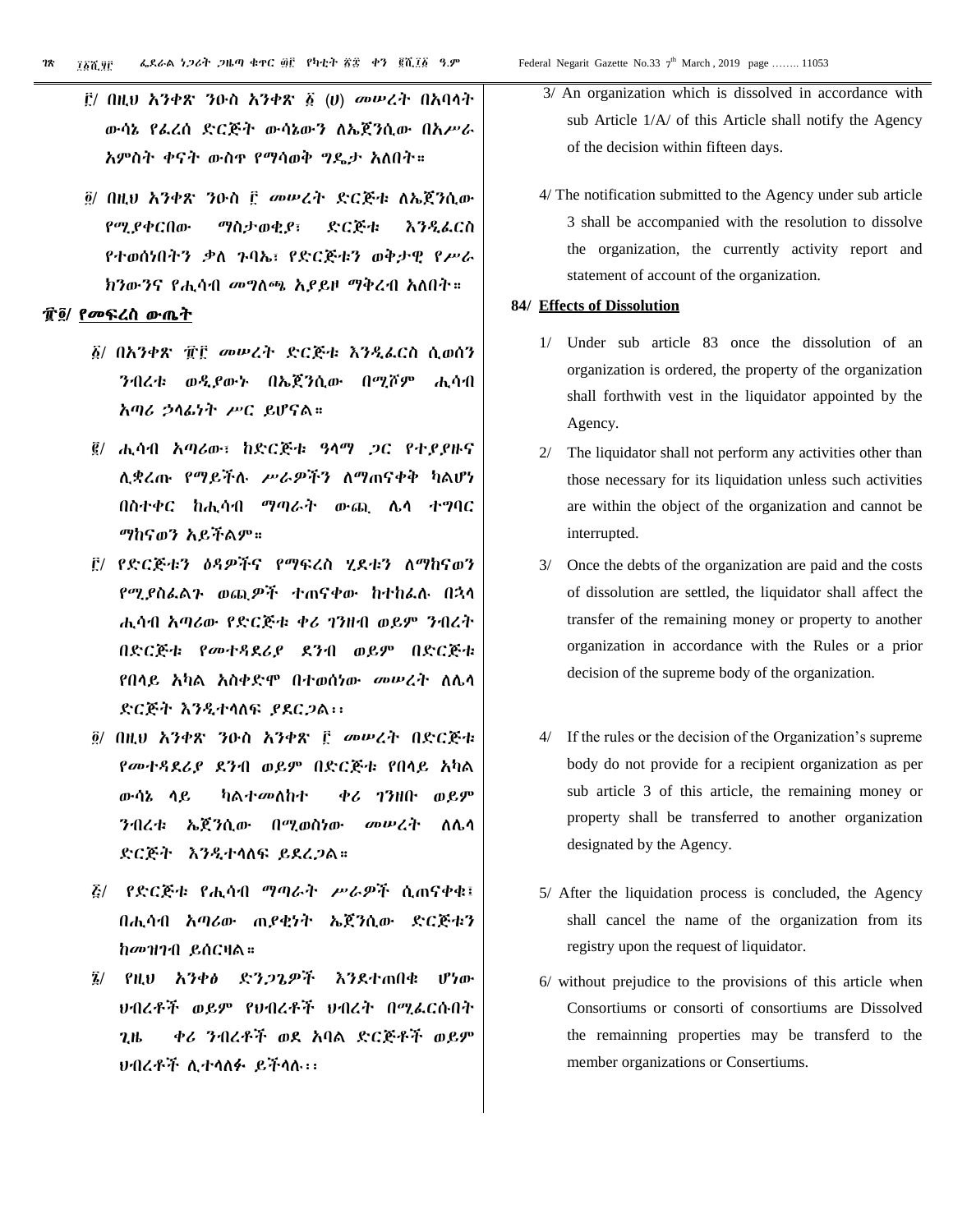፫/ በዚህ አንቀጽ ንዑስ አንቀጽ ፩ (ሀ) መሠረት በአባላት ውሳኔ የፈረሰ ድርጅት ውሳኔውን ለኤጀንሲው በአሥራ አምስት ቀናት ውስጥ የማሳወቅ ግዴታ አለበት።

፬/ በዚህ አንቀጽ ንዑስ ፫ መሠረት ድርጅቱ ለኤጀንሲው የሚያቀርበው ማስታወቂያ፣ ድርጅቱ እንዲፈርስ የተወሰነበትን ቃለ ጉባኤ፣ የድርጅቱን ወቅታዊ የሥራ ክንውንና የሒሳብ መግለጫ አያይዞ ማቅረብ አለበት።

## ፹፬/ የመፍረስ ውጤት

፩/ በአንቀጽ ፹፫ መሠረት ድርጅቱ እንዲፈርስ ሲወሰን ንብረቱ ወዲያውኑ በኤጀንሲው በሚሾም ሒሳብ አጣሪ ኃላፊነት ሥር ይሆናል።

፪/ ሒሳብ አጣሪው፣ ከድርጅቱ ዓላማ ጋር የተያያዙና ሊቋረጡ የማይችሉ ሥራዎችን ለማጠናቀቅ ካልሆነ በስተቀር ከሒሳብ ማጣራት ውጪ ሌላ ተግባር ማከናወን አይችልም።

፫/ የድርጅቱን ዕዳዎችና የማፍረስ ሂደቱን ለማከናወን የሚያስፈልጉ ወጪዎች ተጠናቀው ከተከፈሉ በኋላ ሒሳብ አጣሪው የድርጅቱ ቀሪ ገንዘብ ወይም ንብረት በድርጅቱ የመተዳደሪያ ደንብ ወይም በድርጅቱ የበላይ አካል አስቀድሞ በተወሰነው መሠረት ለሌላ ድርጅት እንዲተላለፍ ያደርጋል፡፡

፬/ በዚህ አንቀጽ ንዑስ አንቀጽ ፫ መሠረት በድርጅቱ የመተዳደሪያ ደንብ ወይም በድርጅቱ የበላይ አካል ውሳኔ ላይ ካልተመለከተ ቀሪ ገንዘቡ ወይም ንብረቱ ኤጀንሲው በሚወስነው መሠረት ለሌላ ድርጅት እንዲተላለፍ ይደረጋል።

፭/ የድርጅቱ የሒሳብ ማጣራት ሥራዎች ሲጠናቀቁ፣ በሒሳብ አጣሪው ጠያቂነት ኤጀንሲው ድርጅቱን ከመዝገብ ይሰርዛል።

፮/ የዚህ አንቀፅ ድንጋጌዎች እንደተጠበቁ ሆነው ህብረቶች ወይም የህብረቶች ህብረት በሚፈርሱበት ጊዜ ቀሪ ንብረቶች ወደ አባል ድርጅቶች ወይም ህብረቶች ሊተላለፉ ይችላሉ፡፡

3/ An organization which is dissolved in accordance with sub Article 1/A/ of this Article shall notify the Agency of the decision within fifteen days.

4/ The notification submitted to the Agency under sub article 3 shall be accompanied with the resolution to dissolve the organization, the currently activity report and statement of account of the organization.

## 84/ Effects of Dissolution

1/ Under sub article 83 once the dissolution of an organization is ordered, the property of the organization shall forthwith vest in the liquidator appointed by the Agency.

2/ The liquidator shall not perform any activities other than those necessary for its liquidation unless such activities are within the object of the organization and cannot be interrupted.

3/ Once the debts of the organization are paid and the costs of dissolution are settled, the liquidator shall affect the transfer of the remaining money or property to another organization in accordance with the Rules or a prior decision of the supreme body of the organization.

4/ If the rules or the decision of the Organization's supreme body do not provide for a recipient organization as per sub article 3 of this article, the remaining money or property shall be transferred to another organization designated by the Agency.

5/ After the liquidation process is concluded, the Agency shall cancel the name of the organization from its registry upon the request of liquidator.

6/ without prejudice to the provisions of this article when Consortiums or consorti of consortiums are Dissolved the remainning properties may be transferd to the member organizations or Consertiums.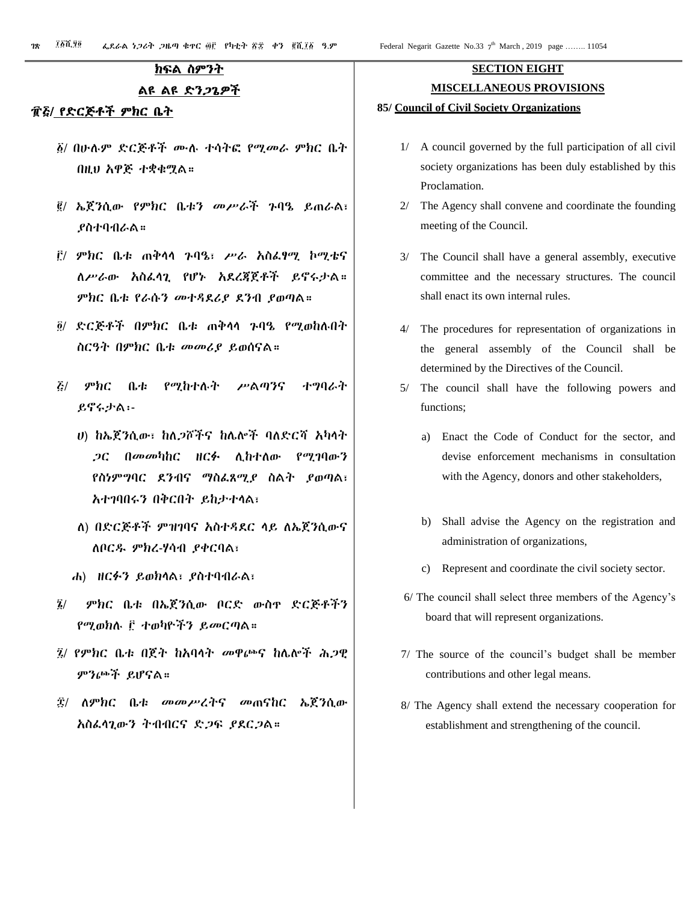## ክፍል ስምንት

## ልዩ ልዩ ድንጋጌዎች

### ፹፭/ የድርጅቶች ምክር ቤት

፩/ በሁሉም ድርጅቶች ሙሉ ተሳትፎ የሚመራ ምክር ቤት በዚህ አዋጅ ተቋቁሟል።

፪/ ኤጀንሲው የምክር ቤቱን መሥራች ጉባዔ ይጠራል፣ ያስተባብራል።

፫/ ምክር ቤቱ ጠቅላላ ጉባዔ፣ ሥራ አስፈፃሚ ኮሚቴና ለሥራው አስፈላጊ የሆኑ አደረጃጀቶች ይኖሩታል። ምክር ቤቱ የራሱን መተዳደሪያ ደንብ ያወጣል።

፬/ ድርጅቶች በምክር ቤቱ ጠቅላላ ጉባዔ የሚወከሉበት ስርዓት በምክር ቤቱ መመሪያ ይወሰናል።

፭/ ምክር ቤቱ የሚከተሉት ሥልጣንና ተግባራት ይኖሩታል፡-

ሀ) ከኤጀንሲው፣ ከለጋሾችና ከሌሎች ባለድርሻ አካላት ጋር በመመካከር ዘርፉ ሊከተለው የሚገባውን የስነምግባር ደንብና ማስፈጸሚያ ስልት ያወጣል፣ አተገባበሩን በቅርበት ይከታተላል፣

ለ) በድርጅቶች ምዝገባና አስተዳደር ላይ ለኤጀንሲውና ለቦርዱ ምክረ-ሃሳብ ያቀርባል፣

ሐ) ዘርፉን ይወክላል፣ ያስተባብራል፣

፮/ ምክር ቤቱ በኤጀንሲው ቦርድ ውስጥ ድርጅቶችን የሚወክሉ ፫ ተወካዮችን ይመርጣል።

፯/ የምክር ቤቱ በጀት ከአባላት መዋጮና ከሌሎች ሕጋዊ ምንጮች ይሆናል።

፰/ ለምክር ቤቱ መመሥረትና መጠናከር ኤጀንሲው አስፈላጊውን ትብብርና ድጋፍ ያደርጋል።

## SECTION EIGHT

## MISCELLANEOUS PROVISIONS

### 85/ Council of Civil Society Organizations

1/ A council governed by the full participation of all civil society organizations has been duly established by this Proclamation.

2/ The Agency shall convene and coordinate the founding meeting of the Council.

3/ The Council shall have a general assembly, executive committee and the necessary structures. The council shall enact its own internal rules.

4/ The procedures for representation of organizations in the general assembly of the Council shall be determined by the Directives of the Council.

5/ The council shall have the following powers and functions;

a) Enact the Code of Conduct for the sector, and devise enforcement mechanisms in consultation with the Agency, donors and other stakeholders,

b) Shall advise the Agency on the registration and administration of organizations,

c) Represent and coordinate the civil society sector.

6/ The council shall select three members of the Agency's board that will represent organizations.

7/ The source of the council's budget shall be member contributions and other legal means.

8/ The Agency shall extend the necessary cooperation for establishment and strengthening of the council.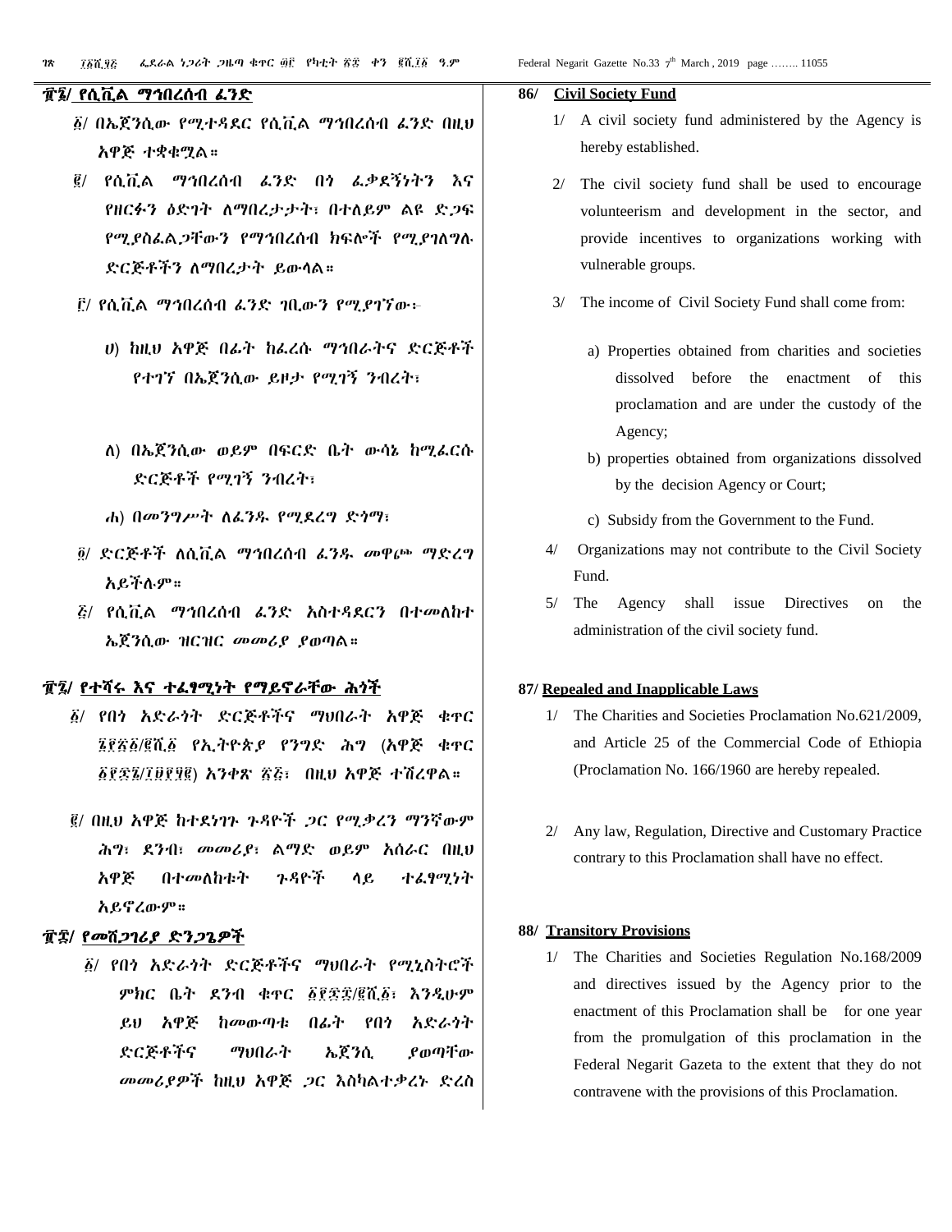## ፹፮/ የሲቪል ማኅበረሰብ ፈንድ

፩/ በኤጀንሲው የሚተዳደር የሲቪል ማኅበረሰብ ፈንድ በዚህ አዋጅ ተቋቁሟል።

፪/ የሲቪል ማኅበረሰብ ፈንድ በጎ ፈቃደኝነትን እና የዘርፉን ዕድገት ለማበረታታት፣ በተለይም ልዩ ድጋፍ የሚያስፈልጋቸውን የማኅበረሰብ ክፍሎች የሚያገለግሉ ድርጅቶችን ለማበረታት ይውላል።

፫/ የሲቪል ማኅበረሰብ ፈንድ ገቢውን የሚያገኘው፦

ሀ) ከዚህ አዋጅ በፊት ከፈረሱ ማኅበራትና ድርጅቶች የተገኘ በኤጀንሲው ይዞታ የሚገኝ ንብረት፣

ለ) በኤጀንሲው ወይም በፍርድ ቤት ውሳኔ ከሚፈርሱ ድርጅቶች የሚገኝ ንብረት፣

ሐ) በመንግሥት ለፈንዱ የሚደረግ ድጎማ፣

፬/ ድርጅቶች ለሲቪል ማኅበረሰብ ፈንዱ መዋጮ ማድረግ አይችሉም።

፭/ የሲቪል ማኅበረሰብ ፈንድ አስተዳደርን በተመለከተ ኤጀንሲው ዝርዝር መመሪያ ያወጣል።

## ፹፯/ የተሻሩ እና ተፈፃሚነት የማይኖራቸው ሕጎች

፩/ የበጎ አድራጎት ድርጅቶችና ማህበራት አዋጅ ቁጥር ፮፻፳፩/፪ሺ፩ የኢትዮጵያ የንግድ ሕግ (አዋጅ ቁጥር ፩፻፷፮/፲፱፻፶፪) አንቀጽ ፳፭፣ በዚህ አዋጅ ተሽረዋል።

፪/ በዚህ አዋጅ ከተደነገጉ ጉዳዮች ጋር የሚቃረን ማንኛውም ሕግ፣ ደንብ፣ መመሪያ፣ ልማድ ወይም አሰራር በዚህ አዋጅ በተመለከቱት ጉዳዮች ላይ ተፈፃሚነት አይኖረውም።

## ፹፰/ የመሸጋገሪያ ድንጋጌዎች

፩/ የበጎ አድራጎት ድርጅቶችና ማህበራት የሚኒስትሮች ምክር ቤት ደንብ ቁጥር ፩፻፷፰/፪ሺ፩፣ እንዲሁም ይህ አዋጅ ከመውጣቱ በፊት የበጎ አድራጎት ድርጅቶችና ማህበራት ኤጀንሲ ያወጣቸው መመሪያዎች ከዚህ አዋጅ ጋር እስካልተቃረኑ ድረስ

## 86/ Civil Society Fund

1/ A civil society fund administered by the Agency is hereby established.

2/ The civil society fund shall be used to encourage volunteerism and development in the sector, and provide incentives to organizations working with vulnerable groups.

3/ The income of Civil Society Fund shall come from:

a) Properties obtained from charities and societies dissolved before the enactment of this proclamation and are under the custody of the Agency;

b) properties obtained from organizations dissolved by the decision Agency or Court;

c) Subsidy from the Government to the Fund.

4/ Organizations may not contribute to the Civil Society Fund.

5/ The Agency shall issue Directives on the administration of the civil society fund.

## 87/ Repealed and Inapplicable Laws

1/ The Charities and Societies Proclamation No.621/2009, and Article 25 of the Commercial Code of Ethiopia (Proclamation No. 166/1960 are hereby repealed.

2/ Any law, Regulation, Directive and Customary Practice contrary to this Proclamation shall have no effect.

## 88/ Transitory Provisions

1/ The Charities and Societies Regulation No.168/2009 and directives issued by the Agency prior to the enactment of this Proclamation shall be for one year from the promulgation of this proclamation in the Federal Negarit Gazeta to the extent that they do not contravene with the provisions of this Proclamation.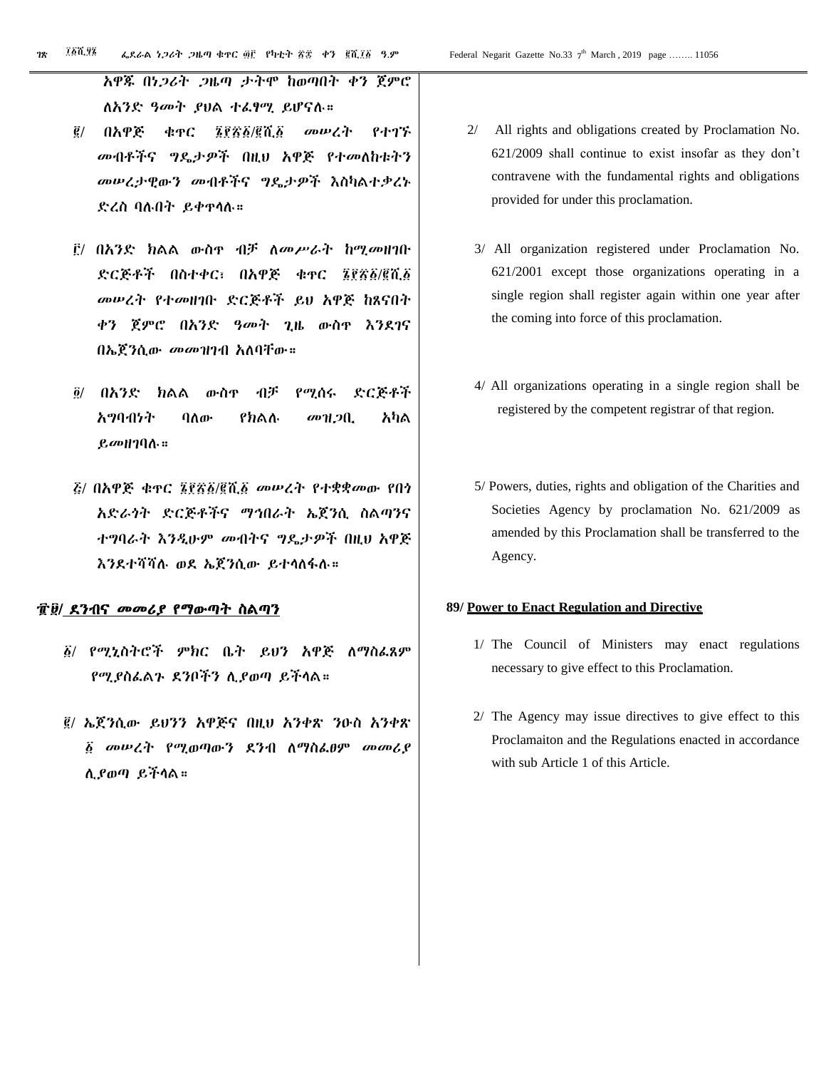አዋጁ በነጋሪት ጋዜጣ ታትሞ ከወጣበት ቀን ጀምሮ ለአንድ ዓመት ያህል ተፈፃሚ ይሆናሉ፡፡

፪/ በአዋጅ ቁጥር ፮፻፳፩/፪ሺ፩ መሠረት የተገኙ መብቶችና ግዴታዎች በዚህ አዋጅ የተመለከቱትን መሠረታዊውን መብቶችና ግዴታዎች እስካልተቃረኑ ድረስ ባሉበት ይቀጥላሉ፡፡

፫/ በአንድ ክልል ውስጥ ብቻ ለመሥራት ከሚመዘገቡ ድርጅቶች በስተቀር፣ በአዋጅ ቁጥር ፮፻፳፩/፪ሺ፩ መሠረት የተመዘገቡ ድርጅቶች ይህ አዋጅ ከጸናበት ቀን ጀምሮ በአንድ ዓመት ጊዜ ውስጥ እንደገና በኤጀንሲው መመዝገብ አለባቸው፡፡

፬/ በአንድ ክልል ውስጥ ብቻ የሚሰሩ ድርጅቶች አግባብነት ባለው የክልሉ መዝጋቢ አካል ይመዘገባሉ፡፡

፭/ በአዋጅ ቁጥር ፮፻፳፩/፪ሺ፩ መሠረት የተቋቋመው የበጎ አድራጎት ድርጅቶችና ማኅበራት ኤጀንሲ ስልጣንና ተግባራት እንዲሁም መብትና ግዴታዎች በዚህ አዋጅ እንደተሻሻሉ ወደ ኤጀንሲው ይተላለፋሉ፡፡

## ፹፱/ ደንብና መመሪያ የማውጣት ስልጣን

፩/ የሚኒስትሮች ምክር ቤት ይህን አዋጅ ለማስፈጸም የሚያስፈልጉ ደንቦችን ሊያወጣ ይችላል፡፡

፪/ ኤጀንሲው ይህንን አዋጅና በዚህ አንቀጽ ንዑስ አንቀጽ ፩ መሠረት የሚወጣውን ደንብ ለማስፈፀም መመሪያ ሊያወጣ ይችላል፡፡

2/ All rights and obligations created by Proclamation No. 621/2009 shall continue to exist insofar as they don't contravene with the fundamental rights and obligations provided for under this proclamation.

3/ All organization registered under Proclamation No. 621/2001 except those organizations operating in a single region shall register again within one year after the coming into force of this proclamation.

4/ All organizations operating in a single region shall be registered by the competent registrar of that region.

5/ Powers, duties, rights and obligation of the Charities and Societies Agency by proclamation No. 621/2009 as amended by this Proclamation shall be transferred to the Agency.

## 89/ Power to Enact Regulation and Directive

1/ The Council of Ministers may enact regulations necessary to give effect to this Proclamation.

2/ The Agency may issue directives to give effect to this Proclamaiton and the Regulations enacted in accordance with sub Article 1 of this Article.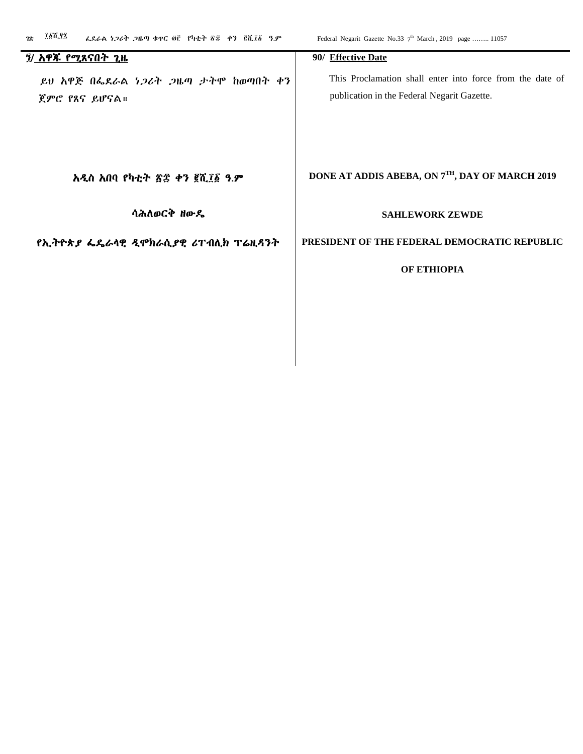**፺/ አዋጁ የሚጸናበት ጊዜ**

ይህ አዋጅ በፌደራል ነጋሪት ጋዜጣ ታትሞ ከወጣበት ቀን ጀምሮ የጸና ይሆናል፡፡

**አዲስ አበባ የካቲት ፳፰ ቀን ፪ሺ፲፩ ዓ.ም**

**ሳሕለወርቅ ዘውዴ**

**የኢትዮጵያ ፌዴራላዊ ዲሞክራሲያዊ ሪፐብሊክ ፕሬዚዳንት**

**90/ Effective Date**

This Proclamation shall enter into force from the date of publication in the Federal Negarit Gazette.

**DONE AT ADDIS ABEBA, ON 7TH, DAY OF MARCH 2019**

**SAHLEWORK ZEWDE**

**PRESIDENT OF THE FEDERAL DEMOCRATIC REPUBLIC OF ETHIOPIA**